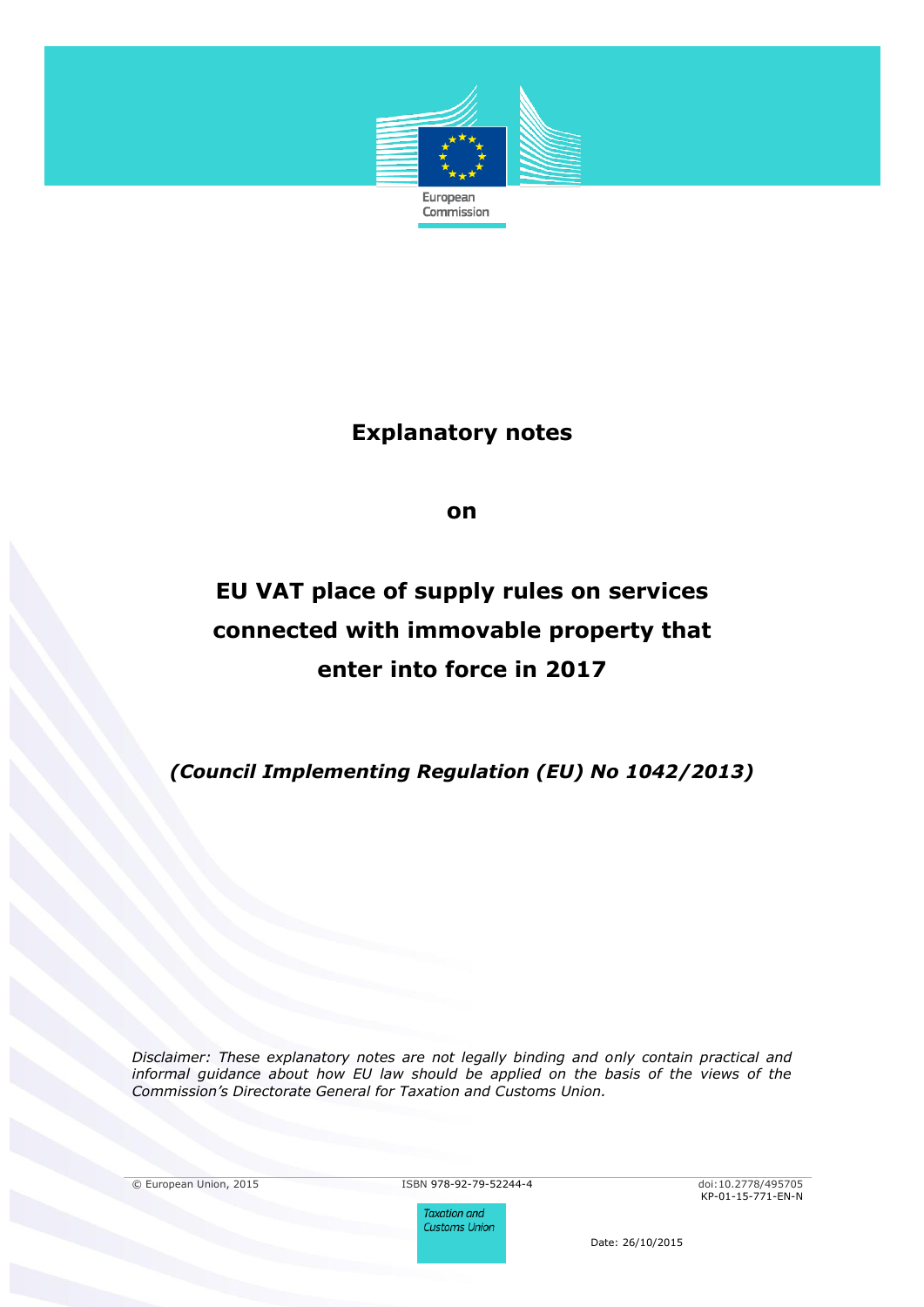European Commission

# Explanatory notes

**on**

# EU VAT place of supply rules on services connected with immovable property that enter into force in 2017

***(Council Implementing Regulation (EU) No 1042/2013)***

*Disclaimer: These explanatory notes are not legally binding and only contain practical and informal guidance about how EU law should be applied on the basis of the views of the Commission's Directorate General for Taxation and Customs Union.*

© European Union, 2015

ISBN 978-92-79-52244-4

doi:10.2778/495705

KP-01-15-771-EN-N

Taxation and Customs Union

Date: 26/10/2015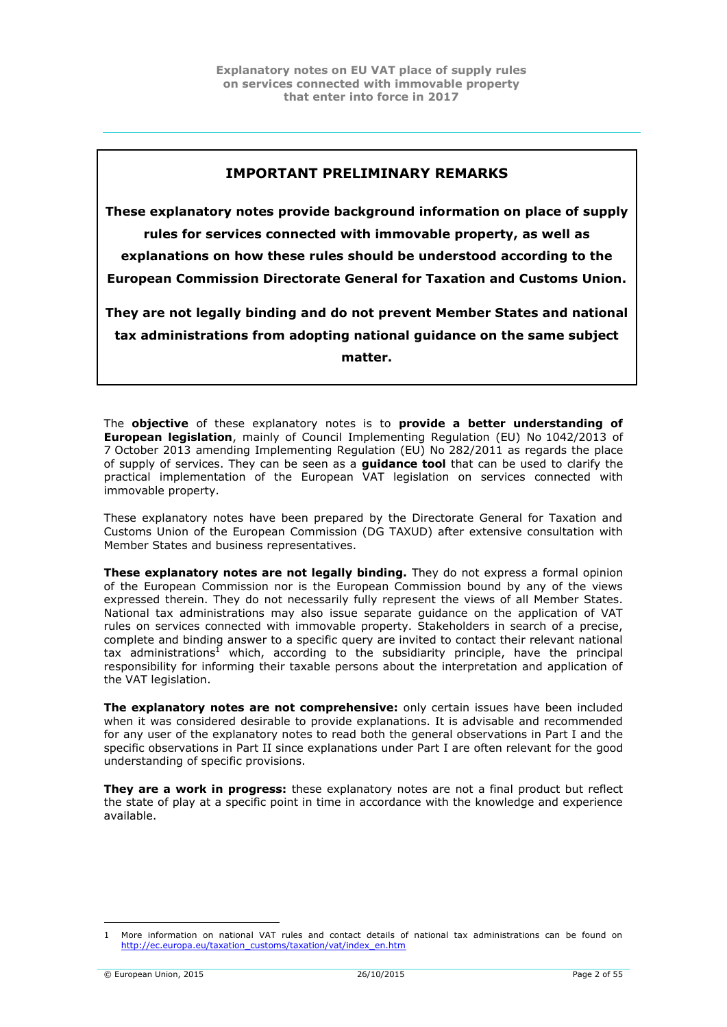## IMPORTANT PRELIMINARY REMARKS

**These explanatory notes provide background information on place of supply rules for services connected with immovable property, as well as explanations on how these rules should be understood according to the European Commission Directorate General for Taxation and Customs Union.**

**They are not legally binding and do not prevent Member States and national tax administrations from adopting national guidance on the same subject matter.**

The **objective** of these explanatory notes is to **provide a better understanding of European legislation**, mainly of Council Implementing Regulation (EU) No 1042/2013 of 7 October 2013 amending Implementing Regulation (EU) No 282/2011 as regards the place of supply of services. They can be seen as a **guidance tool** that can be used to clarify the practical implementation of the European VAT legislation on services connected with immovable property.

These explanatory notes have been prepared by the Directorate General for Taxation and Customs Union of the European Commission (DG TAXUD) after extensive consultation with Member States and business representatives.

**These explanatory notes are not legally binding.** They do not express a formal opinion of the European Commission nor is the European Commission bound by any of the views expressed therein. They do not necessarily fully represent the views of all Member States. National tax administrations may also issue separate guidance on the application of VAT rules on services connected with immovable property. Stakeholders in search of a precise, complete and binding answer to a specific query are invited to contact their relevant national tax administrations[1] which, according to the subsidiarity principle, have the principal responsibility for informing their taxable persons about the interpretation and application of the VAT legislation.

**The explanatory notes are not comprehensive:** only certain issues have been included when it was considered desirable to provide explanations. It is advisable and recommended for any user of the explanatory notes to read both the general observations in Part I and the specific observations in Part II since explanations under Part I are often relevant for the good understanding of specific provisions.

**They are a work in progress:** these explanatory notes are not a final product but reflect the state of play at a specific point in time in accordance with the knowledge and experience available.

---

1 More information on national VAT rules and contact details of national tax administrations can be found on http://ec.europa.eu/taxation_customs/taxation/vat/index_en.htm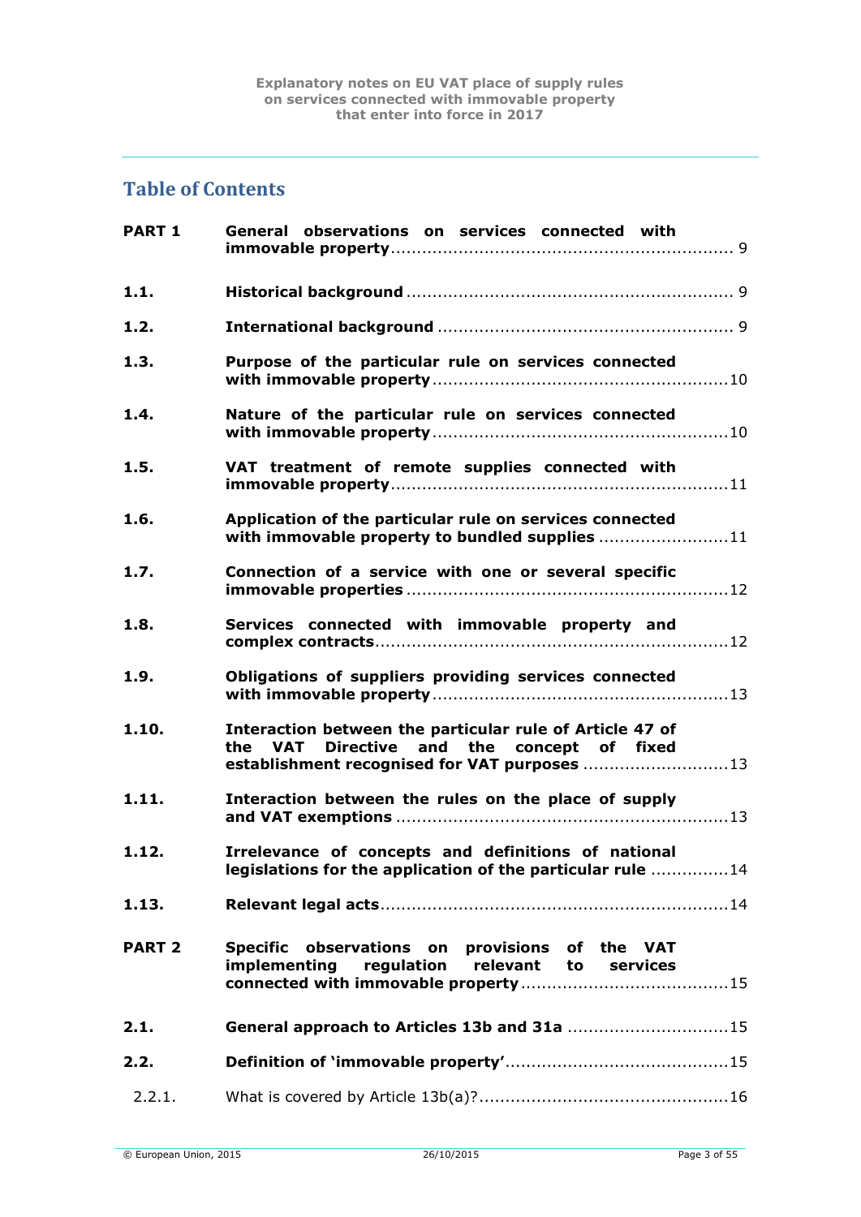## Table of Contents

| | | |
|---|---|---|
| **PART 1** | **General observations on services connected with immovable property** | 9 |
| **1.1.** | **Historical background** | 9 |
| **1.2.** | **International background** | 9 |
| **1.3.** | **Purpose of the particular rule on services connected with immovable property** | 10 |
| **1.4.** | **Nature of the particular rule on services connected with immovable property** | 10 |
| **1.5.** | **VAT treatment of remote supplies connected with immovable property** | 11 |
| **1.6.** | **Application of the particular rule on services connected with immovable property to bundled supplies** | 11 |
| **1.7.** | **Connection of a service with one or several specific immovable properties** | 12 |
| **1.8.** | **Services connected with immovable property and complex contracts** | 12 |
| **1.9.** | **Obligations of suppliers providing services connected with immovable property** | 13 |
| **1.10.** | **Interaction between the particular rule of Article 47 of the VAT Directive and the concept of fixed establishment recognised for VAT purposes** | 13 |
| **1.11.** | **Interaction between the rules on the place of supply and VAT exemptions** | 13 |
| **1.12.** | **Irrelevance of concepts and definitions of national legislations for the application of the particular rule** | 14 |
| **1.13.** | **Relevant legal acts** | 14 |
| **PART 2** | **Specific observations on provisions of the VAT implementing regulation relevant to services connected with immovable property** | 15 |
| **2.1.** | **General approach to Articles 13b and 31a** | 15 |
| **2.2.** | **Definition of 'immovable property'** | 15 |
| 2.2.1. | What is covered by Article 13b(a)? | 16 |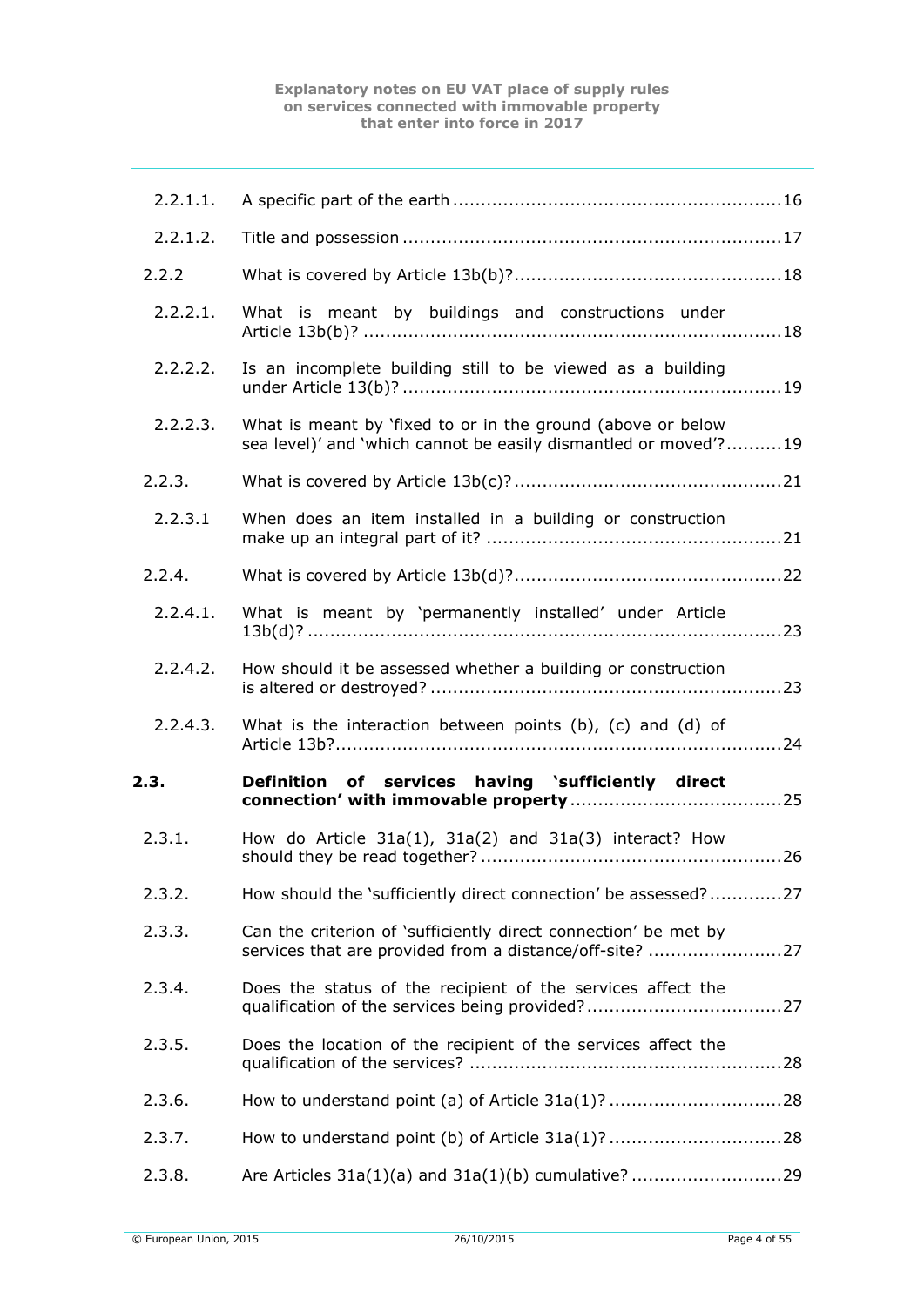| | | |
|---|---|---|
| 2.2.1.1. | A specific part of the earth | 16 |
| 2.2.1.2. | Title and possession | 17 |
| 2.2.2 | What is covered by Article 13b(b)? | 18 |
| 2.2.2.1. | What is meant by buildings and constructions under Article 13b(b)? | 18 |
| 2.2.2.2. | Is an incomplete building still to be viewed as a building under Article 13(b)? | 19 |
| 2.2.2.3. | What is meant by 'fixed to or in the ground (above or below sea level)' and 'which cannot be easily dismantled or moved'? | 19 |
| 2.2.3. | What is covered by Article 13b(c)? | 21 |
| 2.2.3.1 | When does an item installed in a building or construction make up an integral part of it? | 21 |
| 2.2.4. | What is covered by Article 13b(d)? | 22 |
| 2.2.4.1. | What is meant by 'permanently installed' under Article 13b(d)? | 23 |
| 2.2.4.2. | How should it be assessed whether a building or construction is altered or destroyed? | 23 |
| 2.2.4.3. | What is the interaction between points (b), (c) and (d) of Article 13b? | 24 |
| **2.3.** | **Definition of services having 'sufficiently direct connection' with immovable property** | **25** |
| 2.3.1. | How do Article 31a(1), 31a(2) and 31a(3) interact? How should they be read together? | 26 |
| 2.3.2. | How should the 'sufficiently direct connection' be assessed? | 27 |
| 2.3.3. | Can the criterion of 'sufficiently direct connection' be met by services that are provided from a distance/off-site? | 27 |
| 2.3.4. | Does the status of the recipient of the services affect the qualification of the services being provided? | 27 |
| 2.3.5. | Does the location of the recipient of the services affect the qualification of the services? | 28 |
| 2.3.6. | How to understand point (a) of Article 31a(1)? | 28 |
| 2.3.7. | How to understand point (b) of Article 31a(1)? | 28 |
| 2.3.8. | Are Articles 31a(1)(a) and 31a(1)(b) cumulative? | 29 |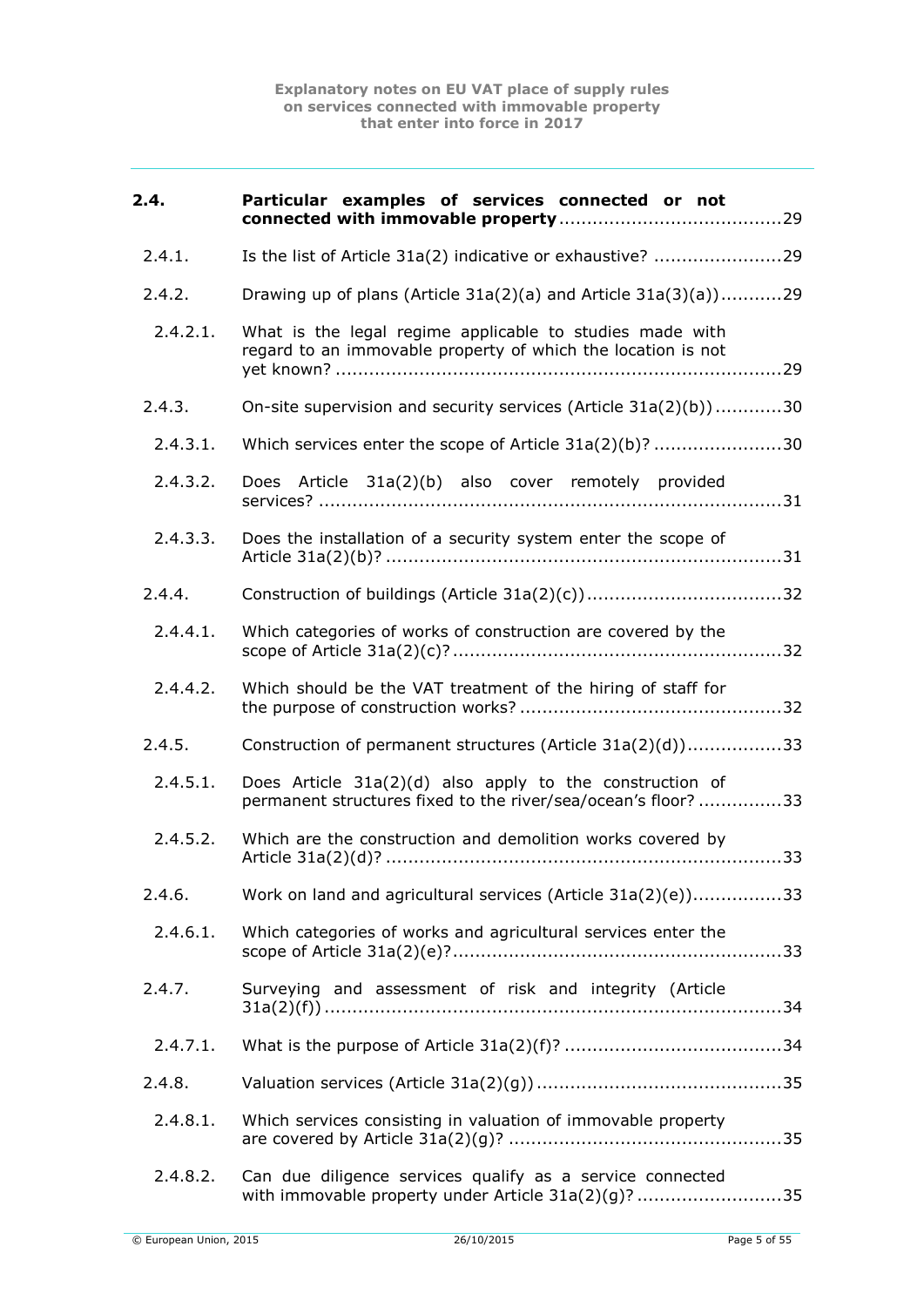| | |
|---|---|
| **2.4.** | **Particular examples of services connected or not connected with immovable property** ........................................29 |
| 2.4.1. | Is the list of Article 31a(2) indicative or exhaustive? .......................29 |
| 2.4.2. | Drawing up of plans (Article 31a(2)(a) and Article 31a(3)(a))...........29 |
| 2.4.2.1. | What is the legal regime applicable to studies made with regard to an immovable property of which the location is not yet known? ................................................................................29 |
| 2.4.3. | On-site supervision and security services (Article 31a(2)(b)) ............30 |
| 2.4.3.1. | Which services enter the scope of Article 31a(2)(b)? .......................30 |
| 2.4.3.2. | Does Article 31a(2)(b) also cover remotely provided services? ...................................................................................31 |
| 2.4.3.3. | Does the installation of a security system enter the scope of Article 31a(2)(b)? ......................................................................31 |
| 2.4.4. | Construction of buildings (Article 31a(2)(c))...................................32 |
| 2.4.4.1. | Which categories of works of construction are covered by the scope of Article 31a(2)(c)?..........................................................32 |
| 2.4.4.2. | Which should be the VAT treatment of the hiring of staff for the purpose of construction works? ...............................................32 |
| 2.4.5. | Construction of permanent structures (Article 31a(2)(d)).................33 |
| 2.4.5.1. | Does Article 31a(2)(d) also apply to the construction of permanent structures fixed to the river/sea/ocean's floor? ...............33 |
| 2.4.5.2. | Which are the construction and demolition works covered by Article 31a(2)(d)? ......................................................................33 |
| 2.4.6. | Work on land and agricultural services (Article 31a(2)(e))................33 |
| 2.4.6.1. | Which categories of works and agricultural services enter the scope of Article 31a(2)(e)?..........................................................33 |
| 2.4.7. | Surveying and assessment of risk and integrity (Article 31a(2)(f)) .................................................................................34 |
| 2.4.7.1. | What is the purpose of Article 31a(2)(f)? .......................................34 |
| 2.4.8. | Valuation services (Article 31a(2)(g)) ............................................35 |
| 2.4.8.1. | Which services consisting in valuation of immovable property are covered by Article 31a(2)(g)? .................................................35 |
| 2.4.8.2. | Can due diligence services qualify as a service connected with immovable property under Article 31a(2)(g)? ..........................35 |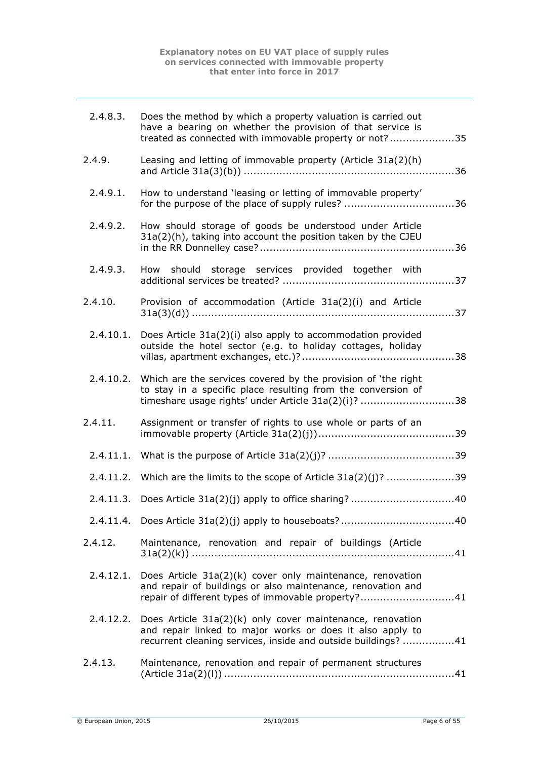| | | |
|---|---|---|
| 2.4.8.3. | Does the method by which a property valuation is carried out have a bearing on whether the provision of that service is treated as connected with immovable property or not? | 35 |
| 2.4.9. | Leasing and letting of immovable property (Article 31a(2)(h) and Article 31a(3)(b)) | 36 |
| 2.4.9.1. | How to understand 'leasing or letting of immovable property' for the purpose of the place of supply rules? | 36 |
| 2.4.9.2. | How should storage of goods be understood under Article 31a(2)(h), taking into account the position taken by the CJEU in the RR Donnelley case? | 36 |
| 2.4.9.3. | How should storage services provided together with additional services be treated? | 37 |
| 2.4.10. | Provision of accommodation (Article 31a(2)(i) and Article 31a(3)(d)) | 37 |
| 2.4.10.1. | Does Article 31a(2)(i) also apply to accommodation provided outside the hotel sector (e.g. to holiday cottages, holiday villas, apartment exchanges, etc.)? | 38 |
| 2.4.10.2. | Which are the services covered by the provision of 'the right to stay in a specific place resulting from the conversion of timeshare usage rights' under Article 31a(2)(i)? | 38 |
| 2.4.11. | Assignment or transfer of rights to use whole or parts of an immovable property (Article 31a(2)(j)) | 39 |
| 2.4.11.1. | What is the purpose of Article 31a(2)(j)? | 39 |
| 2.4.11.2. | Which are the limits to the scope of Article 31a(2)(j)? | 39 |
| 2.4.11.3. | Does Article 31a(2)(j) apply to office sharing? | 40 |
| 2.4.11.4. | Does Article 31a(2)(j) apply to houseboats? | 40 |
| 2.4.12. | Maintenance, renovation and repair of buildings (Article 31a(2)(k)) | 41 |
| 2.4.12.1. | Does Article 31a(2)(k) cover only maintenance, renovation and repair of buildings or also maintenance, renovation and repair of different types of immovable property? | 41 |
| 2.4.12.2. | Does Article 31a(2)(k) only cover maintenance, renovation and repair linked to major works or does it also apply to recurrent cleaning services, inside and outside buildings? | 41 |
| 2.4.13. | Maintenance, renovation and repair of permanent structures (Article 31a(2)(l)) | 41 |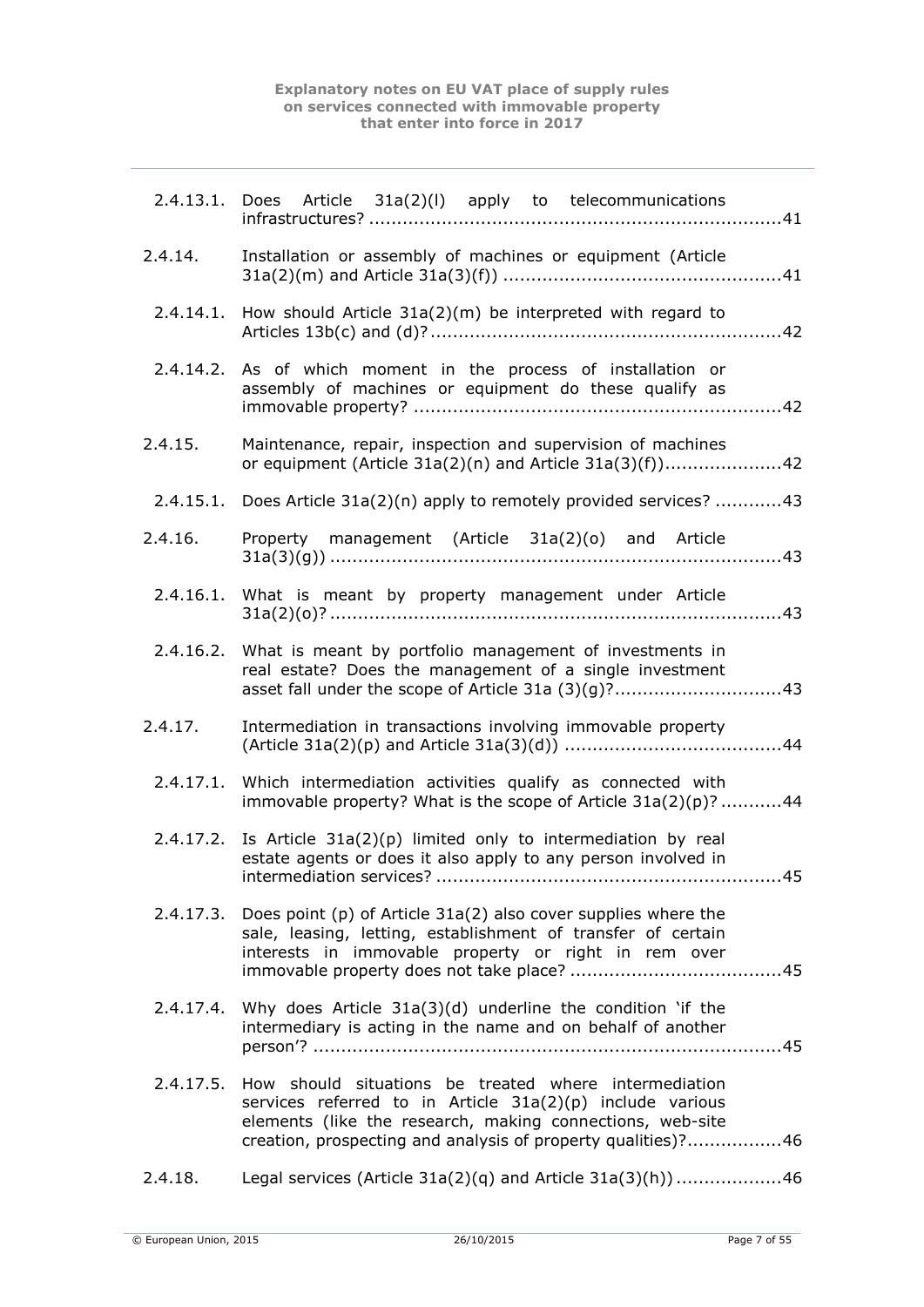2.4.13.1. Does Article 31a(2)(l) apply to telecommunications infrastructures? ....................41

2.4.14. Installation or assembly of machines or equipment (Article 31a(2)(m) and Article 31a(3)(f)) ....................41

2.4.14.1. How should Article 31a(2)(m) be interpreted with regard to Articles 13b(c) and (d)? ....................42

2.4.14.2. As of which moment in the process of installation or assembly of machines or equipment do these qualify as immovable property? ....................42

2.4.15. Maintenance, repair, inspection and supervision of machines or equipment (Article 31a(2)(n) and Article 31a(3)(f)) ....................42

2.4.15.1. Does Article 31a(2)(n) apply to remotely provided services? ....................43

2.4.16. Property management (Article 31a(2)(o) and Article 31a(3)(g)) ....................43

2.4.16.1. What is meant by property management under Article 31a(2)(o)? ....................43

2.4.16.2. What is meant by portfolio management of investments in real estate? Does the management of a single investment asset fall under the scope of Article 31a (3)(g)? ....................43

2.4.17. Intermediation in transactions involving immovable property (Article 31a(2)(p) and Article 31a(3)(d)) ....................44

2.4.17.1. Which intermediation activities qualify as connected with immovable property? What is the scope of Article 31a(2)(p)? ....................44

2.4.17.2. Is Article 31a(2)(p) limited only to intermediation by real estate agents or does it also apply to any person involved in intermediation services? ....................45

2.4.17.3. Does point (p) of Article 31a(2) also cover supplies where the sale, leasing, letting, establishment of transfer of certain interests in immovable property or right in rem over immovable property does not take place? ....................45

2.4.17.4. Why does Article 31a(3)(d) underline the condition 'if the intermediary is acting in the name and on behalf of another person'? ....................45

2.4.17.5. How should situations be treated where intermediation services referred to in Article 31a(2)(p) include various elements (like the research, making connections, web-site creation, prospecting and analysis of property qualities)? ....................46

2.4.18. Legal services (Article 31a(2)(q) and Article 31a(3)(h)) ....................46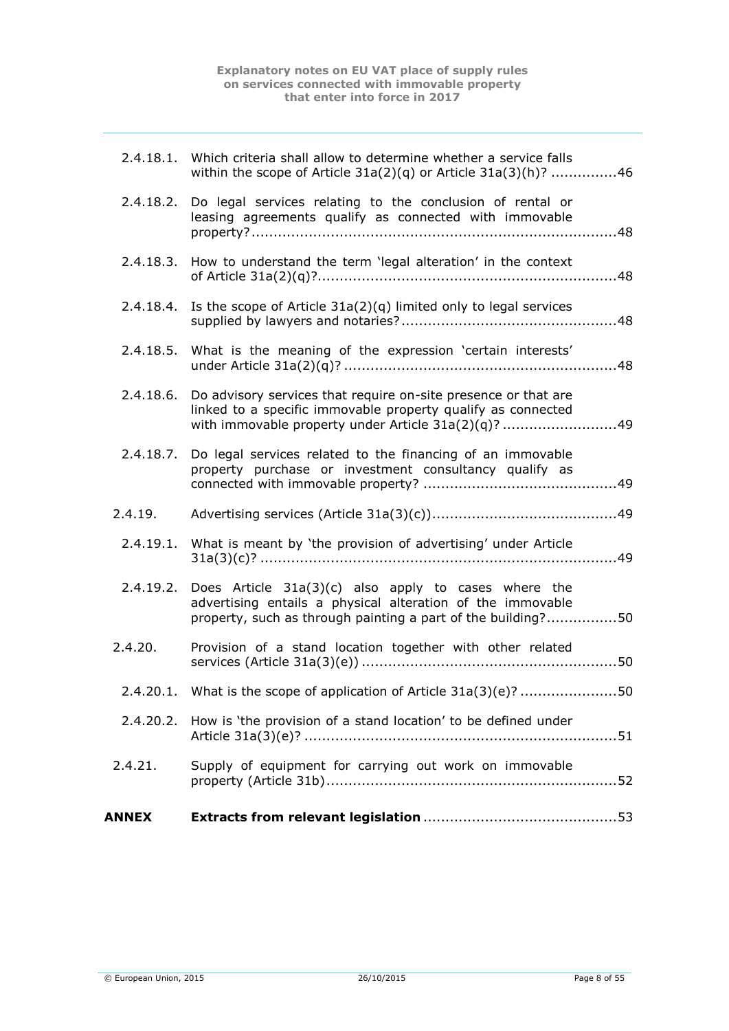| | | |
|---|---|---|
| 2.4.18.1. | Which criteria shall allow to determine whether a service falls within the scope of Article 31a(2)(q) or Article 31a(3)(h)? | 46 |
| 2.4.18.2. | Do legal services relating to the conclusion of rental or leasing agreements qualify as connected with immovable property? | 48 |
| 2.4.18.3. | How to understand the term 'legal alteration' in the context of Article 31a(2)(q)? | 48 |
| 2.4.18.4. | Is the scope of Article 31a(2)(q) limited only to legal services supplied by lawyers and notaries? | 48 |
| 2.4.18.5. | What is the meaning of the expression 'certain interests' under Article 31a(2)(q)? | 48 |
| 2.4.18.6. | Do advisory services that require on-site presence or that are linked to a specific immovable property qualify as connected with immovable property under Article 31a(2)(q)? | 49 |
| 2.4.18.7. | Do legal services related to the financing of an immovable property purchase or investment consultancy qualify as connected with immovable property? | 49 |
| 2.4.19. | Advertising services (Article 31a(3)(c)) | 49 |
| 2.4.19.1. | What is meant by 'the provision of advertising' under Article 31a(3)(c)? | 49 |
| 2.4.19.2. | Does Article 31a(3)(c) also apply to cases where the advertising entails a physical alteration of the immovable property, such as through painting a part of the building? | 50 |
| 2.4.20. | Provision of a stand location together with other related services (Article 31a(3)(e)) | 50 |
| 2.4.20.1. | What is the scope of application of Article 31a(3)(e)? | 50 |
| 2.4.20.2. | How is 'the provision of a stand location' to be defined under Article 31a(3)(e)? | 51 |
| 2.4.21. | Supply of equipment for carrying out work on immovable property (Article 31b) | 52 |
| **ANNEX** | **Extracts from relevant legislation** | 53 |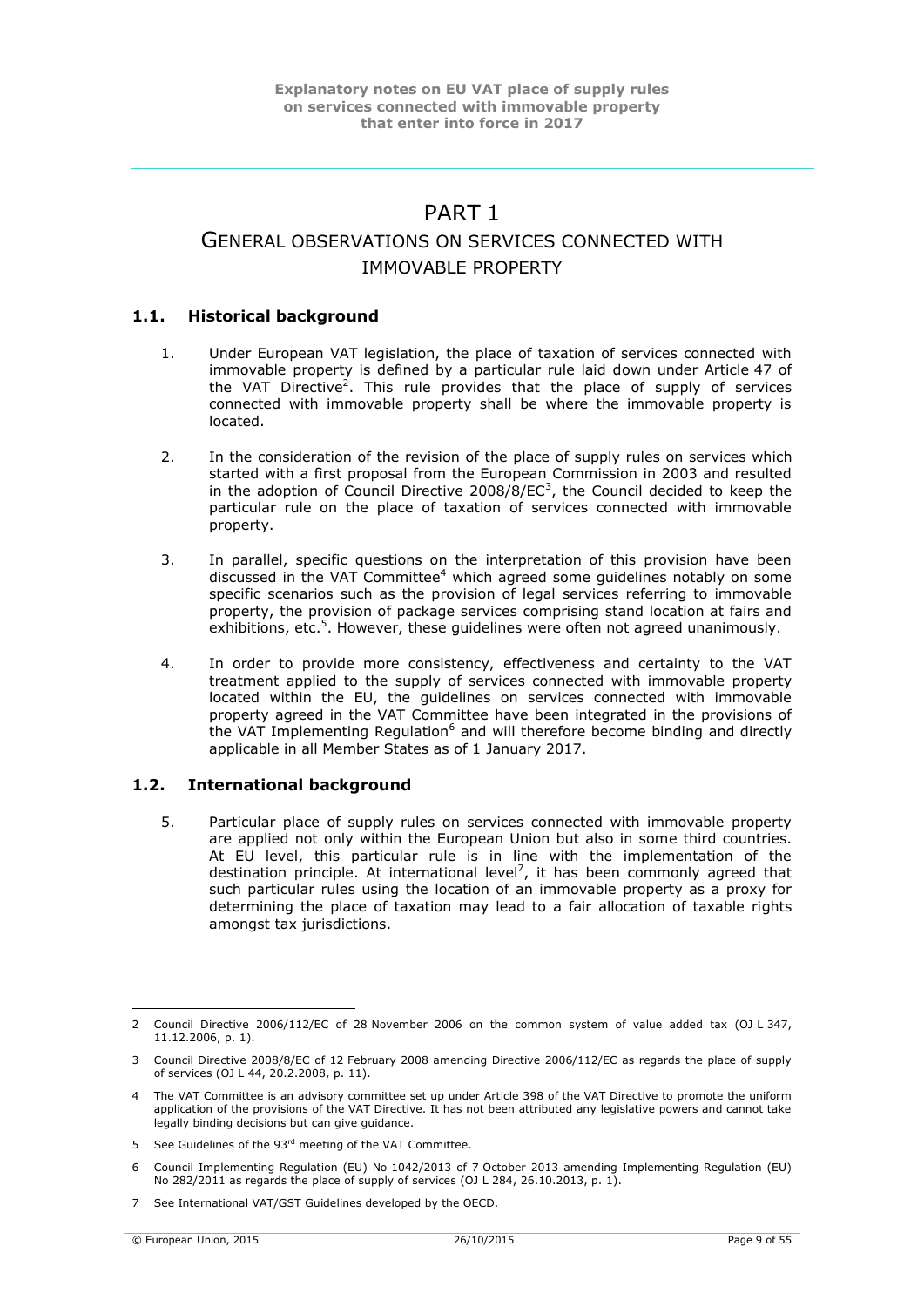# PART 1

## GENERAL OBSERVATIONS ON SERVICES CONNECTED WITH IMMOVABLE PROPERTY

### 1.1. Historical background

1. Under European VAT legislation, the place of taxation of services connected with immovable property is defined by a particular rule laid down under Article 47 of the VAT Directive[2]. This rule provides that the place of supply of services connected with immovable property shall be where the immovable property is located.

2. In the consideration of the revision of the place of supply rules on services which started with a first proposal from the European Commission in 2003 and resulted in the adoption of Council Directive 2008/8/EC[3], the Council decided to keep the particular rule on the place of taxation of services connected with immovable property.

3. In parallel, specific questions on the interpretation of this provision have been discussed in the VAT Committee[4] which agreed some guidelines notably on some specific scenarios such as the provision of legal services referring to immovable property, the provision of package services comprising stand location at fairs and exhibitions, etc.[5]. However, these guidelines were often not agreed unanimously.

4. In order to provide more consistency, effectiveness and certainty to the VAT treatment applied to the supply of services connected with immovable property located within the EU, the guidelines on services connected with immovable property agreed in the VAT Committee have been integrated in the provisions of the VAT Implementing Regulation[6] and will therefore become binding and directly applicable in all Member States as of 1 January 2017.

### 1.2. International background

5. Particular place of supply rules on services connected with immovable property are applied not only within the European Union but also in some third countries. At EU level, this particular rule is in line with the implementation of the destination principle. At international level[7], it has been commonly agreed that such particular rules using the location of an immovable property as a proxy for determining the place of taxation may lead to a fair allocation of taxable rights amongst tax jurisdictions.

---

2 Council Directive 2006/112/EC of 28 November 2006 on the common system of value added tax (OJ L 347, 11.12.2006, p. 1).

3 Council Directive 2008/8/EC of 12 February 2008 amending Directive 2006/112/EC as regards the place of supply of services (OJ L 44, 20.2.2008, p. 11).

4 The VAT Committee is an advisory committee set up under Article 398 of the VAT Directive to promote the uniform application of the provisions of the VAT Directive. It has not been attributed any legislative powers and cannot take legally binding decisions but can give guidance.

5 See Guidelines of the 93rd meeting of the VAT Committee.

6 Council Implementing Regulation (EU) No 1042/2013 of 7 October 2013 amending Implementing Regulation (EU) No 282/2011 as regards the place of supply of services (OJ L 284, 26.10.2013, p. 1).

7 See International VAT/GST Guidelines developed by the OECD.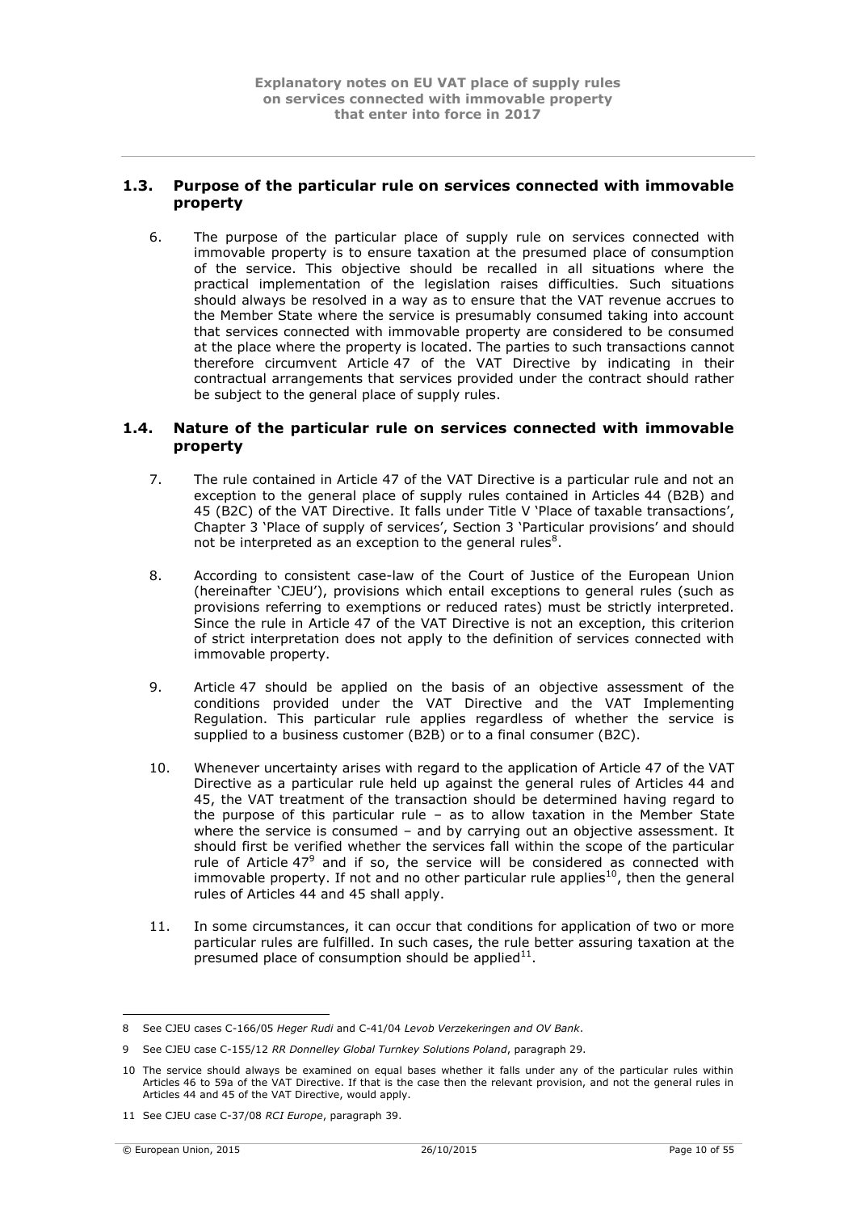## 1.3. Purpose of the particular rule on services connected with immovable property

6. The purpose of the particular place of supply rule on services connected with immovable property is to ensure taxation at the presumed place of consumption of the service. This objective should be recalled in all situations where the practical implementation of the legislation raises difficulties. Such situations should always be resolved in a way as to ensure that the VAT revenue accrues to the Member State where the service is presumably consumed taking into account that services connected with immovable property are considered to be consumed at the place where the property is located. The parties to such transactions cannot therefore circumvent Article 47 of the VAT Directive by indicating in their contractual arrangements that services provided under the contract should rather be subject to the general place of supply rules.

## 1.4. Nature of the particular rule on services connected with immovable property

7. The rule contained in Article 47 of the VAT Directive is a particular rule and not an exception to the general place of supply rules contained in Articles 44 (B2B) and 45 (B2C) of the VAT Directive. It falls under Title V 'Place of taxable transactions', Chapter 3 'Place of supply of services', Section 3 'Particular provisions' and should not be interpreted as an exception to the general rules[8].

8. According to consistent case-law of the Court of Justice of the European Union (hereinafter 'CJEU'), provisions which entail exceptions to general rules (such as provisions referring to exemptions or reduced rates) must be strictly interpreted. Since the rule in Article 47 of the VAT Directive is not an exception, this criterion of strict interpretation does not apply to the definition of services connected with immovable property.

9. Article 47 should be applied on the basis of an objective assessment of the conditions provided under the VAT Directive and the VAT Implementing Regulation. This particular rule applies regardless of whether the service is supplied to a business customer (B2B) or to a final consumer (B2C).

10. Whenever uncertainty arises with regard to the application of Article 47 of the VAT Directive as a particular rule held up against the general rules of Articles 44 and 45, the VAT treatment of the transaction should be determined having regard to the purpose of this particular rule – as to allow taxation in the Member State where the service is consumed – and by carrying out an objective assessment. It should first be verified whether the services fall within the scope of the particular rule of Article 47[9] and if so, the service will be considered as connected with immovable property. If not and no other particular rule applies[10], then the general rules of Articles 44 and 45 shall apply.

11. In some circumstances, it can occur that conditions for application of two or more particular rules are fulfilled. In such cases, the rule better assuring taxation at the presumed place of consumption should be applied[11].

---

8 See CJEU cases C-166/05 *Heger Rudi* and C-41/04 *Levob Verzekeringen and OV Bank*.

9 See CJEU case C-155/12 *RR Donnelley Global Turnkey Solutions Poland*, paragraph 29.

10 The service should always be examined on equal bases whether it falls under any of the particular rules within Articles 46 to 59a of the VAT Directive. If that is the case then the relevant provision, and not the general rules in Articles 44 and 45 of the VAT Directive, would apply.

11 See CJEU case C-37/08 *RCI Europe*, paragraph 39.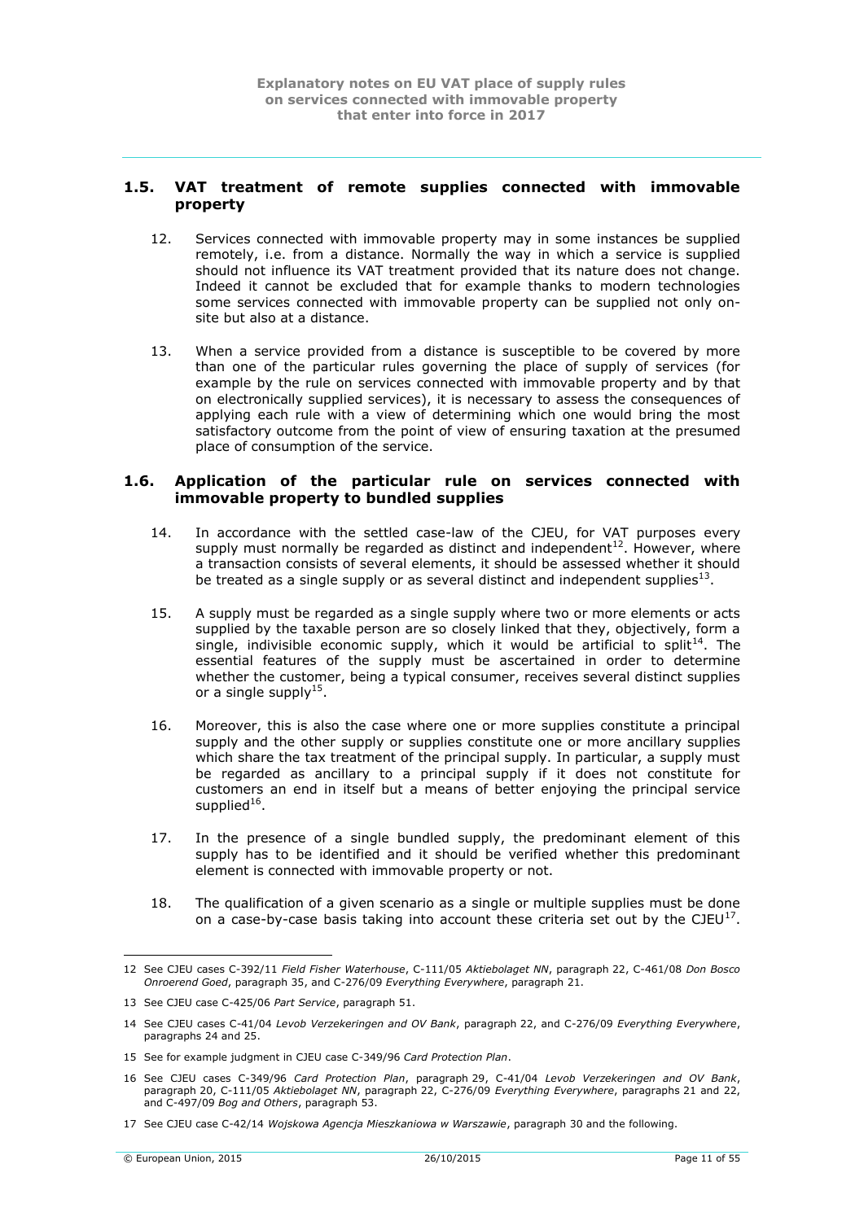## 1.5. VAT treatment of remote supplies connected with immovable property

12. Services connected with immovable property may in some instances be supplied remotely, i.e. from a distance. Normally the way in which a service is supplied should not influence its VAT treatment provided that its nature does not change. Indeed it cannot be excluded that for example thanks to modern technologies some services connected with immovable property can be supplied not only on-site but also at a distance.

13. When a service provided from a distance is susceptible to be covered by more than one of the particular rules governing the place of supply of services (for example by the rule on services connected with immovable property and by that on electronically supplied services), it is necessary to assess the consequences of applying each rule with a view of determining which one would bring the most satisfactory outcome from the point of view of ensuring taxation at the presumed place of consumption of the service.

## 1.6. Application of the particular rule on services connected with immovable property to bundled supplies

14. In accordance with the settled case-law of the CJEU, for VAT purposes every supply must normally be regarded as distinct and independent[12]. However, where a transaction consists of several elements, it should be assessed whether it should be treated as a single supply or as several distinct and independent supplies[13].

15. A supply must be regarded as a single supply where two or more elements or acts supplied by the taxable person are so closely linked that they, objectively, form a single, indivisible economic supply, which it would be artificial to split[14]. The essential features of the supply must be ascertained in order to determine whether the customer, being a typical consumer, receives several distinct supplies or a single supply[15].

16. Moreover, this is also the case where one or more supplies constitute a principal supply and the other supply or supplies constitute one or more ancillary supplies which share the tax treatment of the principal supply. In particular, a supply must be regarded as ancillary to a principal supply if it does not constitute for customers an end in itself but a means of better enjoying the principal service supplied[16].

17. In the presence of a single bundled supply, the predominant element of this supply has to be identified and it should be verified whether this predominant element is connected with immovable property or not.

18. The qualification of a given scenario as a single or multiple supplies must be done on a case-by-case basis taking into account these criteria set out by the CJEU[17].

---

12 See CJEU cases C-392/11 *Field Fisher Waterhouse*, C-111/05 *Aktiebolaget NN*, paragraph 22, C-461/08 *Don Bosco Onroerend Goed*, paragraph 35, and C-276/09 *Everything Everywhere*, paragraph 21.

13 See CJEU case C-425/06 *Part Service*, paragraph 51.

14 See CJEU cases C-41/04 *Levob Verzekeringen and OV Bank*, paragraph 22, and C-276/09 *Everything Everywhere*, paragraphs 24 and 25.

15 See for example judgment in CJEU case C-349/96 *Card Protection Plan*.

16 See CJEU cases C-349/96 *Card Protection Plan*, paragraph 29, C-41/04 *Levob Verzekeringen and OV Bank*, paragraph 20, C-111/05 *Aktiebolaget NN*, paragraph 22, C-276/09 *Everything Everywhere*, paragraphs 21 and 22, and C-497/09 *Bog and Others*, paragraph 53.

17 See CJEU case C-42/14 *Wojskowa Agencja Mieszkaniowa w Warszawie*, paragraph 30 and the following.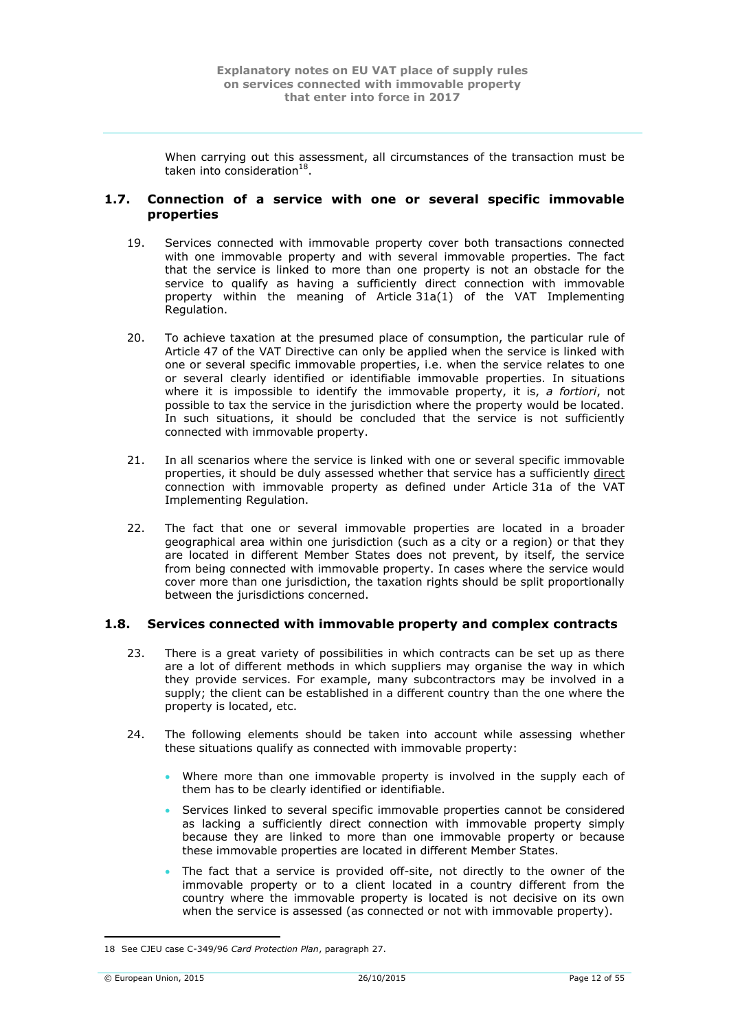When carrying out this assessment, all circumstances of the transaction must be taken into consideration[18].

## 1.7. Connection of a service with one or several specific immovable properties

19. Services connected with immovable property cover both transactions connected with one immovable property and with several immovable properties. The fact that the service is linked to more than one property is not an obstacle for the service to qualify as having a sufficiently direct connection with immovable property within the meaning of Article 31a(1) of the VAT Implementing Regulation.

20. To achieve taxation at the presumed place of consumption, the particular rule of Article 47 of the VAT Directive can only be applied when the service is linked with one or several specific immovable properties, i.e. when the service relates to one or several clearly identified or identifiable immovable properties. In situations where it is impossible to identify the immovable property, it is, *a fortiori*, not possible to tax the service in the jurisdiction where the property would be located. In such situations, it should be concluded that the service is not sufficiently connected with immovable property.

21. In all scenarios where the service is linked with one or several specific immovable properties, it should be duly assessed whether that service has a sufficiently <u>direct</u> connection with immovable property as defined under Article 31a of the VAT Implementing Regulation.

22. The fact that one or several immovable properties are located in a broader geographical area within one jurisdiction (such as a city or a region) or that they are located in different Member States does not prevent, by itself, the service from being connected with immovable property. In cases where the service would cover more than one jurisdiction, the taxation rights should be split proportionally between the jurisdictions concerned.

## 1.8. Services connected with immovable property and complex contracts

23. There is a great variety of possibilities in which contracts can be set up as there are a lot of different methods in which suppliers may organise the way in which they provide services. For example, many subcontractors may be involved in a supply; the client can be established in a different country than the one where the property is located, etc.

24. The following elements should be taken into account while assessing whether these situations qualify as connected with immovable property:

    - Where more than one immovable property is involved in the supply each of them has to be clearly identified or identifiable.
    - Services linked to several specific immovable properties cannot be considered as lacking a sufficiently direct connection with immovable property simply because they are linked to more than one immovable property or because these immovable properties are located in different Member States.
    - The fact that a service is provided off-site, not directly to the owner of the immovable property or to a client located in a country different from the country where the immovable property is located is not decisive on its own when the service is assessed (as connected or not with immovable property).

---

18 See CJEU case C-349/96 *Card Protection Plan*, paragraph 27.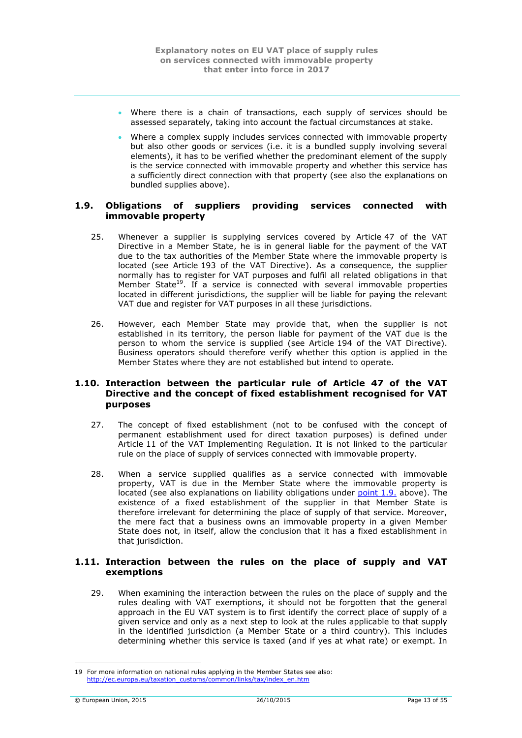- Where there is a chain of transactions, each supply of services should be assessed separately, taking into account the factual circumstances at stake.
- Where a complex supply includes services connected with immovable property but also other goods or services (i.e. it is a bundled supply involving several elements), it has to be verified whether the predominant element of the supply is the service connected with immovable property and whether this service has a sufficiently direct connection with that property (see also the explanations on bundled supplies above).

## 1.9. Obligations of suppliers providing services connected with immovable property

25. Whenever a supplier is supplying services covered by Article 47 of the VAT Directive in a Member State, he is in general liable for the payment of the VAT due to the tax authorities of the Member State where the immovable property is located (see Article 193 of the VAT Directive). As a consequence, the supplier normally has to register for VAT purposes and fulfil all related obligations in that Member State[19]. If a service is connected with several immovable properties located in different jurisdictions, the supplier will be liable for paying the relevant VAT due and register for VAT purposes in all these jurisdictions.

26. However, each Member State may provide that, when the supplier is not established in its territory, the person liable for payment of the VAT due is the person to whom the service is supplied (see Article 194 of the VAT Directive). Business operators should therefore verify whether this option is applied in the Member States where they are not established but intend to operate.

## 1.10. Interaction between the particular rule of Article 47 of the VAT Directive and the concept of fixed establishment recognised for VAT purposes

27. The concept of fixed establishment (not to be confused with the concept of permanent establishment used for direct taxation purposes) is defined under Article 11 of the VAT Implementing Regulation. It is not linked to the particular rule on the place of supply of services connected with immovable property.

28. When a service supplied qualifies as a service connected with immovable property, VAT is due in the Member State where the immovable property is located (see also explanations on liability obligations under point 1.9. above). The existence of a fixed establishment of the supplier in that Member State is therefore irrelevant for determining the place of supply of that service. Moreover, the mere fact that a business owns an immovable property in a given Member State does not, in itself, allow the conclusion that it has a fixed establishment in that jurisdiction.

## 1.11. Interaction between the rules on the place of supply and VAT exemptions

29. When examining the interaction between the rules on the place of supply and the rules dealing with VAT exemptions, it should not be forgotten that the general approach in the EU VAT system is to first identify the correct place of supply of a given service and only as a next step to look at the rules applicable to that supply in the identified jurisdiction (a Member State or a third country). This includes determining whether this service is taxed (and if yes at what rate) or exempt. In

---

19 For more information on national rules applying in the Member States see also: http://ec.europa.eu/taxation_customs/common/links/tax/index_en.htm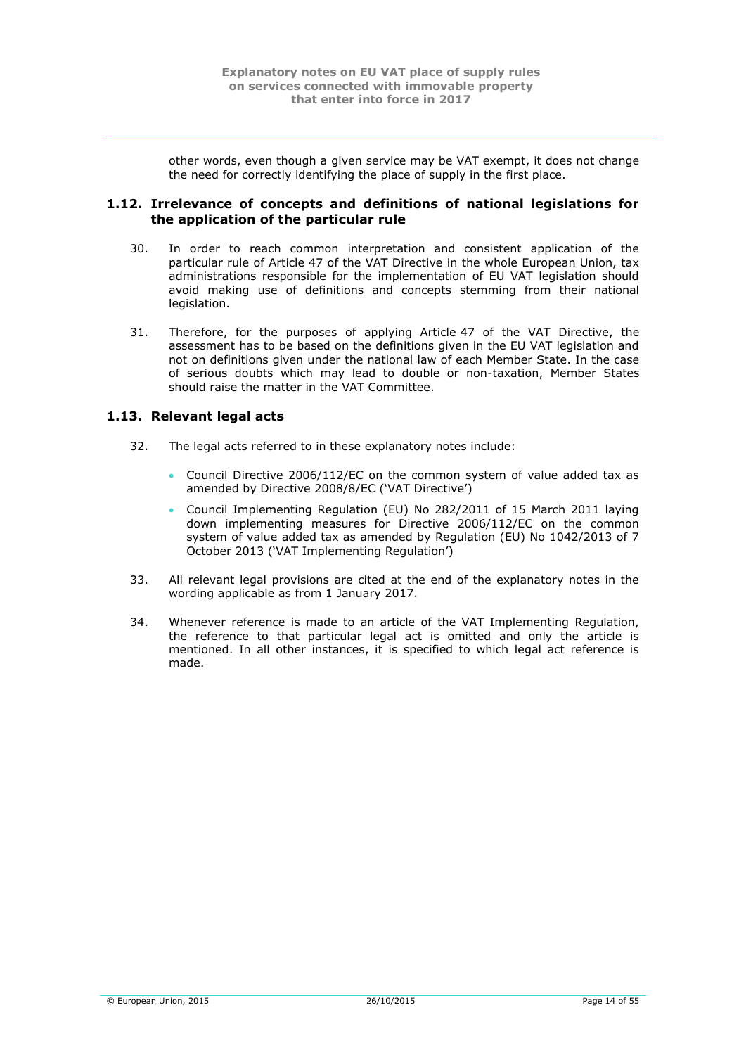other words, even though a given service may be VAT exempt, it does not change the need for correctly identifying the place of supply in the first place.

## 1.12. Irrelevance of concepts and definitions of national legislations for the application of the particular rule

30. In order to reach common interpretation and consistent application of the particular rule of Article 47 of the VAT Directive in the whole European Union, tax administrations responsible for the implementation of EU VAT legislation should avoid making use of definitions and concepts stemming from their national legislation.

31. Therefore, for the purposes of applying Article 47 of the VAT Directive, the assessment has to be based on the definitions given in the EU VAT legislation and not on definitions given under the national law of each Member State. In the case of serious doubts which may lead to double or non-taxation, Member States should raise the matter in the VAT Committee.

## 1.13. Relevant legal acts

32. The legal acts referred to in these explanatory notes include:

    - Council Directive 2006/112/EC on the common system of value added tax as amended by Directive 2008/8/EC ('VAT Directive')
    - Council Implementing Regulation (EU) No 282/2011 of 15 March 2011 laying down implementing measures for Directive 2006/112/EC on the common system of value added tax as amended by Regulation (EU) No 1042/2013 of 7 October 2013 ('VAT Implementing Regulation')

33. All relevant legal provisions are cited at the end of the explanatory notes in the wording applicable as from 1 January 2017.

34. Whenever reference is made to an article of the VAT Implementing Regulation, the reference to that particular legal act is omitted and only the article is mentioned. In all other instances, it is specified to which legal act reference is made.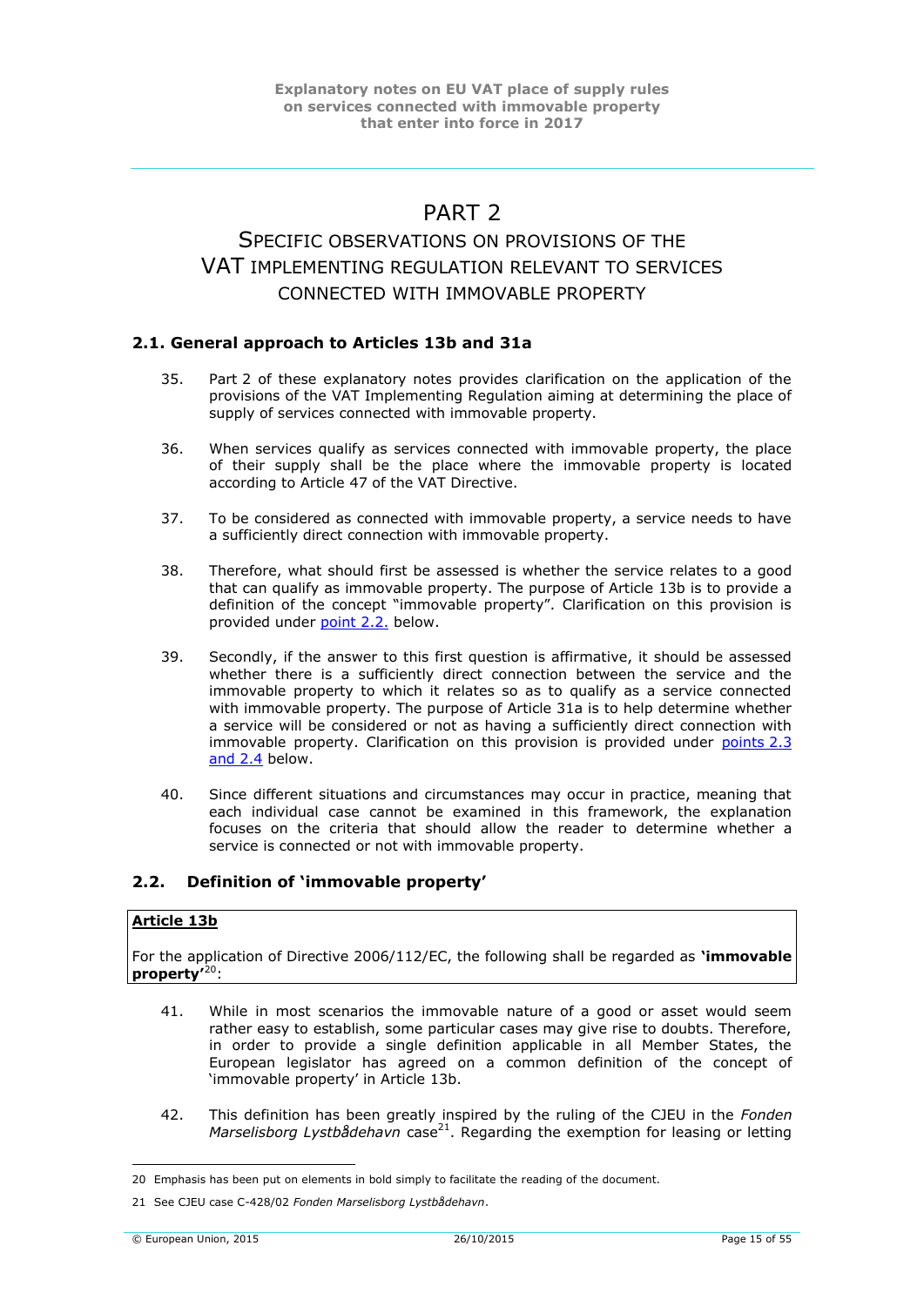# PART 2

## SPECIFIC OBSERVATIONS ON PROVISIONS OF THE VAT IMPLEMENTING REGULATION RELEVANT TO SERVICES CONNECTED WITH IMMOVABLE PROPERTY

### 2.1. General approach to Articles 13b and 31a

35. Part 2 of these explanatory notes provides clarification on the application of the provisions of the VAT Implementing Regulation aiming at determining the place of supply of services connected with immovable property.

36. When services qualify as services connected with immovable property, the place of their supply shall be the place where the immovable property is located according to Article 47 of the VAT Directive.

37. To be considered as connected with immovable property, a service needs to have a sufficiently direct connection with immovable property.

38. Therefore, what should first be assessed is whether the service relates to a good that can qualify as immovable property. The purpose of Article 13b is to provide a definition of the concept "immovable property". Clarification on this provision is provided under point 2.2. below.

39. Secondly, if the answer to this first question is affirmative, it should be assessed whether there is a sufficiently direct connection between the service and the immovable property to which it relates so as to qualify as a service connected with immovable property. The purpose of Article 31a is to help determine whether a service will be considered or not as having a sufficiently direct connection with immovable property. Clarification on this provision is provided under points 2.3 and 2.4 below.

40. Since different situations and circumstances may occur in practice, meaning that each individual case cannot be examined in this framework, the explanation focuses on the criteria that should allow the reader to determine whether a service is connected or not with immovable property.

### 2.2. Definition of 'immovable property'

**Article 13b**

For the application of Directive 2006/112/EC, the following shall be regarded as **'immovable property'**[20]:

41. While in most scenarios the immovable nature of a good or asset would seem rather easy to establish, some particular cases may give rise to doubts. Therefore, in order to provide a single definition applicable in all Member States, the European legislator has agreed on a common definition of the concept of 'immovable property' in Article 13b.

42. This definition has been greatly inspired by the ruling of the CJEU in the *Fonden Marselisborg Lystbådehavn* case[21]. Regarding the exemption for leasing or letting

---

20 Emphasis has been put on elements in bold simply to facilitate the reading of the document.

21 See CJEU case C-428/02 *Fonden Marselisborg Lystbådehavn*.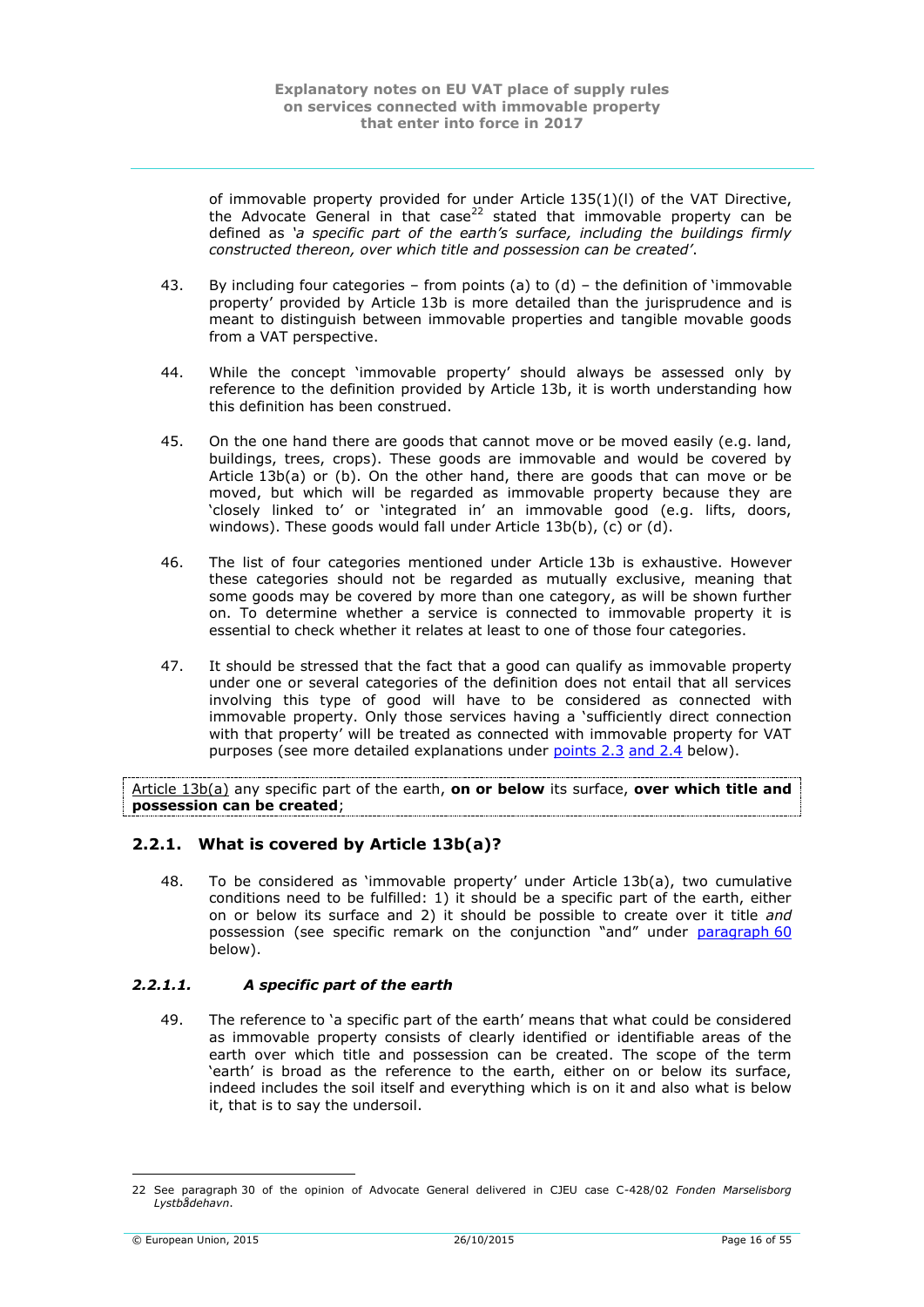of immovable property provided for under Article 135(1)(l) of the VAT Directive, the Advocate General in that case[22] stated that immovable property can be defined as *'a specific part of the earth's surface, including the buildings firmly constructed thereon, over which title and possession can be created'*.

43. By including four categories – from points (a) to (d) – the definition of 'immovable property' provided by Article 13b is more detailed than the jurisprudence and is meant to distinguish between immovable properties and tangible movable goods from a VAT perspective.

44. While the concept 'immovable property' should always be assessed only by reference to the definition provided by Article 13b, it is worth understanding how this definition has been construed.

45. On the one hand there are goods that cannot move or be moved easily (e.g. land, buildings, trees, crops). These goods are immovable and would be covered by Article 13b(a) or (b). On the other hand, there are goods that can move or be moved, but which will be regarded as immovable property because they are 'closely linked to' or 'integrated in' an immovable good (e.g. lifts, doors, windows). These goods would fall under Article 13b(b), (c) or (d).

46. The list of four categories mentioned under Article 13b is exhaustive. However these categories should not be regarded as mutually exclusive, meaning that some goods may be covered by more than one category, as will be shown further on. To determine whether a service is connected to immovable property it is essential to check whether it relates at least to one of those four categories.

47. It should be stressed that the fact that a good can qualify as immovable property under one or several categories of the definition does not entail that all services involving this type of good will have to be considered as connected with immovable property. Only those services having a 'sufficiently direct connection with that property' will be treated as connected with immovable property for VAT purposes (see more detailed explanations under points 2.3 and 2.4 below).

Article 13b(a) any specific part of the earth, **on or below** its surface, **over which title and possession can be created**;

## 2.2.1. What is covered by Article 13b(a)?

48. To be considered as 'immovable property' under Article 13b(a), two cumulative conditions need to be fulfilled: 1) it should be a specific part of the earth, either on or below its surface and 2) it should be possible to create over it title *and* possession (see specific remark on the conjunction "and" under paragraph 60 below).

### *2.2.1.1. A specific part of the earth*

49. The reference to 'a specific part of the earth' means that what could be considered as immovable property consists of clearly identified or identifiable areas of the earth over which title and possession can be created. The scope of the term 'earth' is broad as the reference to the earth, either on or below its surface, indeed includes the soil itself and everything which is on it and also what is below it, that is to say the undersoil.

---

22 See paragraph 30 of the opinion of Advocate General delivered in CJEU case C-428/02 *Fonden Marselisborg Lystbådehavn*.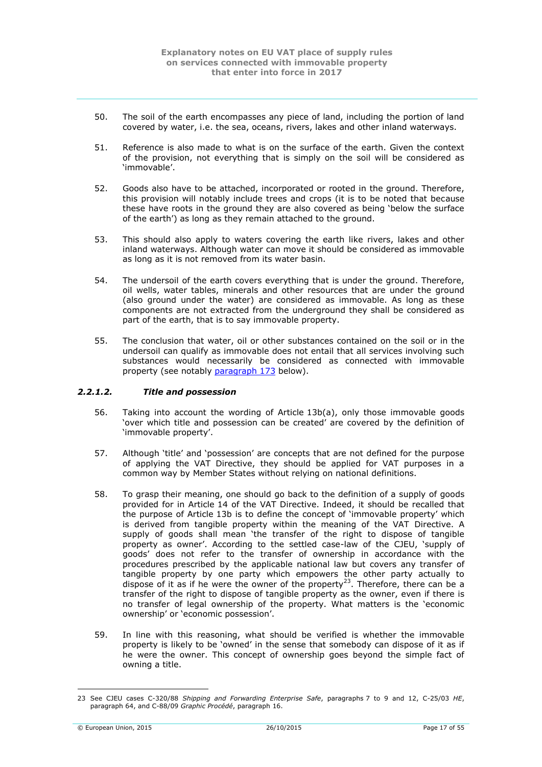50. The soil of the earth encompasses any piece of land, including the portion of land covered by water, i.e. the sea, oceans, rivers, lakes and other inland waterways.

51. Reference is also made to what is on the surface of the earth. Given the context of the provision, not everything that is simply on the soil will be considered as 'immovable'.

52. Goods also have to be attached, incorporated or rooted in the ground. Therefore, this provision will notably include trees and crops (it is to be noted that because these have roots in the ground they are also covered as being 'below the surface of the earth') as long as they remain attached to the ground.

53. This should also apply to waters covering the earth like rivers, lakes and other inland waterways. Although water can move it should be considered as immovable as long as it is not removed from its water basin.

54. The undersoil of the earth covers everything that is under the ground. Therefore, oil wells, water tables, minerals and other resources that are under the ground (also ground under the water) are considered as immovable. As long as these components are not extracted from the underground they shall be considered as part of the earth, that is to say immovable property.

55. The conclusion that water, oil or other substances contained on the soil or in the undersoil can qualify as immovable does not entail that all services involving such substances would necessarily be considered as connected with immovable property (see notably paragraph 173 below).

#### *2.2.1.2. Title and possession*

56. Taking into account the wording of Article 13b(a), only those immovable goods 'over which title and possession can be created' are covered by the definition of 'immovable property'.

57. Although 'title' and 'possession' are concepts that are not defined for the purpose of applying the VAT Directive, they should be applied for VAT purposes in a common way by Member States without relying on national definitions.

58. To grasp their meaning, one should go back to the definition of a supply of goods provided for in Article 14 of the VAT Directive. Indeed, it should be recalled that the purpose of Article 13b is to define the concept of 'immovable property' which is derived from tangible property within the meaning of the VAT Directive. A supply of goods shall mean 'the transfer of the right to dispose of tangible property as owner'. According to the settled case-law of the CJEU, 'supply of goods' does not refer to the transfer of ownership in accordance with the procedures prescribed by the applicable national law but covers any transfer of tangible property by one party which empowers the other party actually to dispose of it as if he were the owner of the property[23]. Therefore, there can be a transfer of the right to dispose of tangible property as the owner, even if there is no transfer of legal ownership of the property. What matters is the 'economic ownership' or 'economic possession'.

59. In line with this reasoning, what should be verified is whether the immovable property is likely to be 'owned' in the sense that somebody can dispose of it as if he were the owner. This concept of ownership goes beyond the simple fact of owning a title.

---

23 See CJEU cases C-320/88 *Shipping and Forwarding Enterprise Safe*, paragraphs 7 to 9 and 12, C-25/03 *HE*, paragraph 64, and C-88/09 *Graphic Procédé*, paragraph 16.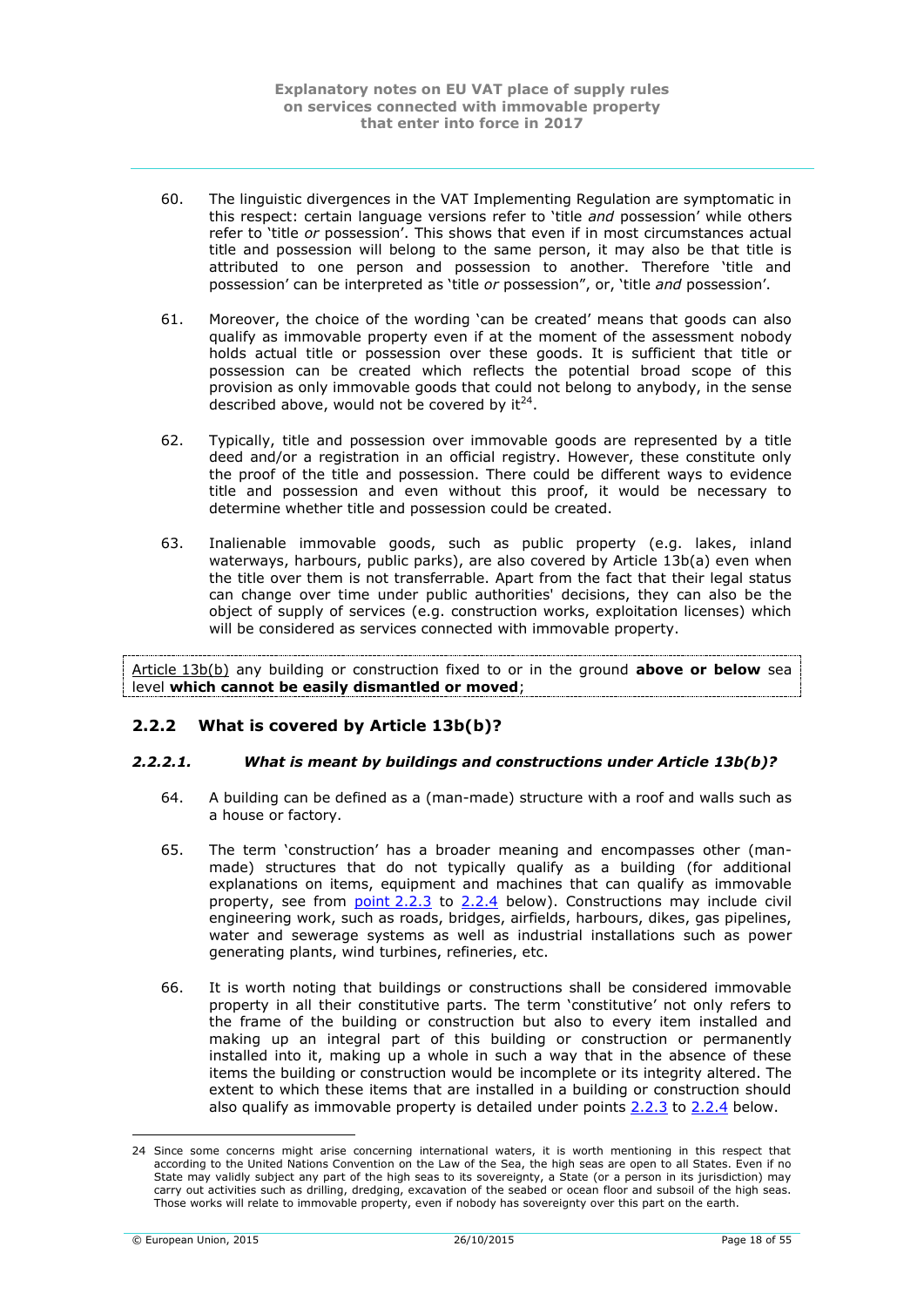60. The linguistic divergences in the VAT Implementing Regulation are symptomatic in this respect: certain language versions refer to 'title *and* possession' while others refer to 'title *or* possession'. This shows that even if in most circumstances actual title and possession will belong to the same person, it may also be that title is attributed to one person and possession to another. Therefore 'title and possession' can be interpreted as 'title *or* possession", or, 'title *and* possession'.

61. Moreover, the choice of the wording 'can be created' means that goods can also qualify as immovable property even if at the moment of the assessment nobody holds actual title or possession over these goods. It is sufficient that title or possession can be created which reflects the potential broad scope of this provision as only immovable goods that could not belong to anybody, in the sense described above, would not be covered by it[24].

62. Typically, title and possession over immovable goods are represented by a title deed and/or a registration in an official registry. However, these constitute only the proof of the title and possession. There could be different ways to evidence title and possession and even without this proof, it would be necessary to determine whether title and possession could be created.

63. Inalienable immovable goods, such as public property (e.g. lakes, inland waterways, harbours, public parks), are also covered by Article 13b(a) even when the title over them is not transferrable. Apart from the fact that their legal status can change over time under public authorities' decisions, they can also be the object of supply of services (e.g. construction works, exploitation licenses) which will be considered as services connected with immovable property.

> Article 13b(b) any building or construction fixed to or in the ground **above or below** sea level **which cannot be easily dismantled or moved**;

### 2.2.2 What is covered by Article 13b(b)?

#### *2.2.2.1. What is meant by buildings and constructions under Article 13b(b)?*

64. A building can be defined as a (man-made) structure with a roof and walls such as a house or factory.

65. The term 'construction' has a broader meaning and encompasses other (man-made) structures that do not typically qualify as a building (for additional explanations on items, equipment and machines that can qualify as immovable property, see from point 2.2.3 to 2.2.4 below). Constructions may include civil engineering work, such as roads, bridges, airfields, harbours, dikes, gas pipelines, water and sewerage systems as well as industrial installations such as power generating plants, wind turbines, refineries, etc.

66. It is worth noting that buildings or constructions shall be considered immovable property in all their constitutive parts. The term 'constitutive' not only refers to the frame of the building or construction but also to every item installed and making up an integral part of this building or construction or permanently installed into it, making up a whole in such a way that in the absence of these items the building or construction would be incomplete or its integrity altered. The extent to which these items that are installed in a building or construction should also qualify as immovable property is detailed under points 2.2.3 to 2.2.4 below.

---

24 Since some concerns might arise concerning international waters, it is worth mentioning in this respect that according to the United Nations Convention on the Law of the Sea, the high seas are open to all States. Even if no State may validly subject any part of the high seas to its sovereignty, a State (or a person in its jurisdiction) may carry out activities such as drilling, dredging, excavation of the seabed or ocean floor and subsoil of the high seas. Those works will relate to immovable property, even if nobody has sovereignty over this part on the earth.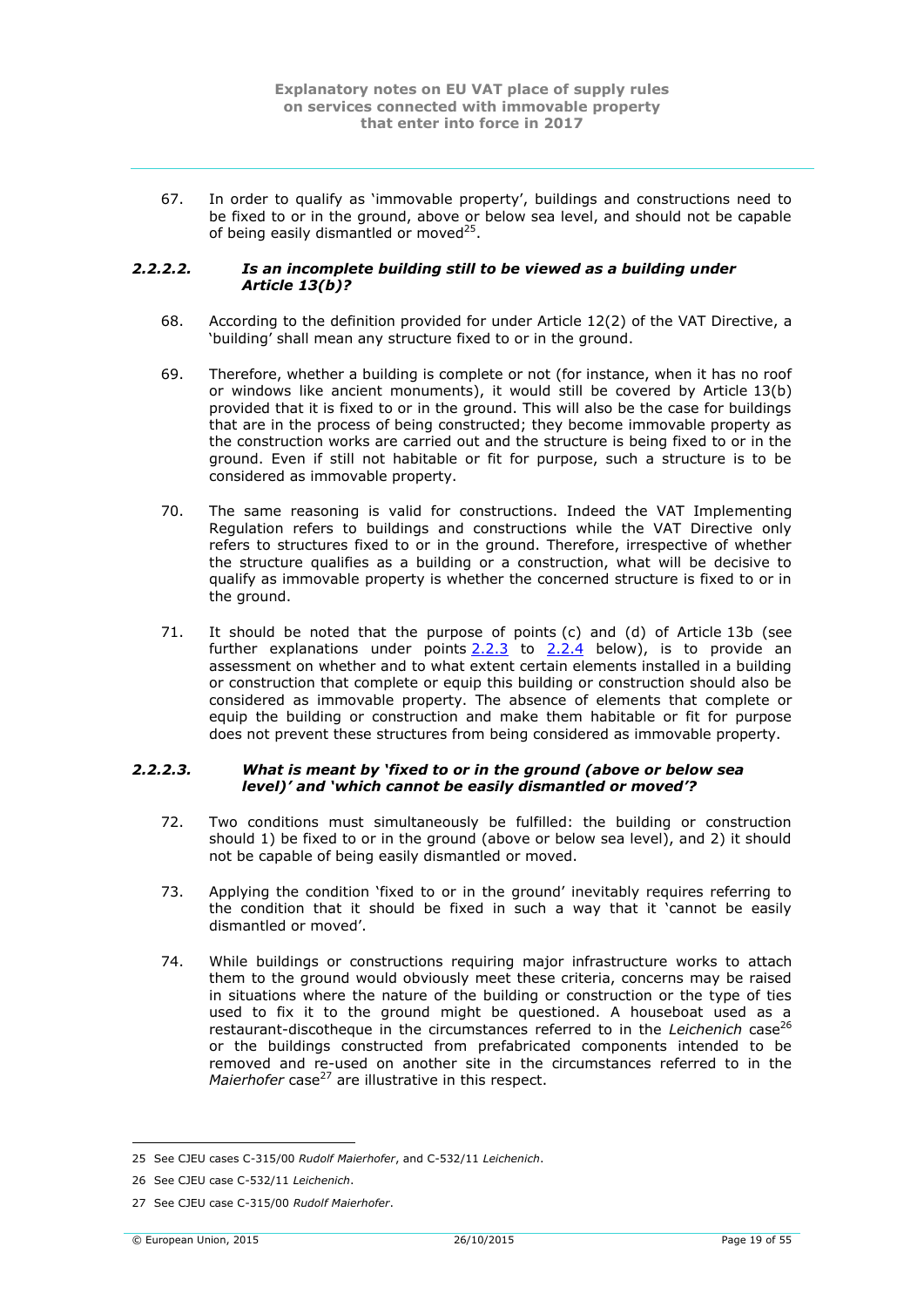67. In order to qualify as 'immovable property', buildings and constructions need to be fixed to or in the ground, above or below sea level, and should not be capable of being easily dismantled or moved[25].

#### *2.2.2.2. Is an incomplete building still to be viewed as a building under Article 13(b)?*

68. According to the definition provided for under Article 12(2) of the VAT Directive, a 'building' shall mean any structure fixed to or in the ground.

69. Therefore, whether a building is complete or not (for instance, when it has no roof or windows like ancient monuments), it would still be covered by Article 13(b) provided that it is fixed to or in the ground. This will also be the case for buildings that are in the process of being constructed; they become immovable property as the construction works are carried out and the structure is being fixed to or in the ground. Even if still not habitable or fit for purpose, such a structure is to be considered as immovable property.

70. The same reasoning is valid for constructions. Indeed the VAT Implementing Regulation refers to buildings and constructions while the VAT Directive only refers to structures fixed to or in the ground. Therefore, irrespective of whether the structure qualifies as a building or a construction, what will be decisive to qualify as immovable property is whether the concerned structure is fixed to or in the ground.

71. It should be noted that the purpose of points (c) and (d) of Article 13b (see further explanations under points 2.2.3 to 2.2.4 below), is to provide an assessment on whether and to what extent certain elements installed in a building or construction that complete or equip this building or construction should also be considered as immovable property. The absence of elements that complete or equip the building or construction and make them habitable or fit for purpose does not prevent these structures from being considered as immovable property.

#### *2.2.2.3. What is meant by 'fixed to or in the ground (above or below sea level)' and 'which cannot be easily dismantled or moved'?*

72. Two conditions must simultaneously be fulfilled: the building or construction should 1) be fixed to or in the ground (above or below sea level), and 2) it should not be capable of being easily dismantled or moved.

73. Applying the condition 'fixed to or in the ground' inevitably requires referring to the condition that it should be fixed in such a way that it 'cannot be easily dismantled or moved'.

74. While buildings or constructions requiring major infrastructure works to attach them to the ground would obviously meet these criteria, concerns may be raised in situations where the nature of the building or construction or the type of ties used to fix it to the ground might be questioned. A houseboat used as a restaurant-discotheque in the circumstances referred to in the *Leichenich* case[26] or the buildings constructed from prefabricated components intended to be removed and re-used on another site in the circumstances referred to in the *Maierhofer* case[27] are illustrative in this respect.

---

25 See CJEU cases C-315/00 *Rudolf Maierhofer*, and C-532/11 *Leichenich*.

26 See CJEU case C-532/11 *Leichenich*.

27 See CJEU case C-315/00 *Rudolf Maierhofer*.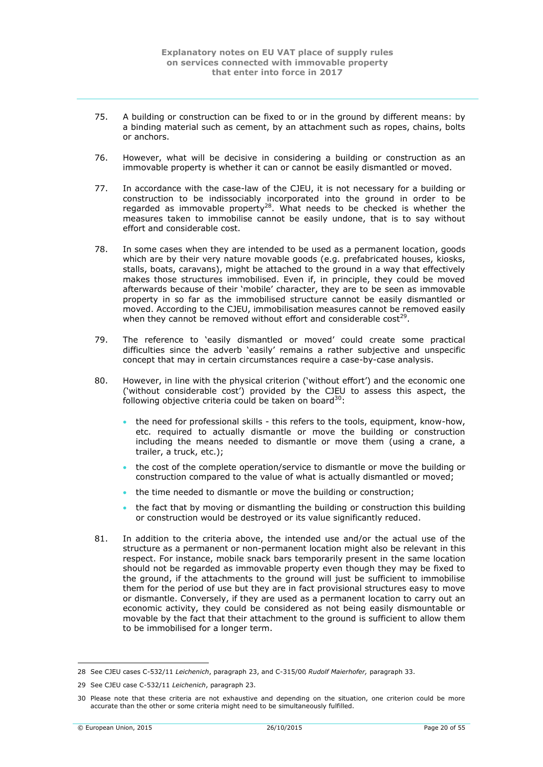75. A building or construction can be fixed to or in the ground by different means: by a binding material such as cement, by an attachment such as ropes, chains, bolts or anchors.

76. However, what will be decisive in considering a building or construction as an immovable property is whether it can or cannot be easily dismantled or moved.

77. In accordance with the case-law of the CJEU, it is not necessary for a building or construction to be indissociably incorporated into the ground in order to be regarded as immovable property[28]. What needs to be checked is whether the measures taken to immobilise cannot be easily undone, that is to say without effort and considerable cost.

78. In some cases when they are intended to be used as a permanent location, goods which are by their very nature movable goods (e.g. prefabricated houses, kiosks, stalls, boats, caravans), might be attached to the ground in a way that effectively makes those structures immobilised. Even if, in principle, they could be moved afterwards because of their 'mobile' character, they are to be seen as immovable property in so far as the immobilised structure cannot be easily dismantled or moved. According to the CJEU, immobilisation measures cannot be removed easily when they cannot be removed without effort and considerable cost[29].

79. The reference to 'easily dismantled or moved' could create some practical difficulties since the adverb 'easily' remains a rather subjective and unspecific concept that may in certain circumstances require a case-by-case analysis.

80. However, in line with the physical criterion ('without effort') and the economic one ('without considerable cost') provided by the CJEU to assess this aspect, the following objective criteria could be taken on board[30]:

   - the need for professional skills - this refers to the tools, equipment, know-how, etc. required to actually dismantle or move the building or construction including the means needed to dismantle or move them (using a crane, a trailer, a truck, etc.);
   - the cost of the complete operation/service to dismantle or move the building or construction compared to the value of what is actually dismantled or moved;
   - the time needed to dismantle or move the building or construction;
   - the fact that by moving or dismantling the building or construction this building or construction would be destroyed or its value significantly reduced.

81. In addition to the criteria above, the intended use and/or the actual use of the structure as a permanent or non-permanent location might also be relevant in this respect. For instance, mobile snack bars temporarily present in the same location should not be regarded as immovable property even though they may be fixed to the ground, if the attachments to the ground will just be sufficient to immobilise them for the period of use but they are in fact provisional structures easy to move or dismantle. Conversely, if they are used as a permanent location to carry out an economic activity, they could be considered as not being easily dismountable or movable by the fact that their attachment to the ground is sufficient to allow them to be immobilised for a longer term.

---

28 See CJEU cases C-532/11 *Leichenich*, paragraph 23, and C-315/00 *Rudolf Maierhofer,* paragraph 33.

29 See CJEU case C-532/11 *Leichenich*, paragraph 23.

30 Please note that these criteria are not exhaustive and depending on the situation, one criterion could be more accurate than the other or some criteria might need to be simultaneously fulfilled.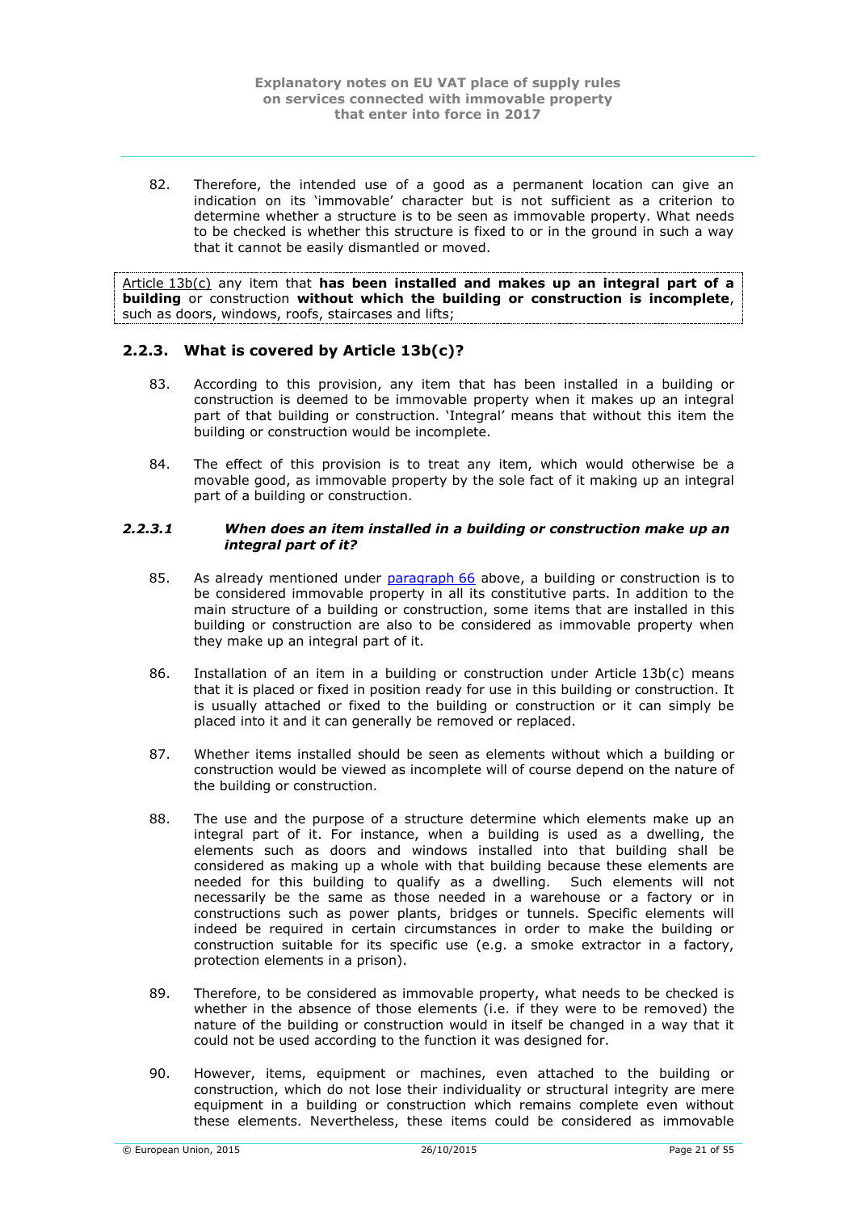82. Therefore, the intended use of a good as a permanent location can give an indication on its 'immovable' character but is not sufficient as a criterion to determine whether a structure is to be seen as immovable property. What needs to be checked is whether this structure is fixed to or in the ground in such a way that it cannot be easily dismantled or moved.

> Article 13b(c) any item that **has been installed and makes up an integral part of a building** or construction **without which the building or construction is incomplete**, such as doors, windows, roofs, staircases and lifts;

## 2.2.3. What is covered by Article 13b(c)?

83. According to this provision, any item that has been installed in a building or construction is deemed to be immovable property when it makes up an integral part of that building or construction. 'Integral' means that without this item the building or construction would be incomplete.

84. The effect of this provision is to treat any item, which would otherwise be a movable good, as immovable property by the sole fact of it making up an integral part of a building or construction.

### *2.2.3.1 When does an item installed in a building or construction make up an integral part of it?*

85. As already mentioned under paragraph 66 above, a building or construction is to be considered immovable property in all its constitutive parts. In addition to the main structure of a building or construction, some items that are installed in this building or construction are also to be considered as immovable property when they make up an integral part of it.

86. Installation of an item in a building or construction under Article 13b(c) means that it is placed or fixed in position ready for use in this building or construction. It is usually attached or fixed to the building or construction or it can simply be placed into it and it can generally be removed or replaced.

87. Whether items installed should be seen as elements without which a building or construction would be viewed as incomplete will of course depend on the nature of the building or construction.

88. The use and the purpose of a structure determine which elements make up an integral part of it. For instance, when a building is used as a dwelling, the elements such as doors and windows installed into that building shall be considered as making up a whole with that building because these elements are needed for this building to qualify as a dwelling. Such elements will not necessarily be the same as those needed in a warehouse or a factory or in constructions such as power plants, bridges or tunnels. Specific elements will indeed be required in certain circumstances in order to make the building or construction suitable for its specific use (e.g. a smoke extractor in a factory, protection elements in a prison).

89. Therefore, to be considered as immovable property, what needs to be checked is whether in the absence of those elements (i.e. if they were to be removed) the nature of the building or construction would in itself be changed in a way that it could not be used according to the function it was designed for.

90. However, items, equipment or machines, even attached to the building or construction, which do not lose their individuality or structural integrity are mere equipment in a building or construction which remains complete even without these elements. Nevertheless, these items could be considered as immovable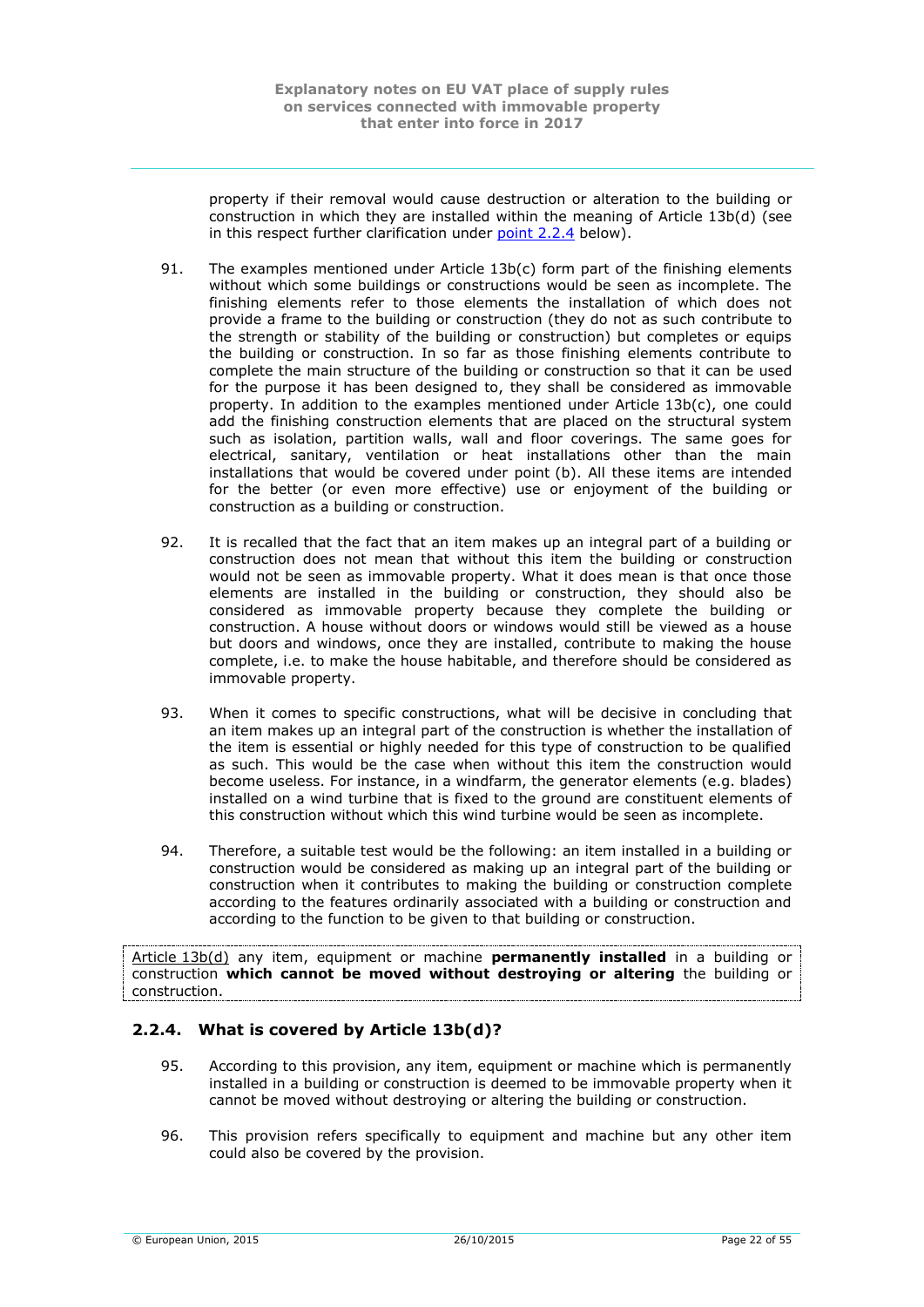property if their removal would cause destruction or alteration to the building or construction in which they are installed within the meaning of Article 13b(d) (see in this respect further clarification under point 2.2.4 below).

91. The examples mentioned under Article 13b(c) form part of the finishing elements without which some buildings or constructions would be seen as incomplete. The finishing elements refer to those elements the installation of which does not provide a frame to the building or construction (they do not as such contribute to the strength or stability of the building or construction) but completes or equips the building or construction. In so far as those finishing elements contribute to complete the main structure of the building or construction so that it can be used for the purpose it has been designed to, they shall be considered as immovable property. In addition to the examples mentioned under Article 13b(c), one could add the finishing construction elements that are placed on the structural system such as isolation, partition walls, wall and floor coverings. The same goes for electrical, sanitary, ventilation or heat installations other than the main installations that would be covered under point (b). All these items are intended for the better (or even more effective) use or enjoyment of the building or construction as a building or construction.

92. It is recalled that the fact that an item makes up an integral part of a building or construction does not mean that without this item the building or construction would not be seen as immovable property. What it does mean is that once those elements are installed in the building or construction, they should also be considered as immovable property because they complete the building or construction. A house without doors or windows would still be viewed as a house but doors and windows, once they are installed, contribute to making the house complete, i.e. to make the house habitable, and therefore should be considered as immovable property.

93. When it comes to specific constructions, what will be decisive in concluding that an item makes up an integral part of the construction is whether the installation of the item is essential or highly needed for this type of construction to be qualified as such. This would be the case when without this item the construction would become useless. For instance, in a windfarm, the generator elements (e.g. blades) installed on a wind turbine that is fixed to the ground are constituent elements of this construction without which this wind turbine would be seen as incomplete.

94. Therefore, a suitable test would be the following: an item installed in a building or construction would be considered as making up an integral part of the building or construction when it contributes to making the building or construction complete according to the features ordinarily associated with a building or construction and according to the function to be given to that building or construction.

Article 13b(d) any item, equipment or machine **permanently installed** in a building or construction **which cannot be moved without destroying or altering** the building or construction.

### 2.2.4. What is covered by Article 13b(d)?

95. According to this provision, any item, equipment or machine which is permanently installed in a building or construction is deemed to be immovable property when it cannot be moved without destroying or altering the building or construction.

96. This provision refers specifically to equipment and machine but any other item could also be covered by the provision.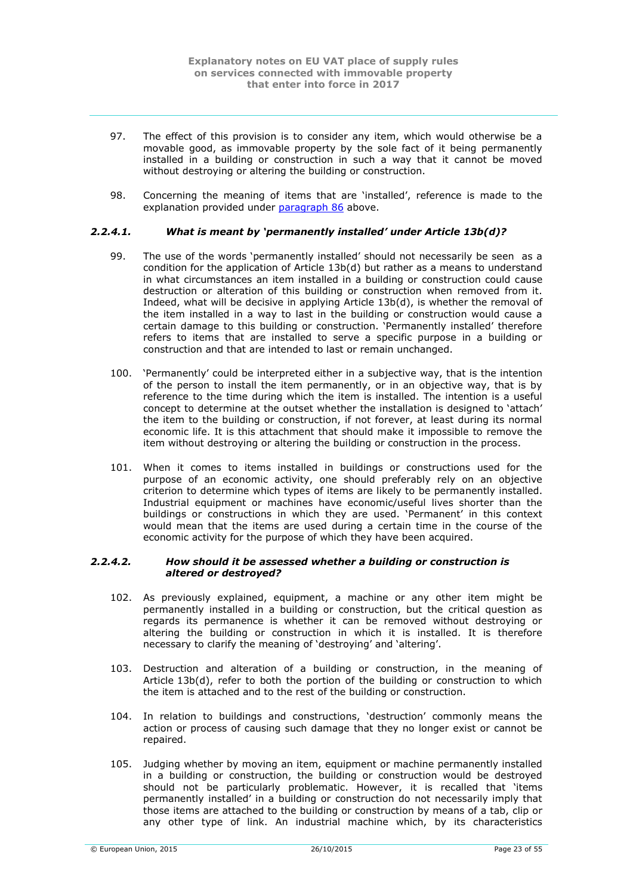97. The effect of this provision is to consider any item, which would otherwise be a movable good, as immovable property by the sole fact of it being permanently installed in a building or construction in such a way that it cannot be moved without destroying or altering the building or construction.

98. Concerning the meaning of items that are 'installed', reference is made to the explanation provided under paragraph 86 above.

### *2.2.4.1. What is meant by 'permanently installed' under Article 13b(d)?*

99. The use of the words 'permanently installed' should not necessarily be seen as a condition for the application of Article 13b(d) but rather as a means to understand in what circumstances an item installed in a building or construction could cause destruction or alteration of this building or construction when removed from it. Indeed, what will be decisive in applying Article 13b(d), is whether the removal of the item installed in a way to last in the building or construction would cause a certain damage to this building or construction. 'Permanently installed' therefore refers to items that are installed to serve a specific purpose in a building or construction and that are intended to last or remain unchanged.

100. 'Permanently' could be interpreted either in a subjective way, that is the intention of the person to install the item permanently, or in an objective way, that is by reference to the time during which the item is installed. The intention is a useful concept to determine at the outset whether the installation is designed to 'attach' the item to the building or construction, if not forever, at least during its normal economic life. It is this attachment that should make it impossible to remove the item without destroying or altering the building or construction in the process.

101. When it comes to items installed in buildings or constructions used for the purpose of an economic activity, one should preferably rely on an objective criterion to determine which types of items are likely to be permanently installed. Industrial equipment or machines have economic/useful lives shorter than the buildings or constructions in which they are used. 'Permanent' in this context would mean that the items are used during a certain time in the course of the economic activity for the purpose of which they have been acquired.

### *2.2.4.2. How should it be assessed whether a building or construction is altered or destroyed?*

102. As previously explained, equipment, a machine or any other item might be permanently installed in a building or construction, but the critical question as regards its permanence is whether it can be removed without destroying or altering the building or construction in which it is installed. It is therefore necessary to clarify the meaning of 'destroying' and 'altering'.

103. Destruction and alteration of a building or construction, in the meaning of Article 13b(d), refer to both the portion of the building or construction to which the item is attached and to the rest of the building or construction.

104. In relation to buildings and constructions, 'destruction' commonly means the action or process of causing such damage that they no longer exist or cannot be repaired.

105. Judging whether by moving an item, equipment or machine permanently installed in a building or construction, the building or construction would be destroyed should not be particularly problematic. However, it is recalled that 'items permanently installed' in a building or construction do not necessarily imply that those items are attached to the building or construction by means of a tab, clip or any other type of link. An industrial machine which, by its characteristics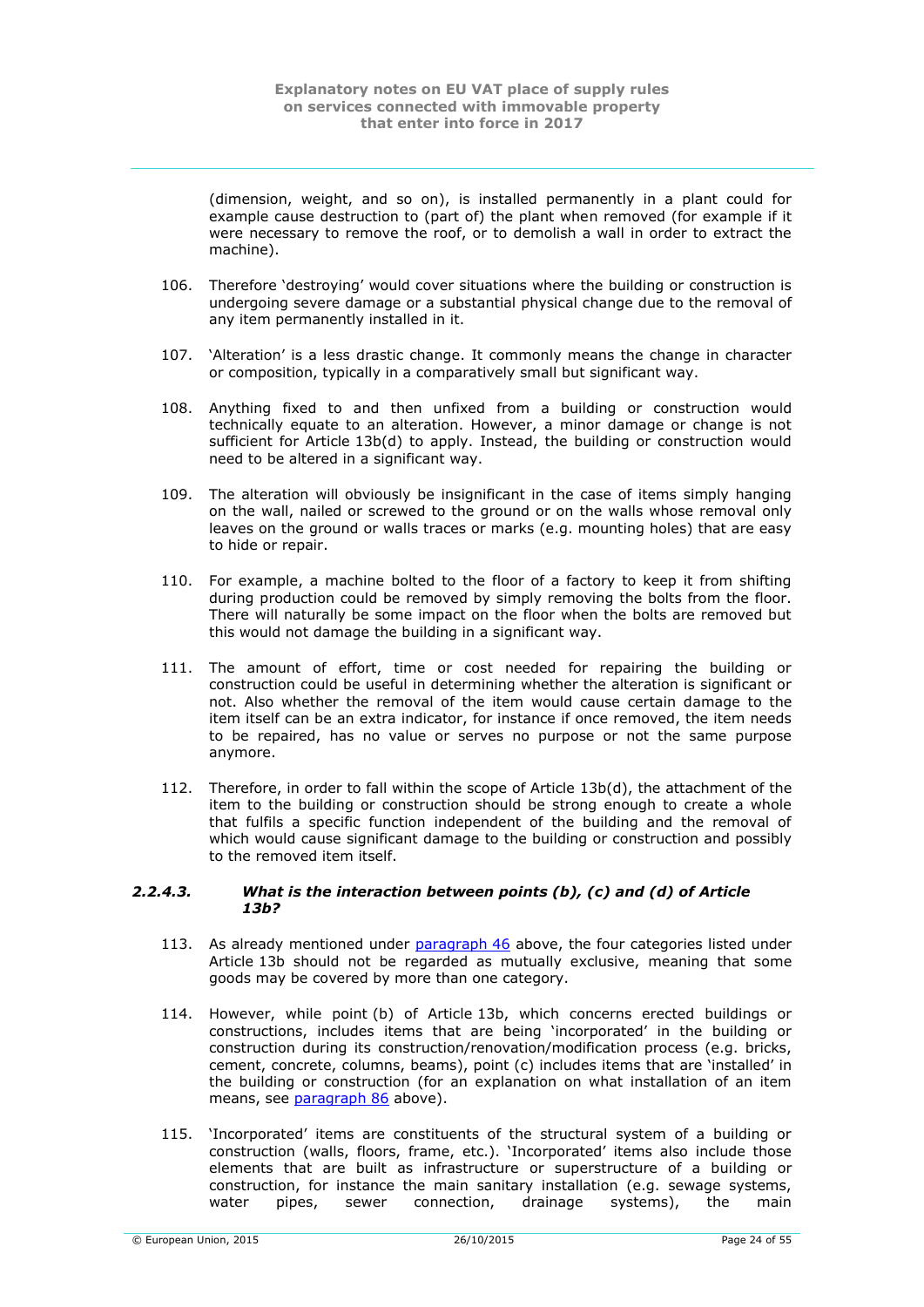(dimension, weight, and so on), is installed permanently in a plant could for example cause destruction to (part of) the plant when removed (for example if it were necessary to remove the roof, or to demolish a wall in order to extract the machine).

106. Therefore 'destroying' would cover situations where the building or construction is undergoing severe damage or a substantial physical change due to the removal of any item permanently installed in it.

107. 'Alteration' is a less drastic change. It commonly means the change in character or composition, typically in a comparatively small but significant way.

108. Anything fixed to and then unfixed from a building or construction would technically equate to an alteration. However, a minor damage or change is not sufficient for Article 13b(d) to apply. Instead, the building or construction would need to be altered in a significant way.

109. The alteration will obviously be insignificant in the case of items simply hanging on the wall, nailed or screwed to the ground or on the walls whose removal only leaves on the ground or walls traces or marks (e.g. mounting holes) that are easy to hide or repair.

110. For example, a machine bolted to the floor of a factory to keep it from shifting during production could be removed by simply removing the bolts from the floor. There will naturally be some impact on the floor when the bolts are removed but this would not damage the building in a significant way.

111. The amount of effort, time or cost needed for repairing the building or construction could be useful in determining whether the alteration is significant or not. Also whether the removal of the item would cause certain damage to the item itself can be an extra indicator, for instance if once removed, the item needs to be repaired, has no value or serves no purpose or not the same purpose anymore.

112. Therefore, in order to fall within the scope of Article 13b(d), the attachment of the item to the building or construction should be strong enough to create a whole that fulfils a specific function independent of the building and the removal of which would cause significant damage to the building or construction and possibly to the removed item itself.

#### *2.2.4.3. What is the interaction between points (b), (c) and (d) of Article 13b?*

113. As already mentioned under paragraph 46 above, the four categories listed under Article 13b should not be regarded as mutually exclusive, meaning that some goods may be covered by more than one category.

114. However, while point (b) of Article 13b, which concerns erected buildings or constructions, includes items that are being 'incorporated' in the building or construction during its construction/renovation/modification process (e.g. bricks, cement, concrete, columns, beams), point (c) includes items that are 'installed' in the building or construction (for an explanation on what installation of an item means, see paragraph 86 above).

115. 'Incorporated' items are constituents of the structural system of a building or construction (walls, floors, frame, etc.). 'Incorporated' items also include those elements that are built as infrastructure or superstructure of a building or construction, for instance the main sanitary installation (e.g. sewage systems, water pipes, sewer connection, drainage systems), the main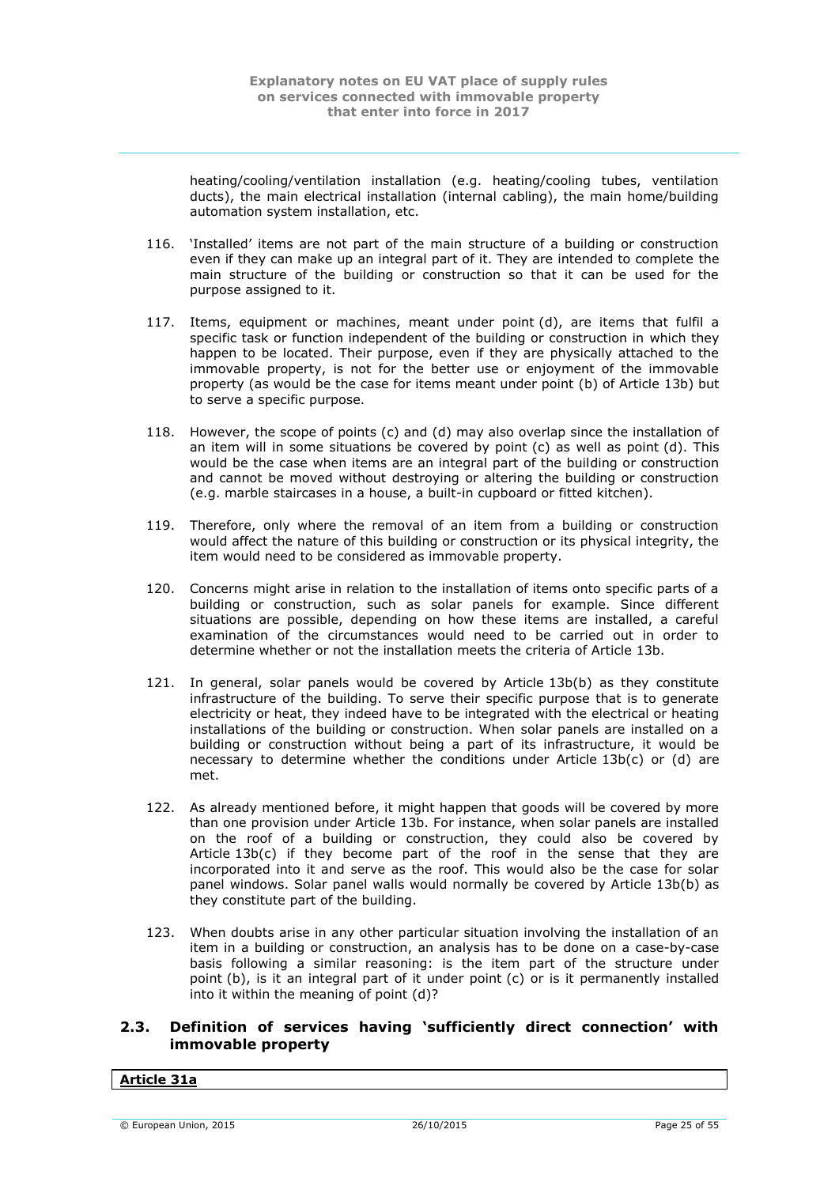heating/cooling/ventilation installation (e.g. heating/cooling tubes, ventilation ducts), the main electrical installation (internal cabling), the main home/building automation system installation, etc.

116. 'Installed' items are not part of the main structure of a building or construction even if they can make up an integral part of it. They are intended to complete the main structure of the building or construction so that it can be used for the purpose assigned to it.

117. Items, equipment or machines, meant under point (d), are items that fulfil a specific task or function independent of the building or construction in which they happen to be located. Their purpose, even if they are physically attached to the immovable property, is not for the better use or enjoyment of the immovable property (as would be the case for items meant under point (b) of Article 13b) but to serve a specific purpose.

118. However, the scope of points (c) and (d) may also overlap since the installation of an item will in some situations be covered by point (c) as well as point (d). This would be the case when items are an integral part of the building or construction and cannot be moved without destroying or altering the building or construction (e.g. marble staircases in a house, a built-in cupboard or fitted kitchen).

119. Therefore, only where the removal of an item from a building or construction would affect the nature of this building or construction or its physical integrity, the item would need to be considered as immovable property.

120. Concerns might arise in relation to the installation of items onto specific parts of a building or construction, such as solar panels for example. Since different situations are possible, depending on how these items are installed, a careful examination of the circumstances would need to be carried out in order to determine whether or not the installation meets the criteria of Article 13b.

121. In general, solar panels would be covered by Article 13b(b) as they constitute infrastructure of the building. To serve their specific purpose that is to generate electricity or heat, they indeed have to be integrated with the electrical or heating installations of the building or construction. When solar panels are installed on a building or construction without being a part of its infrastructure, it would be necessary to determine whether the conditions under Article 13b(c) or (d) are met.

122. As already mentioned before, it might happen that goods will be covered by more than one provision under Article 13b. For instance, when solar panels are installed on the roof of a building or construction, they could also be covered by Article 13b(c) if they become part of the roof in the sense that they are incorporated into it and serve as the roof. This would also be the case for solar panel windows. Solar panel walls would normally be covered by Article 13b(b) as they constitute part of the building.

123. When doubts arise in any other particular situation involving the installation of an item in a building or construction, an analysis has to be done on a case-by-case basis following a similar reasoning: is the item part of the structure under point (b), is it an integral part of it under point (c) or is it permanently installed into it within the meaning of point (d)?

## 2.3. Definition of services having 'sufficiently direct connection' with immovable property

| **Article 31a** |
|---|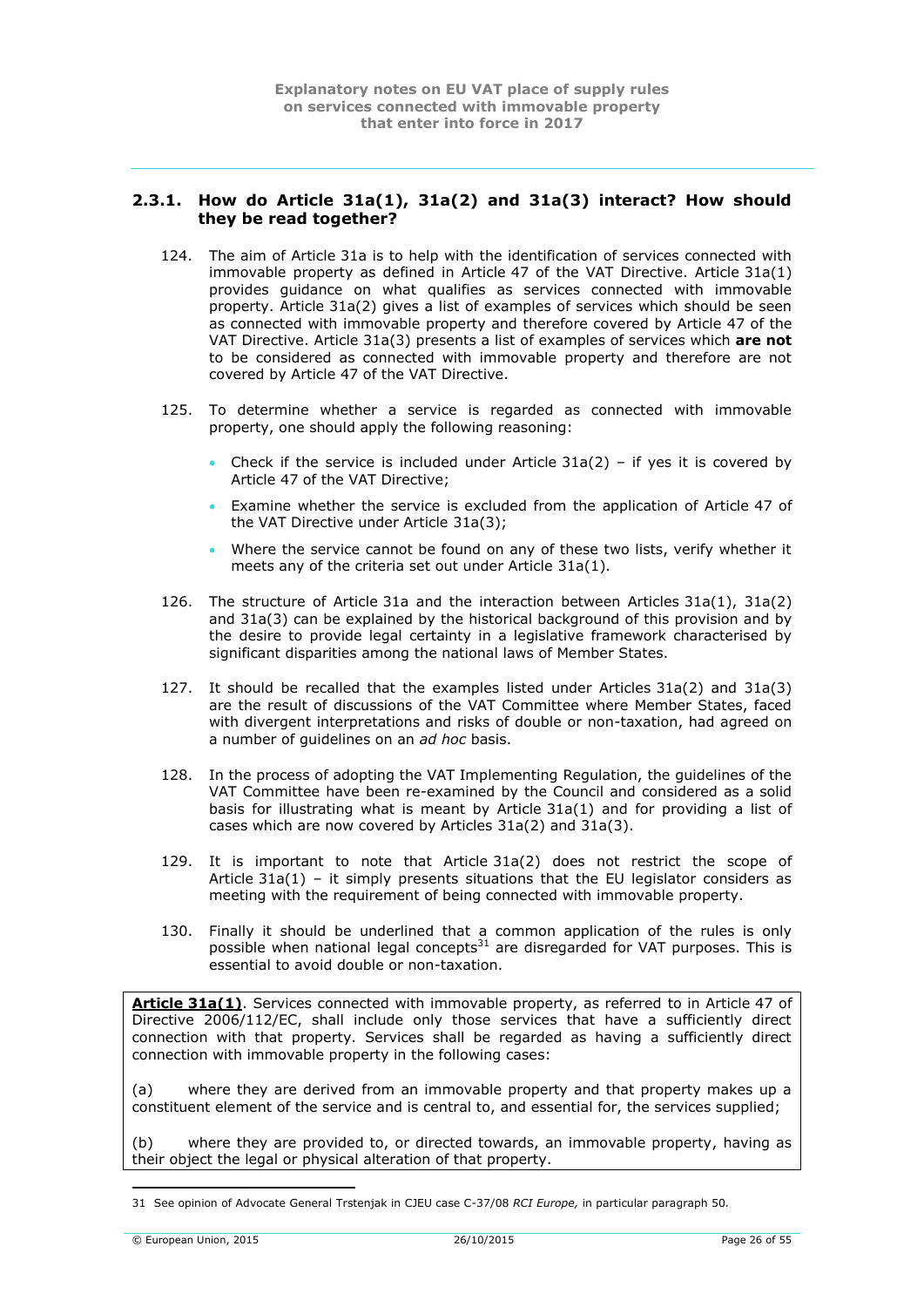### 2.3.1. How do Article 31a(1), 31a(2) and 31a(3) interact? How should they be read together?

124. The aim of Article 31a is to help with the identification of services connected with immovable property as defined in Article 47 of the VAT Directive. Article 31a(1) provides guidance on what qualifies as services connected with immovable property. Article 31a(2) gives a list of examples of services which should be seen as connected with immovable property and therefore covered by Article 47 of the VAT Directive. Article 31a(3) presents a list of examples of services which **are not** to be considered as connected with immovable property and therefore are not covered by Article 47 of the VAT Directive.

125. To determine whether a service is regarded as connected with immovable property, one should apply the following reasoning:

- Check if the service is included under Article 31a(2) – if yes it is covered by Article 47 of the VAT Directive;
- Examine whether the service is excluded from the application of Article 47 of the VAT Directive under Article 31a(3);
- Where the service cannot be found on any of these two lists, verify whether it meets any of the criteria set out under Article 31a(1).

126. The structure of Article 31a and the interaction between Articles 31a(1), 31a(2) and 31a(3) can be explained by the historical background of this provision and by the desire to provide legal certainty in a legislative framework characterised by significant disparities among the national laws of Member States.

127. It should be recalled that the examples listed under Articles 31a(2) and 31a(3) are the result of discussions of the VAT Committee where Member States, faced with divergent interpretations and risks of double or non-taxation, had agreed on a number of guidelines on an *ad hoc* basis.

128. In the process of adopting the VAT Implementing Regulation, the guidelines of the VAT Committee have been re-examined by the Council and considered as a solid basis for illustrating what is meant by Article 31a(1) and for providing a list of cases which are now covered by Articles 31a(2) and 31a(3).

129. It is important to note that Article 31a(2) does not restrict the scope of Article 31a(1) – it simply presents situations that the EU legislator considers as meeting with the requirement of being connected with immovable property.

130. Finally it should be underlined that a common application of the rules is only possible when national legal concepts[31] are disregarded for VAT purposes. This is essential to avoid double or non-taxation.

> **Article 31a(1)**. Services connected with immovable property, as referred to in Article 47 of Directive 2006/112/EC, shall include only those services that have a sufficiently direct connection with that property. Services shall be regarded as having a sufficiently direct connection with immovable property in the following cases:
>
> (a) where they are derived from an immovable property and that property makes up a constituent element of the service and is central to, and essential for, the services supplied;
>
> (b) where they are provided to, or directed towards, an immovable property, having as their object the legal or physical alteration of that property.

31 See opinion of Advocate General Trstenjak in CJEU case C-37/08 *RCI Europe,* in particular paragraph 50.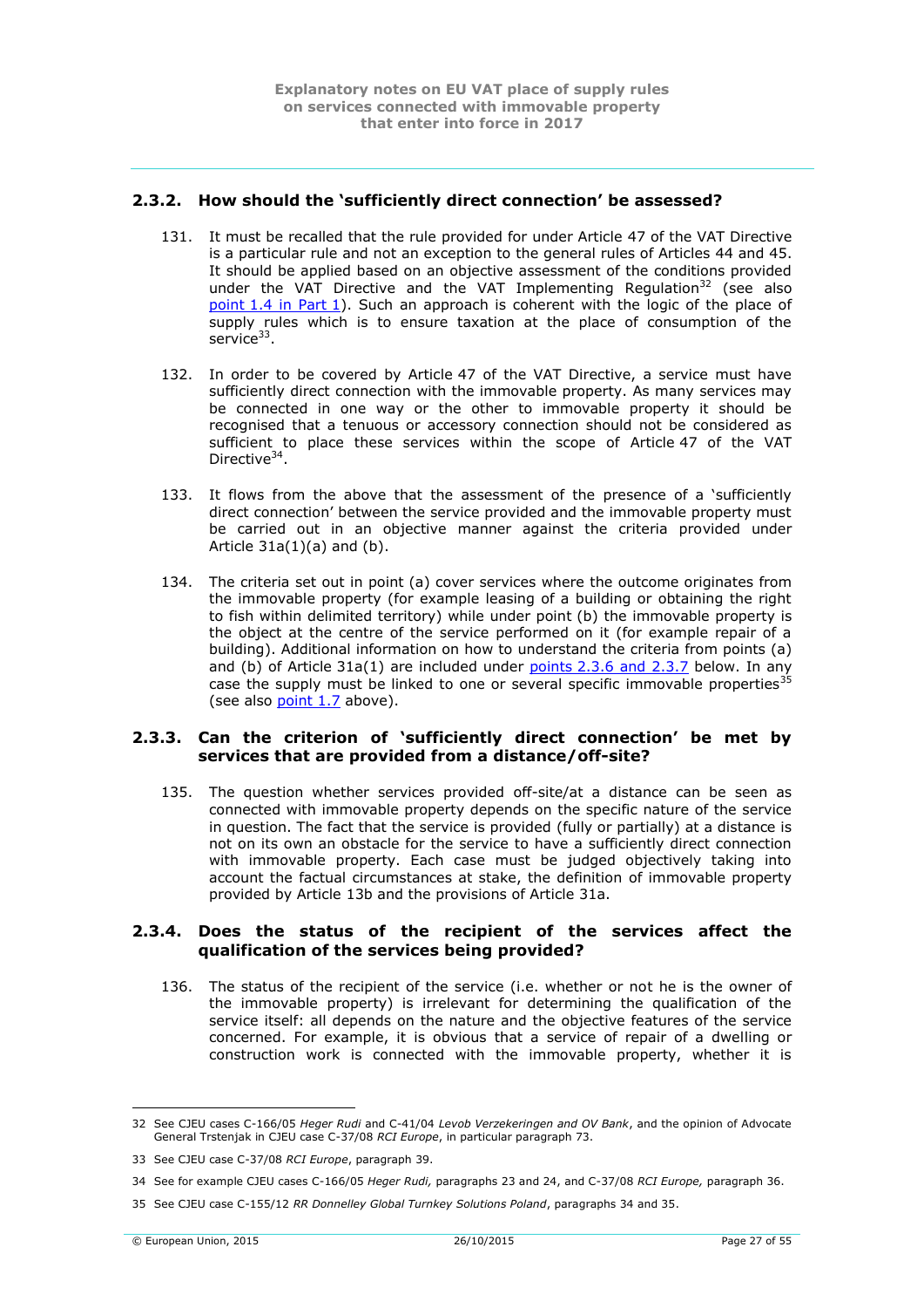### 2.3.2. How should the 'sufficiently direct connection' be assessed?

131. It must be recalled that the rule provided for under Article 47 of the VAT Directive is a particular rule and not an exception to the general rules of Articles 44 and 45. It should be applied based on an objective assessment of the conditions provided under the VAT Directive and the VAT Implementing Regulation[32] (see also point 1.4 in Part 1). Such an approach is coherent with the logic of the place of supply rules which is to ensure taxation at the place of consumption of the service[33].

132. In order to be covered by Article 47 of the VAT Directive, a service must have sufficiently direct connection with the immovable property. As many services may be connected in one way or the other to immovable property it should be recognised that a tenuous or accessory connection should not be considered as sufficient to place these services within the scope of Article 47 of the VAT Directive[34].

133. It flows from the above that the assessment of the presence of a 'sufficiently direct connection' between the service provided and the immovable property must be carried out in an objective manner against the criteria provided under Article 31a(1)(a) and (b).

134. The criteria set out in point (a) cover services where the outcome originates from the immovable property (for example leasing of a building or obtaining the right to fish within delimited territory) while under point (b) the immovable property is the object at the centre of the service performed on it (for example repair of a building). Additional information on how to understand the criteria from points (a) and (b) of Article 31a(1) are included under points 2.3.6 and 2.3.7 below. In any case the supply must be linked to one or several specific immovable properties[35] (see also point 1.7 above).

### 2.3.3. Can the criterion of 'sufficiently direct connection' be met by services that are provided from a distance/off-site?

135. The question whether services provided off-site/at a distance can be seen as connected with immovable property depends on the specific nature of the service in question. The fact that the service is provided (fully or partially) at a distance is not on its own an obstacle for the service to have a sufficiently direct connection with immovable property. Each case must be judged objectively taking into account the factual circumstances at stake, the definition of immovable property provided by Article 13b and the provisions of Article 31a.

### 2.3.4. Does the status of the recipient of the services affect the qualification of the services being provided?

136. The status of the recipient of the service (i.e. whether or not he is the owner of the immovable property) is irrelevant for determining the qualification of the service itself: all depends on the nature and the objective features of the service concerned. For example, it is obvious that a service of repair of a dwelling or construction work is connected with the immovable property, whether it is

---

32 See CJEU cases C-166/05 *Heger Rudi* and C-41/04 *Levob Verzekeringen and OV Bank*, and the opinion of Advocate General Trstenjak in CJEU case C-37/08 *RCI Europe*, in particular paragraph 73.

33 See CJEU case C-37/08 *RCI Europe*, paragraph 39.

34 See for example CJEU cases C-166/05 *Heger Rudi,* paragraphs 23 and 24, and C-37/08 *RCI Europe,* paragraph 36.

35 See CJEU case C-155/12 *RR Donnelley Global Turnkey Solutions Poland*, paragraphs 34 and 35.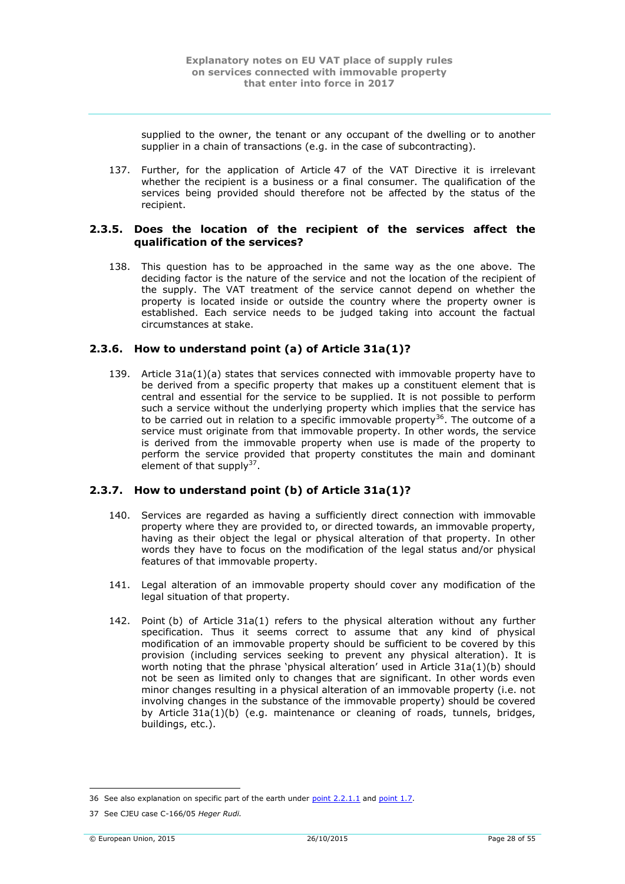supplied to the owner, the tenant or any occupant of the dwelling or to another supplier in a chain of transactions (e.g. in the case of subcontracting).

137. Further, for the application of Article 47 of the VAT Directive it is irrelevant whether the recipient is a business or a final consumer. The qualification of the services being provided should therefore not be affected by the status of the recipient.

### 2.3.5. Does the location of the recipient of the services affect the qualification of the services?

138. This question has to be approached in the same way as the one above. The deciding factor is the nature of the service and not the location of the recipient of the supply. The VAT treatment of the service cannot depend on whether the property is located inside or outside the country where the property owner is established. Each service needs to be judged taking into account the factual circumstances at stake.

### 2.3.6. How to understand point (a) of Article 31a(1)?

139. Article 31a(1)(a) states that services connected with immovable property have to be derived from a specific property that makes up a constituent element that is central and essential for the service to be supplied. It is not possible to perform such a service without the underlying property which implies that the service has to be carried out in relation to a specific immovable property[36]. The outcome of a service must originate from that immovable property. In other words, the service is derived from the immovable property when use is made of the property to perform the service provided that property constitutes the main and dominant element of that supply[37].

### 2.3.7. How to understand point (b) of Article 31a(1)?

140. Services are regarded as having a sufficiently direct connection with immovable property where they are provided to, or directed towards, an immovable property, having as their object the legal or physical alteration of that property. In other words they have to focus on the modification of the legal status and/or physical features of that immovable property.

141. Legal alteration of an immovable property should cover any modification of the legal situation of that property.

142. Point (b) of Article 31a(1) refers to the physical alteration without any further specification. Thus it seems correct to assume that any kind of physical modification of an immovable property should be sufficient to be covered by this provision (including services seeking to prevent any physical alteration). It is worth noting that the phrase 'physical alteration' used in Article 31a(1)(b) should not be seen as limited only to changes that are significant. In other words even minor changes resulting in a physical alteration of an immovable property (i.e. not involving changes in the substance of the immovable property) should be covered by Article 31a(1)(b) (e.g. maintenance or cleaning of roads, tunnels, bridges, buildings, etc.).

---

36 See also explanation on specific part of the earth under point 2.2.1.1 and point 1.7.

37 See CJEU case C-166/05 *Heger Rudi.*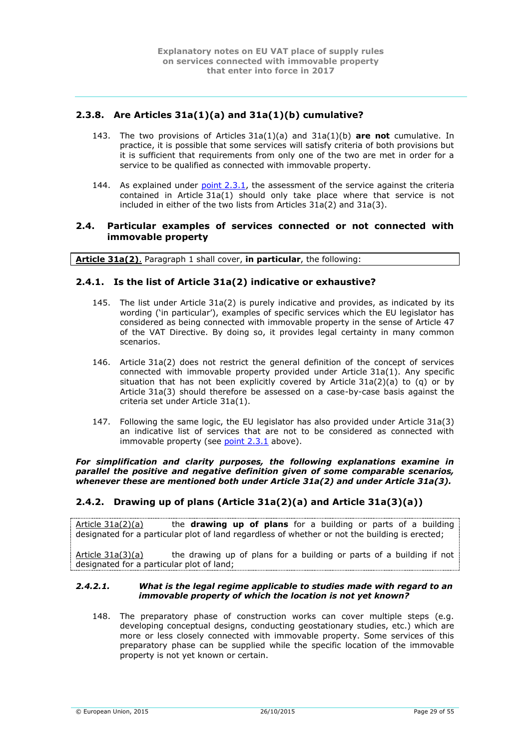### 2.3.8. Are Articles 31a(1)(a) and 31a(1)(b) cumulative?

143. The two provisions of Articles 31a(1)(a) and 31a(1)(b) **are not** cumulative. In practice, it is possible that some services will satisfy criteria of both provisions but it is sufficient that requirements from only one of the two are met in order for a service to be qualified as connected with immovable property.

144. As explained under point 2.3.1, the assessment of the service against the criteria contained in Article 31a(1) should only take place where that service is not included in either of the two lists from Articles 31a(2) and 31a(3).

## 2.4. Particular examples of services connected or not connected with immovable property

**Article 31a(2)**. Paragraph 1 shall cover, **in particular**, the following:

### 2.4.1. Is the list of Article 31a(2) indicative or exhaustive?

145. The list under Article 31a(2) is purely indicative and provides, as indicated by its wording ('in particular'), examples of specific services which the EU legislator has considered as being connected with immovable property in the sense of Article 47 of the VAT Directive. By doing so, it provides legal certainty in many common scenarios.

146. Article 31a(2) does not restrict the general definition of the concept of services connected with immovable property provided under Article 31a(1). Any specific situation that has not been explicitly covered by Article 31a(2)(a) to (q) or by Article 31a(3) should therefore be assessed on a case-by-case basis against the criteria set under Article 31a(1).

147. Following the same logic, the EU legislator has also provided under Article 31a(3) an indicative list of services that are not to be considered as connected with immovable property (see point 2.3.1 above).

***For simplification and clarity purposes, the following explanations examine in parallel the positive and negative definition given of some comparable scenarios, whenever these are mentioned both under Article 31a(2) and under Article 31a(3).***

### 2.4.2. Drawing up of plans (Article 31a(2)(a) and Article 31a(3)(a))

Article 31a(2)(a) the **drawing up of plans** for a building or parts of a building designated for a particular plot of land regardless of whether or not the building is erected;

Article 31a(3)(a) the drawing up of plans for a building or parts of a building if not designated for a particular plot of land;

#### *2.4.2.1. What is the legal regime applicable to studies made with regard to an immovable property of which the location is not yet known?*

148. The preparatory phase of construction works can cover multiple steps (e.g. developing conceptual designs, conducting geostationary studies, etc.) which are more or less closely connected with immovable property. Some services of this preparatory phase can be supplied while the specific location of the immovable property is not yet known or certain.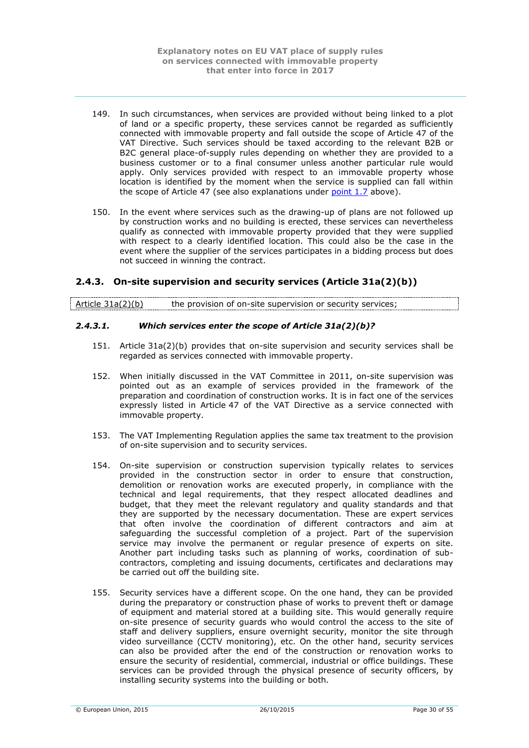149. In such circumstances, when services are provided without being linked to a plot of land or a specific property, these services cannot be regarded as sufficiently connected with immovable property and fall outside the scope of Article 47 of the VAT Directive. Such services should be taxed according to the relevant B2B or B2C general place-of-supply rules depending on whether they are provided to a business customer or to a final consumer unless another particular rule would apply. Only services provided with respect to an immovable property whose location is identified by the moment when the service is supplied can fall within the scope of Article 47 (see also explanations under point 1.7 above).

150. In the event where services such as the drawing-up of plans are not followed up by construction works and no building is erected, these services can nevertheless qualify as connected with immovable property provided that they were supplied with respect to a clearly identified location. This could also be the case in the event where the supplier of the services participates in a bidding process but does not succeed in winning the contract.

## 2.4.3. On-site supervision and security services (Article 31a(2)(b))

| Article 31a(2)(b) | the provision of on-site supervision or security services; |
|---|---|

### *2.4.3.1. Which services enter the scope of Article 31a(2)(b)?*

151. Article 31a(2)(b) provides that on-site supervision and security services shall be regarded as services connected with immovable property.

152. When initially discussed in the VAT Committee in 2011, on-site supervision was pointed out as an example of services provided in the framework of the preparation and coordination of construction works. It is in fact one of the services expressly listed in Article 47 of the VAT Directive as a service connected with immovable property.

153. The VAT Implementing Regulation applies the same tax treatment to the provision of on-site supervision and to security services.

154. On-site supervision or construction supervision typically relates to services provided in the construction sector in order to ensure that construction, demolition or renovation works are executed properly, in compliance with the technical and legal requirements, that they respect allocated deadlines and budget, that they meet the relevant regulatory and quality standards and that they are supported by the necessary documentation. These are expert services that often involve the coordination of different contractors and aim at safeguarding the successful completion of a project. Part of the supervision service may involve the permanent or regular presence of experts on site. Another part including tasks such as planning of works, coordination of sub-contractors, completing and issuing documents, certificates and declarations may be carried out off the building site.

155. Security services have a different scope. On the one hand, they can be provided during the preparatory or construction phase of works to prevent theft or damage of equipment and material stored at a building site. This would generally require on-site presence of security guards who would control the access to the site of staff and delivery suppliers, ensure overnight security, monitor the site through video surveillance (CCTV monitoring), etc. On the other hand, security services can also be provided after the end of the construction or renovation works to ensure the security of residential, commercial, industrial or office buildings. These services can be provided through the physical presence of security officers, by installing security systems into the building or both.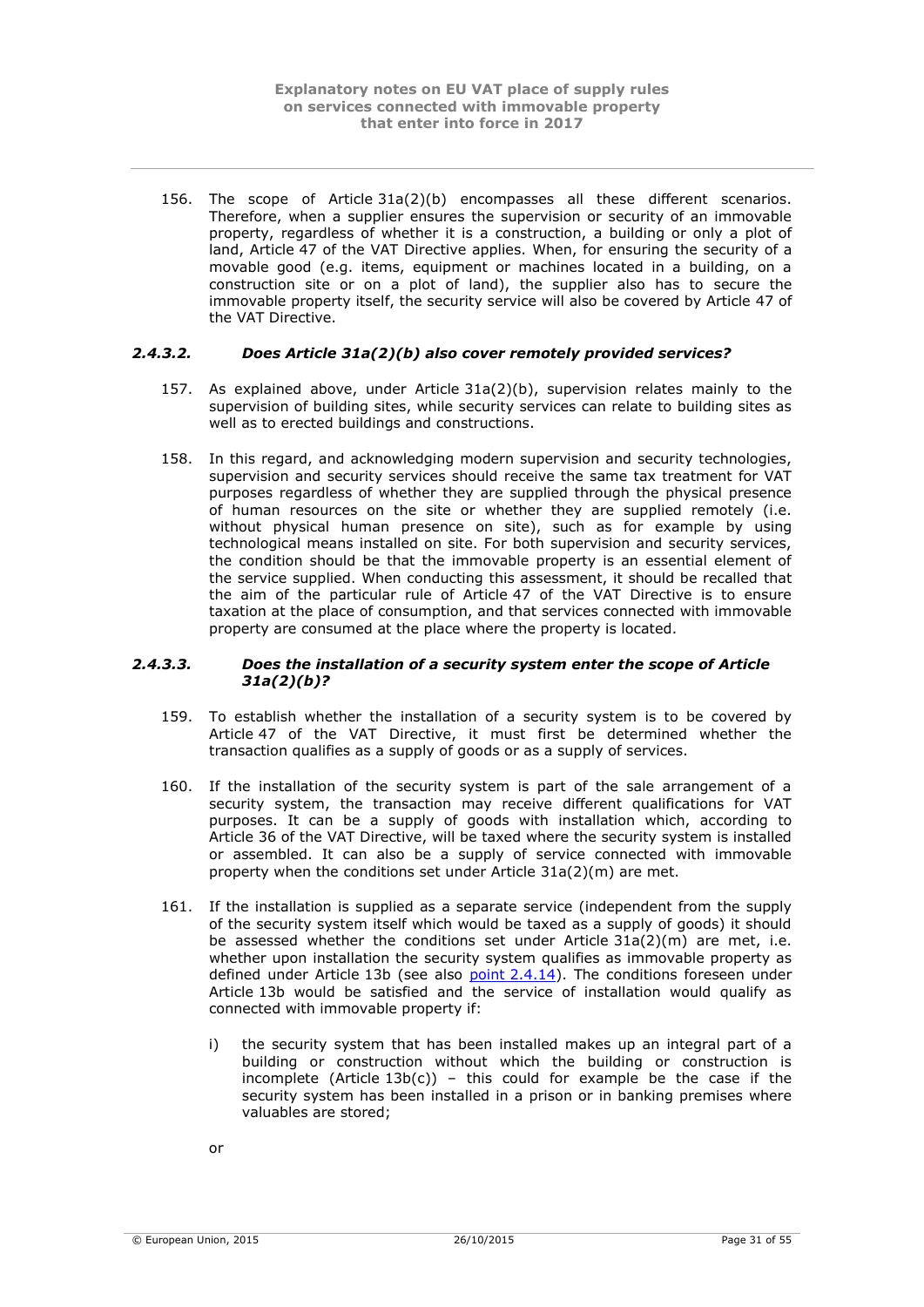156. The scope of Article 31a(2)(b) encompasses all these different scenarios. Therefore, when a supplier ensures the supervision or security of an immovable property, regardless of whether it is a construction, a building or only a plot of land, Article 47 of the VAT Directive applies. When, for ensuring the security of a movable good (e.g. items, equipment or machines located in a building, on a construction site or on a plot of land), the supplier also has to secure the immovable property itself, the security service will also be covered by Article 47 of the VAT Directive.

### *2.4.3.2. Does Article 31a(2)(b) also cover remotely provided services?*

157. As explained above, under Article 31a(2)(b), supervision relates mainly to the supervision of building sites, while security services can relate to building sites as well as to erected buildings and constructions.

158. In this regard, and acknowledging modern supervision and security technologies, supervision and security services should receive the same tax treatment for VAT purposes regardless of whether they are supplied through the physical presence of human resources on the site or whether they are supplied remotely (i.e. without physical human presence on site), such as for example by using technological means installed on site. For both supervision and security services, the condition should be that the immovable property is an essential element of the service supplied. When conducting this assessment, it should be recalled that the aim of the particular rule of Article 47 of the VAT Directive is to ensure taxation at the place of consumption, and that services connected with immovable property are consumed at the place where the property is located.

### *2.4.3.3. Does the installation of a security system enter the scope of Article 31a(2)(b)?*

159. To establish whether the installation of a security system is to be covered by Article 47 of the VAT Directive, it must first be determined whether the transaction qualifies as a supply of goods or as a supply of services.

160. If the installation of the security system is part of the sale arrangement of a security system, the transaction may receive different qualifications for VAT purposes. It can be a supply of goods with installation which, according to Article 36 of the VAT Directive, will be taxed where the security system is installed or assembled. It can also be a supply of service connected with immovable property when the conditions set under Article 31a(2)(m) are met.

161. If the installation is supplied as a separate service (independent from the supply of the security system itself which would be taxed as a supply of goods) it should be assessed whether the conditions set under Article 31a(2)(m) are met, i.e. whether upon installation the security system qualifies as immovable property as defined under Article 13b (see also point 2.4.14). The conditions foreseen under Article 13b would be satisfied and the service of installation would qualify as connected with immovable property if:

   i) the security system that has been installed makes up an integral part of a building or construction without which the building or construction is incomplete (Article 13b(c)) – this could for example be the case if the security system has been installed in a prison or in banking premises where valuables are stored;

   or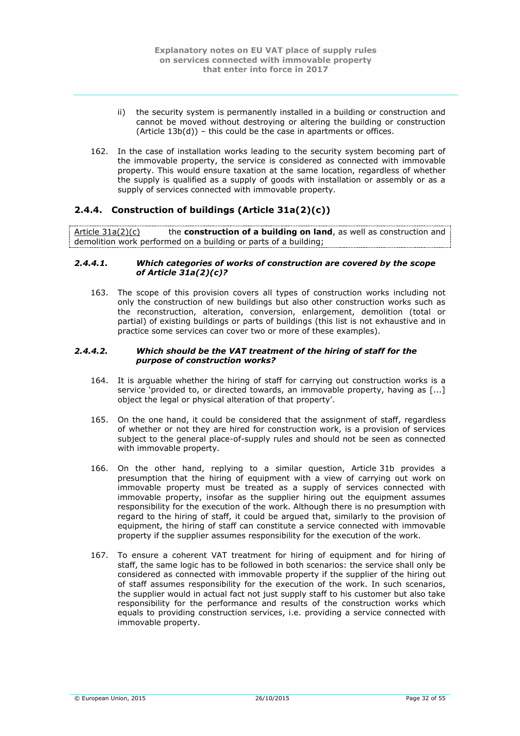ii) the security system is permanently installed in a building or construction and cannot be moved without destroying or altering the building or construction (Article 13b(d)) – this could be the case in apartments or offices.

162. In the case of installation works leading to the security system becoming part of the immovable property, the service is considered as connected with immovable property. This would ensure taxation at the same location, regardless of whether the supply is qualified as a supply of goods with installation or assembly or as a supply of services connected with immovable property.

## 2.4.4. Construction of buildings (Article 31a(2)(c))

Article 31a(2)(c) the **construction of a building on land**, as well as construction and demolition work performed on a building or parts of a building;

### *2.4.4.1. Which categories of works of construction are covered by the scope of Article 31a(2)(c)?*

163. The scope of this provision covers all types of construction works including not only the construction of new buildings but also other construction works such as the reconstruction, alteration, conversion, enlargement, demolition (total or partial) of existing buildings or parts of buildings (this list is not exhaustive and in practice some services can cover two or more of these examples).

### *2.4.4.2. Which should be the VAT treatment of the hiring of staff for the purpose of construction works?*

164. It is arguable whether the hiring of staff for carrying out construction works is a service 'provided to, or directed towards, an immovable property, having as [...] object the legal or physical alteration of that property'.

165. On the one hand, it could be considered that the assignment of staff, regardless of whether or not they are hired for construction work, is a provision of services subject to the general place-of-supply rules and should not be seen as connected with immovable property.

166. On the other hand, replying to a similar question, Article 31b provides a presumption that the hiring of equipment with a view of carrying out work on immovable property must be treated as a supply of services connected with immovable property, insofar as the supplier hiring out the equipment assumes responsibility for the execution of the work. Although there is no presumption with regard to the hiring of staff, it could be argued that, similarly to the provision of equipment, the hiring of staff can constitute a service connected with immovable property if the supplier assumes responsibility for the execution of the work.

167. To ensure a coherent VAT treatment for hiring of equipment and for hiring of staff, the same logic has to be followed in both scenarios: the service shall only be considered as connected with immovable property if the supplier of the hiring out of staff assumes responsibility for the execution of the work. In such scenarios, the supplier would in actual fact not just supply staff to his customer but also take responsibility for the performance and results of the construction works which equals to providing construction services, i.e. providing a service connected with immovable property.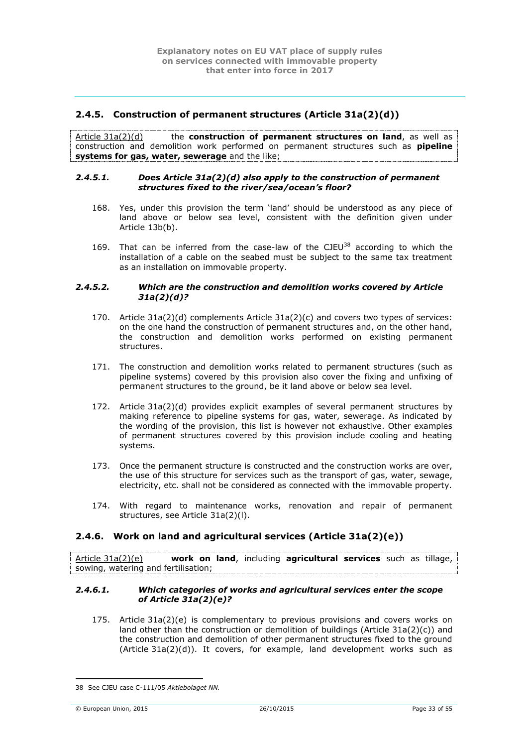## 2.4.5. Construction of permanent structures (Article 31a(2)(d))

Article 31a(2)(d) the **construction of permanent structures on land**, as well as construction and demolition work performed on permanent structures such as **pipeline systems for gas, water, sewerage** and the like;

### *2.4.5.1. Does Article 31a(2)(d) also apply to the construction of permanent structures fixed to the river/sea/ocean's floor?*

168. Yes, under this provision the term 'land' should be understood as any piece of land above or below sea level, consistent with the definition given under Article 13b(b).

169. That can be inferred from the case-law of the CJEU[38] according to which the installation of a cable on the seabed must be subject to the same tax treatment as an installation on immovable property.

### *2.4.5.2. Which are the construction and demolition works covered by Article 31a(2)(d)?*

170. Article 31a(2)(d) complements Article 31a(2)(c) and covers two types of services: on the one hand the construction of permanent structures and, on the other hand, the construction and demolition works performed on existing permanent structures.

171. The construction and demolition works related to permanent structures (such as pipeline systems) covered by this provision also cover the fixing and unfixing of permanent structures to the ground, be it land above or below sea level.

172. Article 31a(2)(d) provides explicit examples of several permanent structures by making reference to pipeline systems for gas, water, sewerage. As indicated by the wording of the provision, this list is however not exhaustive. Other examples of permanent structures covered by this provision include cooling and heating systems.

173. Once the permanent structure is constructed and the construction works are over, the use of this structure for services such as the transport of gas, water, sewage, electricity, etc. shall not be considered as connected with the immovable property.

174. With regard to maintenance works, renovation and repair of permanent structures, see Article 31a(2)(l).

## 2.4.6. Work on land and agricultural services (Article 31a(2)(e))

Article 31a(2)(e) **work on land**, including **agricultural services** such as tillage, sowing, watering and fertilisation;

### *2.4.6.1. Which categories of works and agricultural services enter the scope of Article 31a(2)(e)?*

175. Article 31a(2)(e) is complementary to previous provisions and covers works on land other than the construction or demolition of buildings (Article 31a(2)(c)) and the construction and demolition of other permanent structures fixed to the ground (Article 31a(2)(d)). It covers, for example, land development works such as

---

38 See CJEU case C-111/05 *Aktiebolaget NN*.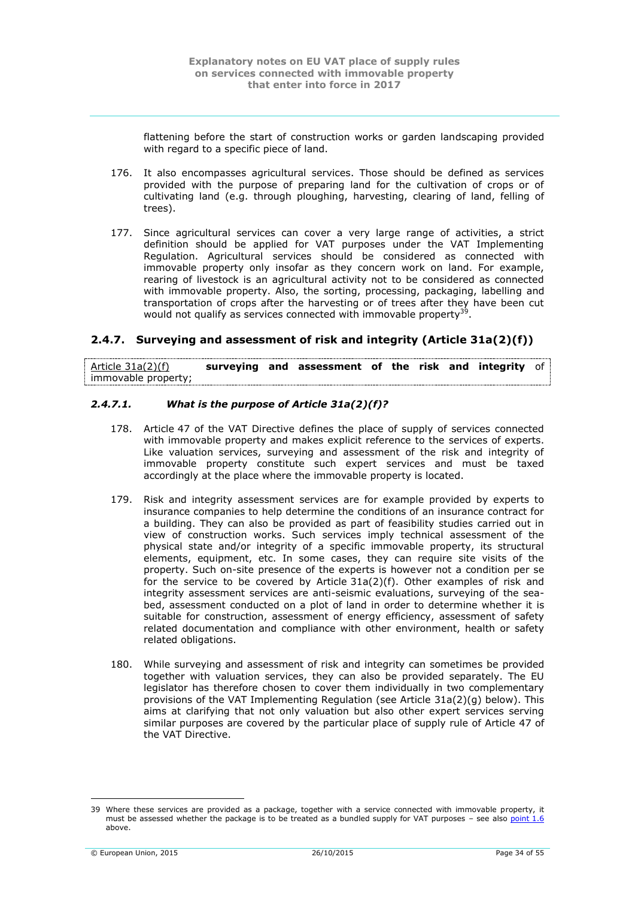flattening before the start of construction works or garden landscaping provided with regard to a specific piece of land.

176. It also encompasses agricultural services. Those should be defined as services provided with the purpose of preparing land for the cultivation of crops or of cultivating land (e.g. through ploughing, harvesting, clearing of land, felling of trees).

177. Since agricultural services can cover a very large range of activities, a strict definition should be applied for VAT purposes under the VAT Implementing Regulation. Agricultural services should be considered as connected with immovable property only insofar as they concern work on land. For example, rearing of livestock is an agricultural activity not to be considered as connected with immovable property. Also, the sorting, processing, packaging, labelling and transportation of crops after the harvesting or of trees after they have been cut would not qualify as services connected with immovable property[39].

## 2.4.7. Surveying and assessment of risk and integrity (Article 31a(2)(f))

Article 31a(2)(f) **surveying and assessment of the risk and integrity** of immovable property;

### *2.4.7.1. What is the purpose of Article 31a(2)(f)?*

178. Article 47 of the VAT Directive defines the place of supply of services connected with immovable property and makes explicit reference to the services of experts. Like valuation services, surveying and assessment of the risk and integrity of immovable property constitute such expert services and must be taxed accordingly at the place where the immovable property is located.

179. Risk and integrity assessment services are for example provided by experts to insurance companies to help determine the conditions of an insurance contract for a building. They can also be provided as part of feasibility studies carried out in view of construction works. Such services imply technical assessment of the physical state and/or integrity of a specific immovable property, its structural elements, equipment, etc. In some cases, they can require site visits of the property. Such on-site presence of the experts is however not a condition per se for the service to be covered by Article 31a(2)(f). Other examples of risk and integrity assessment services are anti-seismic evaluations, surveying of the sea-bed, assessment conducted on a plot of land in order to determine whether it is suitable for construction, assessment of energy efficiency, assessment of safety related documentation and compliance with other environment, health or safety related obligations.

180. While surveying and assessment of risk and integrity can sometimes be provided together with valuation services, they can also be provided separately. The EU legislator has therefore chosen to cover them individually in two complementary provisions of the VAT Implementing Regulation (see Article 31a(2)(g) below). This aims at clarifying that not only valuation but also other expert services serving similar purposes are covered by the particular place of supply rule of Article 47 of the VAT Directive.

---

39 Where these services are provided as a package, together with a service connected with immovable property, it must be assessed whether the package is to be treated as a bundled supply for VAT purposes – see also point 1.6 above.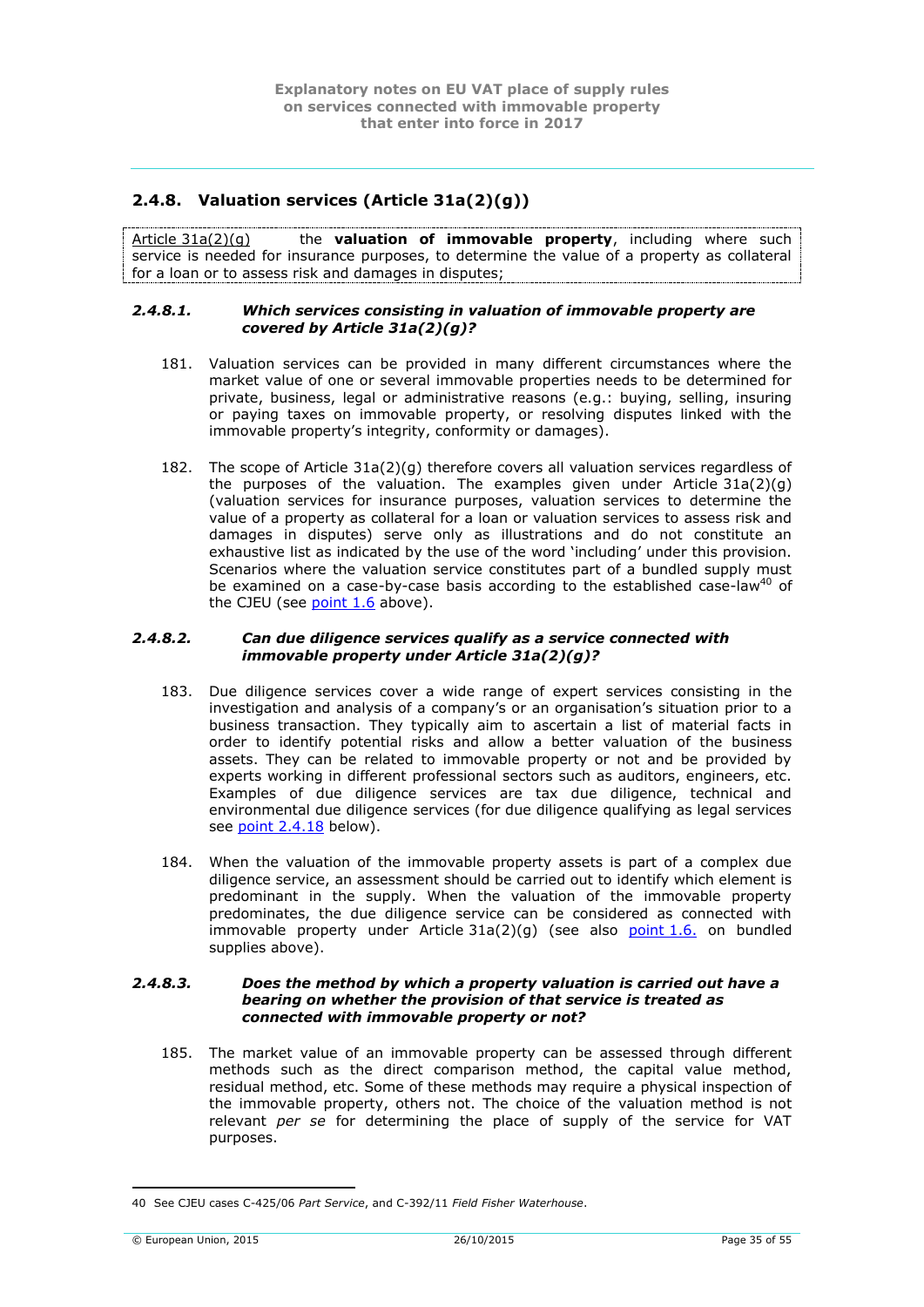### 2.4.8. Valuation services (Article 31a(2)(g))

Article 31a(2)(g) the **valuation of immovable property**, including where such service is needed for insurance purposes, to determine the value of a property as collateral for a loan or to assess risk and damages in disputes;

#### *2.4.8.1. Which services consisting in valuation of immovable property are covered by Article 31a(2)(g)?*

181. Valuation services can be provided in many different circumstances where the market value of one or several immovable properties needs to be determined for private, business, legal or administrative reasons (e.g.: buying, selling, insuring or paying taxes on immovable property, or resolving disputes linked with the immovable property's integrity, conformity or damages).

182. The scope of Article 31a(2)(g) therefore covers all valuation services regardless of the purposes of the valuation. The examples given under Article 31a(2)(g) (valuation services for insurance purposes, valuation services to determine the value of a property as collateral for a loan or valuation services to assess risk and damages in disputes) serve only as illustrations and do not constitute an exhaustive list as indicated by the use of the word 'including' under this provision. Scenarios where the valuation service constitutes part of a bundled supply must be examined on a case-by-case basis according to the established case-law[40] of the CJEU (see point 1.6 above).

#### *2.4.8.2. Can due diligence services qualify as a service connected with immovable property under Article 31a(2)(g)?*

183. Due diligence services cover a wide range of expert services consisting in the investigation and analysis of a company's or an organisation's situation prior to a business transaction. They typically aim to ascertain a list of material facts in order to identify potential risks and allow a better valuation of the business assets. They can be related to immovable property or not and be provided by experts working in different professional sectors such as auditors, engineers, etc. Examples of due diligence services are tax due diligence, technical and environmental due diligence services (for due diligence qualifying as legal services see point 2.4.18 below).

184. When the valuation of the immovable property assets is part of a complex due diligence service, an assessment should be carried out to identify which element is predominant in the supply. When the valuation of the immovable property predominates, the due diligence service can be considered as connected with immovable property under Article 31a(2)(g) (see also point 1.6. on bundled supplies above).

#### *2.4.8.3. Does the method by which a property valuation is carried out have a bearing on whether the provision of that service is treated as connected with immovable property or not?*

185. The market value of an immovable property can be assessed through different methods such as the direct comparison method, the capital value method, residual method, etc. Some of these methods may require a physical inspection of the immovable property, others not. The choice of the valuation method is not relevant *per se* for determining the place of supply of the service for VAT purposes.

---

40 See CJEU cases C-425/06 *Part Service*, and C-392/11 *Field Fisher Waterhouse*.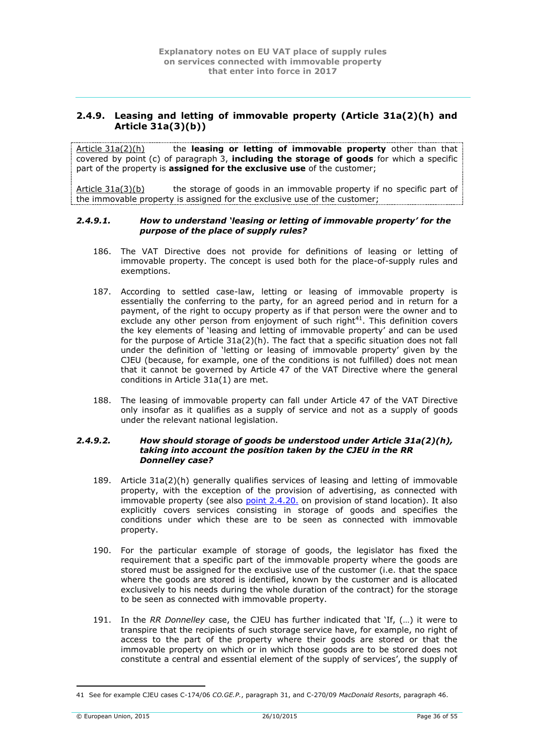## 2.4.9. Leasing and letting of immovable property (Article 31a(2)(h) and Article 31a(3)(b))

Article 31a(2)(h) the **leasing or letting of immovable property** other than that covered by point (c) of paragraph 3, **including the storage of goods** for which a specific part of the property is **assigned for the exclusive use** of the customer;

Article 31a(3)(b) the storage of goods in an immovable property if no specific part of the immovable property is assigned for the exclusive use of the customer;

### *2.4.9.1. How to understand 'leasing or letting of immovable property' for the purpose of the place of supply rules?*

186. The VAT Directive does not provide for definitions of leasing or letting of immovable property. The concept is used both for the place-of-supply rules and exemptions.

187. According to settled case-law, letting or leasing of immovable property is essentially the conferring to the party, for an agreed period and in return for a payment, of the right to occupy property as if that person were the owner and to exclude any other person from enjoyment of such right[41]. This definition covers the key elements of 'leasing and letting of immovable property' and can be used for the purpose of Article 31a(2)(h). The fact that a specific situation does not fall under the definition of 'letting or leasing of immovable property' given by the CJEU (because, for example, one of the conditions is not fulfilled) does not mean that it cannot be governed by Article 47 of the VAT Directive where the general conditions in Article 31a(1) are met.

188. The leasing of immovable property can fall under Article 47 of the VAT Directive only insofar as it qualifies as a supply of service and not as a supply of goods under the relevant national legislation.

### *2.4.9.2. How should storage of goods be understood under Article 31a(2)(h), taking into account the position taken by the CJEU in the RR Donnelley case?*

189. Article 31a(2)(h) generally qualifies services of leasing and letting of immovable property, with the exception of the provision of advertising, as connected with immovable property (see also point 2.4.20. on provision of stand location). It also explicitly covers services consisting in storage of goods and specifies the conditions under which these are to be seen as connected with immovable property.

190. For the particular example of storage of goods, the legislator has fixed the requirement that a specific part of the immovable property where the goods are stored must be assigned for the exclusive use of the customer (i.e. that the space where the goods are stored is identified, known by the customer and is allocated exclusively to his needs during the whole duration of the contract) for the storage to be seen as connected with immovable property.

191. In the *RR Donnelley* case, the CJEU has further indicated that 'If, (…) it were to transpire that the recipients of such storage service have, for example, no right of access to the part of the property where their goods are stored or that the immovable property on which or in which those goods are to be stored does not constitute a central and essential element of the supply of services', the supply of

---

41 See for example CJEU cases C-174/06 *CO.GE.P.*, paragraph 31, and C-270/09 *MacDonald Resorts*, paragraph 46.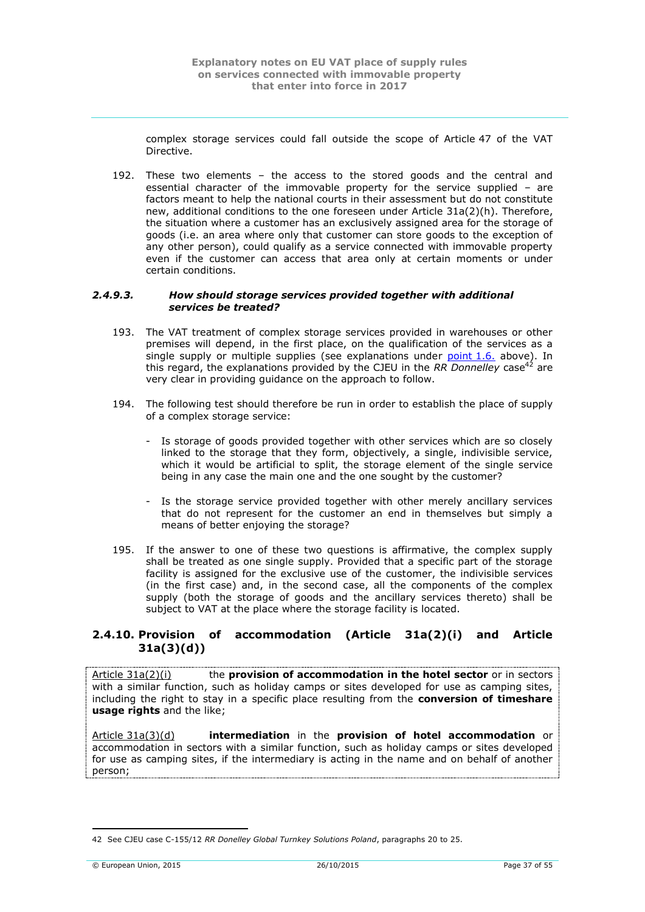complex storage services could fall outside the scope of Article 47 of the VAT Directive.

192. These two elements – the access to the stored goods and the central and essential character of the immovable property for the service supplied – are factors meant to help the national courts in their assessment but do not constitute new, additional conditions to the one foreseen under Article 31a(2)(h). Therefore, the situation where a customer has an exclusively assigned area for the storage of goods (i.e. an area where only that customer can store goods to the exception of any other person), could qualify as a service connected with immovable property even if the customer can access that area only at certain moments or under certain conditions.

#### *2.4.9.3. How should storage services provided together with additional services be treated?*

193. The VAT treatment of complex storage services provided in warehouses or other premises will depend, in the first place, on the qualification of the services as a single supply or multiple supplies (see explanations under point 1.6. above). In this regard, the explanations provided by the CJEU in the *RR Donnelley* case[42] are very clear in providing guidance on the approach to follow.

194. The following test should therefore be run in order to establish the place of supply of a complex storage service:

- Is storage of goods provided together with other services which are so closely linked to the storage that they form, objectively, a single, indivisible service, which it would be artificial to split, the storage element of the single service being in any case the main one and the one sought by the customer?

- Is the storage service provided together with other merely ancillary services that do not represent for the customer an end in themselves but simply a means of better enjoying the storage?

195. If the answer to one of these two questions is affirmative, the complex supply shall be treated as one single supply. Provided that a specific part of the storage facility is assigned for the exclusive use of the customer, the indivisible services (in the first case) and, in the second case, all the components of the complex supply (both the storage of goods and the ancillary services thereto) shall be subject to VAT at the place where the storage facility is located.

### 2.4.10. Provision of accommodation (Article 31a(2)(i) and Article 31a(3)(d))

Article 31a(2)(i) the **provision of accommodation in the hotel sector** or in sectors with a similar function, such as holiday camps or sites developed for use as camping sites, including the right to stay in a specific place resulting from the **conversion of timeshare usage rights** and the like;

Article 31a(3)(d) **intermediation** in the **provision of hotel accommodation** or accommodation in sectors with a similar function, such as holiday camps or sites developed for use as camping sites, if the intermediary is acting in the name and on behalf of another person;

---

42 See CJEU case C-155/12 *RR Donelley Global Turnkey Solutions Poland*, paragraphs 20 to 25.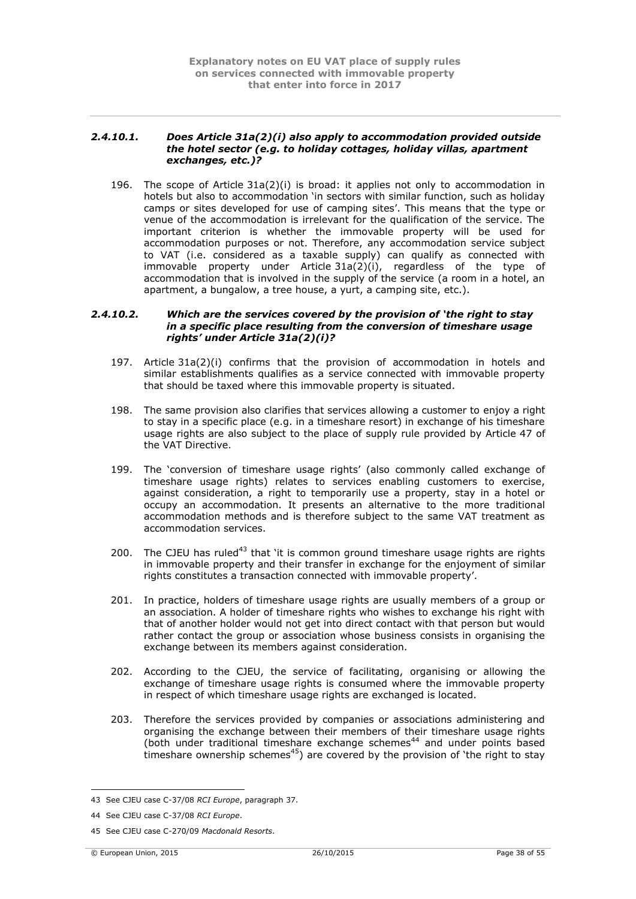#### *2.4.10.1. Does Article 31a(2)(i) also apply to accommodation provided outside the hotel sector (e.g. to holiday cottages, holiday villas, apartment exchanges, etc.)?*

196. The scope of Article 31a(2)(i) is broad: it applies not only to accommodation in hotels but also to accommodation 'in sectors with similar function, such as holiday camps or sites developed for use of camping sites'. This means that the type or venue of the accommodation is irrelevant for the qualification of the service. The important criterion is whether the immovable property will be used for accommodation purposes or not. Therefore, any accommodation service subject to VAT (i.e. considered as a taxable supply) can qualify as connected with immovable property under Article 31a(2)(i), regardless of the type of accommodation that is involved in the supply of the service (a room in a hotel, an apartment, a bungalow, a tree house, a yurt, a camping site, etc.).

#### *2.4.10.2. Which are the services covered by the provision of 'the right to stay in a specific place resulting from the conversion of timeshare usage rights' under Article 31a(2)(i)?*

197. Article 31a(2)(i) confirms that the provision of accommodation in hotels and similar establishments qualifies as a service connected with immovable property that should be taxed where this immovable property is situated.

198. The same provision also clarifies that services allowing a customer to enjoy a right to stay in a specific place (e.g. in a timeshare resort) in exchange of his timeshare usage rights are also subject to the place of supply rule provided by Article 47 of the VAT Directive.

199. The 'conversion of timeshare usage rights' (also commonly called exchange of timeshare usage rights) relates to services enabling customers to exercise, against consideration, a right to temporarily use a property, stay in a hotel or occupy an accommodation. It presents an alternative to the more traditional accommodation methods and is therefore subject to the same VAT treatment as accommodation services.

200. The CJEU has ruled[43] that 'it is common ground timeshare usage rights are rights in immovable property and their transfer in exchange for the enjoyment of similar rights constitutes a transaction connected with immovable property'.

201. In practice, holders of timeshare usage rights are usually members of a group or an association. A holder of timeshare rights who wishes to exchange his right with that of another holder would not get into direct contact with that person but would rather contact the group or association whose business consists in organising the exchange between its members against consideration.

202. According to the CJEU, the service of facilitating, organising or allowing the exchange of timeshare usage rights is consumed where the immovable property in respect of which timeshare usage rights are exchanged is located.

203. Therefore the services provided by companies or associations administering and organising the exchange between their members of their timeshare usage rights (both under traditional timeshare exchange schemes[44] and under points based timeshare ownership schemes[45]) are covered by the provision of 'the right to stay

---

43 See CJEU case C-37/08 *RCI Europe*, paragraph 37.

44 See CJEU case C-37/08 *RCI Europe*.

45 See CJEU case C-270/09 *Macdonald Resorts*.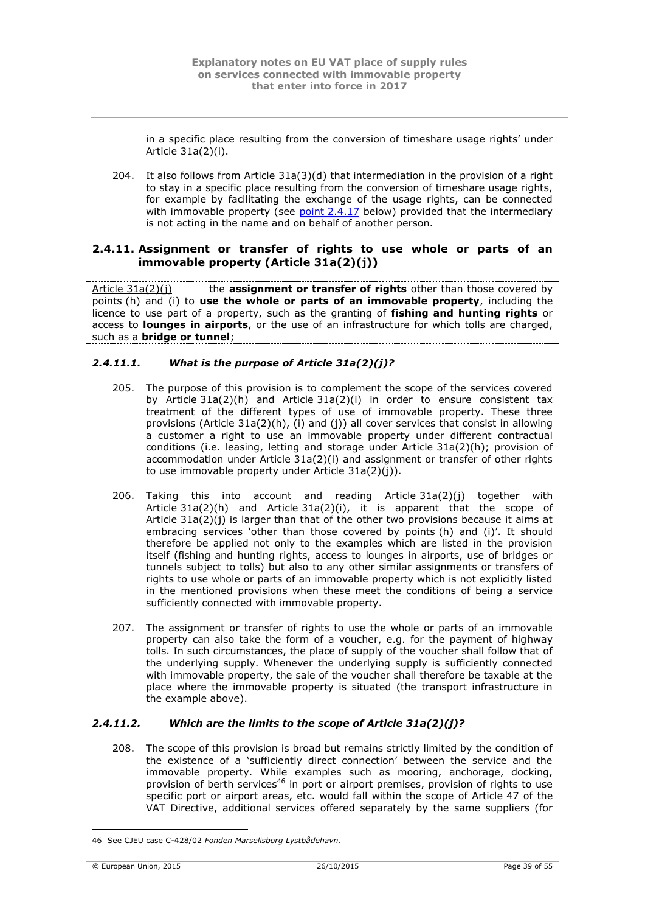in a specific place resulting from the conversion of timeshare usage rights' under Article 31a(2)(i).

204. It also follows from Article 31a(3)(d) that intermediation in the provision of a right to stay in a specific place resulting from the conversion of timeshare usage rights, for example by facilitating the exchange of the usage rights, can be connected with immovable property (see point 2.4.17 below) provided that the intermediary is not acting in the name and on behalf of another person.

### 2.4.11. Assignment or transfer of rights to use whole or parts of an immovable property (Article 31a(2)(j))

Article 31a(2)(j) the **assignment or transfer of rights** other than those covered by points (h) and (i) to **use the whole or parts of an immovable property**, including the licence to use part of a property, such as the granting of **fishing and hunting rights** or access to **lounges in airports**, or the use of an infrastructure for which tolls are charged, such as a **bridge or tunnel**;

#### *2.4.11.1. What is the purpose of Article 31a(2)(j)?*

205. The purpose of this provision is to complement the scope of the services covered by Article 31a(2)(h) and Article 31a(2)(i) in order to ensure consistent tax treatment of the different types of use of immovable property. These three provisions (Article 31a(2)(h), (i) and (j)) all cover services that consist in allowing a customer a right to use an immovable property under different contractual conditions (i.e. leasing, letting and storage under Article 31a(2)(h); provision of accommodation under Article 31a(2)(i) and assignment or transfer of other rights to use immovable property under Article 31a(2)(j)).

206. Taking this into account and reading Article 31a(2)(j) together with Article 31a(2)(h) and Article 31a(2)(i), it is apparent that the scope of Article 31a(2)(j) is larger than that of the other two provisions because it aims at embracing services 'other than those covered by points (h) and (i)'. It should therefore be applied not only to the examples which are listed in the provision itself (fishing and hunting rights, access to lounges in airports, use of bridges or tunnels subject to tolls) but also to any other similar assignments or transfers of rights to use whole or parts of an immovable property which is not explicitly listed in the mentioned provisions when these meet the conditions of being a service sufficiently connected with immovable property.

207. The assignment or transfer of rights to use the whole or parts of an immovable property can also take the form of a voucher, e.g. for the payment of highway tolls. In such circumstances, the place of supply of the voucher shall follow that of the underlying supply. Whenever the underlying supply is sufficiently connected with immovable property, the sale of the voucher shall therefore be taxable at the place where the immovable property is situated (the transport infrastructure in the example above).

#### *2.4.11.2. Which are the limits to the scope of Article 31a(2)(j)?*

208. The scope of this provision is broad but remains strictly limited by the condition of the existence of a 'sufficiently direct connection' between the service and the immovable property. While examples such as mooring, anchorage, docking, provision of berth services[46] in port or airport premises, provision of rights to use specific port or airport areas, etc. would fall within the scope of Article 47 of the VAT Directive, additional services offered separately by the same suppliers (for

46 See CJEU case C-428/02 *Fonden Marselisborg Lystbådehavn*.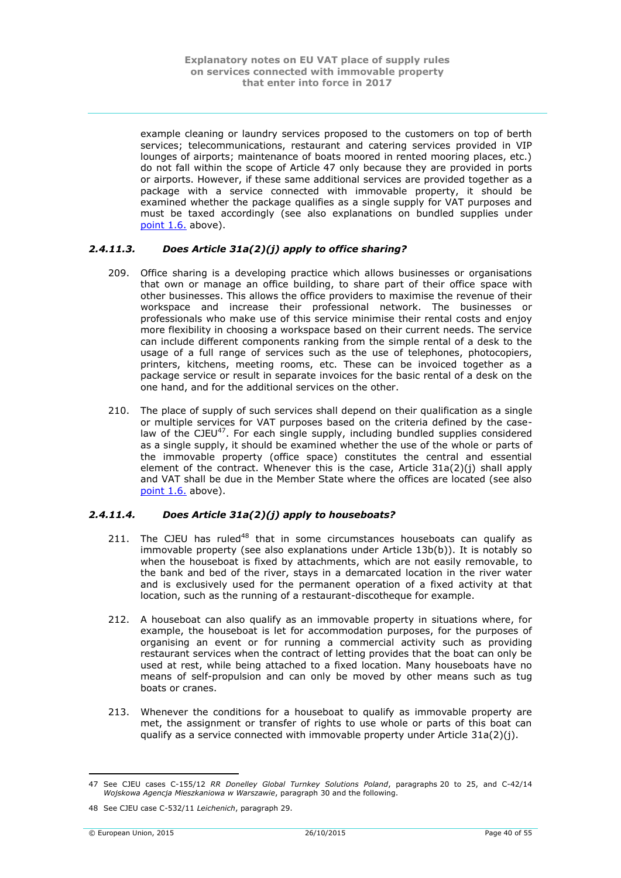example cleaning or laundry services proposed to the customers on top of berth services; telecommunications, restaurant and catering services provided in VIP lounges of airports; maintenance of boats moored in rented mooring places, etc.) do not fall within the scope of Article 47 only because they are provided in ports or airports. However, if these same additional services are provided together as a package with a service connected with immovable property, it should be examined whether the package qualifies as a single supply for VAT purposes and must be taxed accordingly (see also explanations on bundled supplies under point 1.6. above).

#### *2.4.11.3. Does Article 31a(2)(j) apply to office sharing?*

209. Office sharing is a developing practice which allows businesses or organisations that own or manage an office building, to share part of their office space with other businesses. This allows the office providers to maximise the revenue of their workspace and increase their professional network. The businesses or professionals who make use of this service minimise their rental costs and enjoy more flexibility in choosing a workspace based on their current needs. The service can include different components ranking from the simple rental of a desk to the usage of a full range of services such as the use of telephones, photocopiers, printers, kitchens, meeting rooms, etc. These can be invoiced together as a package service or result in separate invoices for the basic rental of a desk on the one hand, and for the additional services on the other.

210. The place of supply of such services shall depend on their qualification as a single or multiple services for VAT purposes based on the criteria defined by the case-law of the CJEU[47]. For each single supply, including bundled supplies considered as a single supply, it should be examined whether the use of the whole or parts of the immovable property (office space) constitutes the central and essential element of the contract. Whenever this is the case, Article 31a(2)(j) shall apply and VAT shall be due in the Member State where the offices are located (see also point 1.6. above).

#### *2.4.11.4. Does Article 31a(2)(j) apply to houseboats?*

211. The CJEU has ruled[48] that in some circumstances houseboats can qualify as immovable property (see also explanations under Article 13b(b)). It is notably so when the houseboat is fixed by attachments, which are not easily removable, to the bank and bed of the river, stays in a demarcated location in the river water and is exclusively used for the permanent operation of a fixed activity at that location, such as the running of a restaurant-discotheque for example.

212. A houseboat can also qualify as an immovable property in situations where, for example, the houseboat is let for accommodation purposes, for the purposes of organising an event or for running a commercial activity such as providing restaurant services when the contract of letting provides that the boat can only be used at rest, while being attached to a fixed location. Many houseboats have no means of self-propulsion and can only be moved by other means such as tug boats or cranes.

213. Whenever the conditions for a houseboat to qualify as immovable property are met, the assignment or transfer of rights to use whole or parts of this boat can qualify as a service connected with immovable property under Article 31a(2)(j).

---

47 See CJEU cases C-155/12 *RR Donelley Global Turnkey Solutions Poland*, paragraphs 20 to 25, and C-42/14 *Wojskowa Agencja Mieszkaniowa w Warszawie*, paragraph 30 and the following.

48 See CJEU case C-532/11 *Leichenich*, paragraph 29.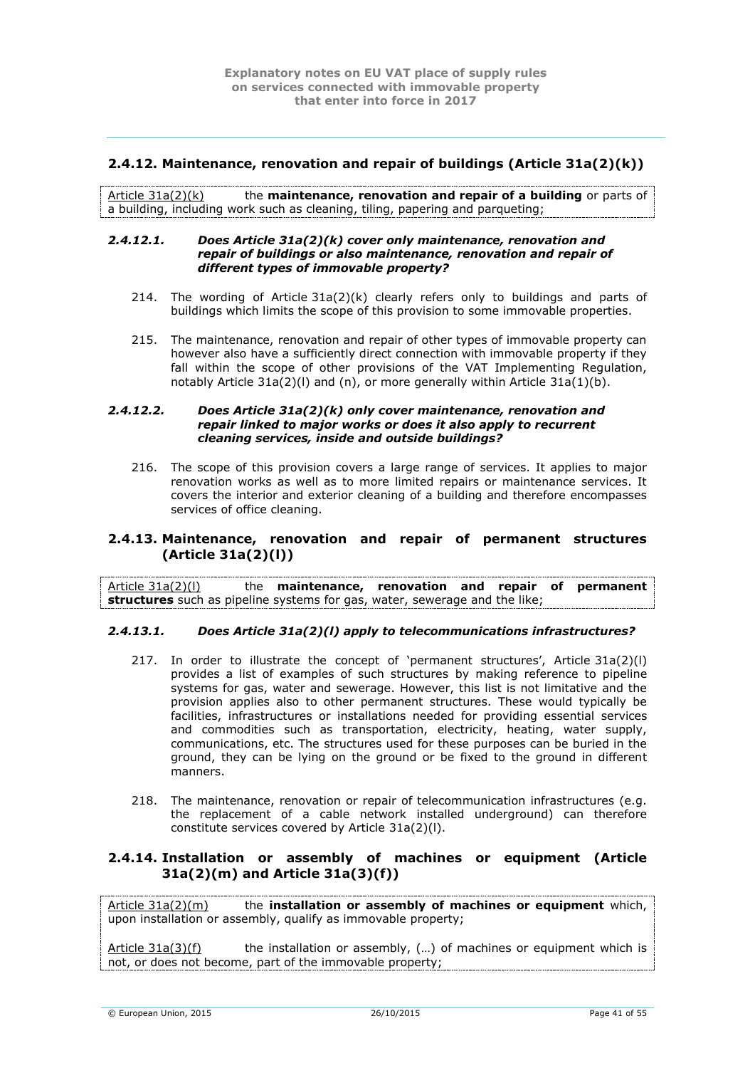## 2.4.12. Maintenance, renovation and repair of buildings (Article 31a(2)(k))

Article 31a(2)(k) the **maintenance, renovation and repair of a building** or parts of a building, including work such as cleaning, tiling, papering and parqueting;

#### *2.4.12.1. Does Article 31a(2)(k) cover only maintenance, renovation and repair of buildings or also maintenance, renovation and repair of different types of immovable property?*

214. The wording of Article 31a(2)(k) clearly refers only to buildings and parts of buildings which limits the scope of this provision to some immovable properties.

215. The maintenance, renovation and repair of other types of immovable property can however also have a sufficiently direct connection with immovable property if they fall within the scope of other provisions of the VAT Implementing Regulation, notably Article 31a(2)(l) and (n), or more generally within Article 31a(1)(b).

#### *2.4.12.2. Does Article 31a(2)(k) only cover maintenance, renovation and repair linked to major works or does it also apply to recurrent cleaning services, inside and outside buildings?*

216. The scope of this provision covers a large range of services. It applies to major renovation works as well as to more limited repairs or maintenance services. It covers the interior and exterior cleaning of a building and therefore encompasses services of office cleaning.

## 2.4.13. Maintenance, renovation and repair of permanent structures (Article 31a(2)(l))

Article 31a(2)(l) the **maintenance, renovation and repair of permanent structures** such as pipeline systems for gas, water, sewerage and the like;

#### *2.4.13.1. Does Article 31a(2)(l) apply to telecommunications infrastructures?*

217. In order to illustrate the concept of 'permanent structures', Article 31a(2)(l) provides a list of examples of such structures by making reference to pipeline systems for gas, water and sewerage. However, this list is not limitative and the provision applies also to other permanent structures. These would typically be facilities, infrastructures or installations needed for providing essential services and commodities such as transportation, electricity, heating, water supply, communications, etc. The structures used for these purposes can be buried in the ground, they can be lying on the ground or be fixed to the ground in different manners.

218. The maintenance, renovation or repair of telecommunication infrastructures (e.g. the replacement of a cable network installed underground) can therefore constitute services covered by Article 31a(2)(l).

## 2.4.14. Installation or assembly of machines or equipment (Article 31a(2)(m) and Article 31a(3)(f))

Article 31a(2)(m) the **installation or assembly of machines or equipment** which, upon installation or assembly, qualify as immovable property;

Article 31a(3)(f) the installation or assembly, (…) of machines or equipment which is not, or does not become, part of the immovable property;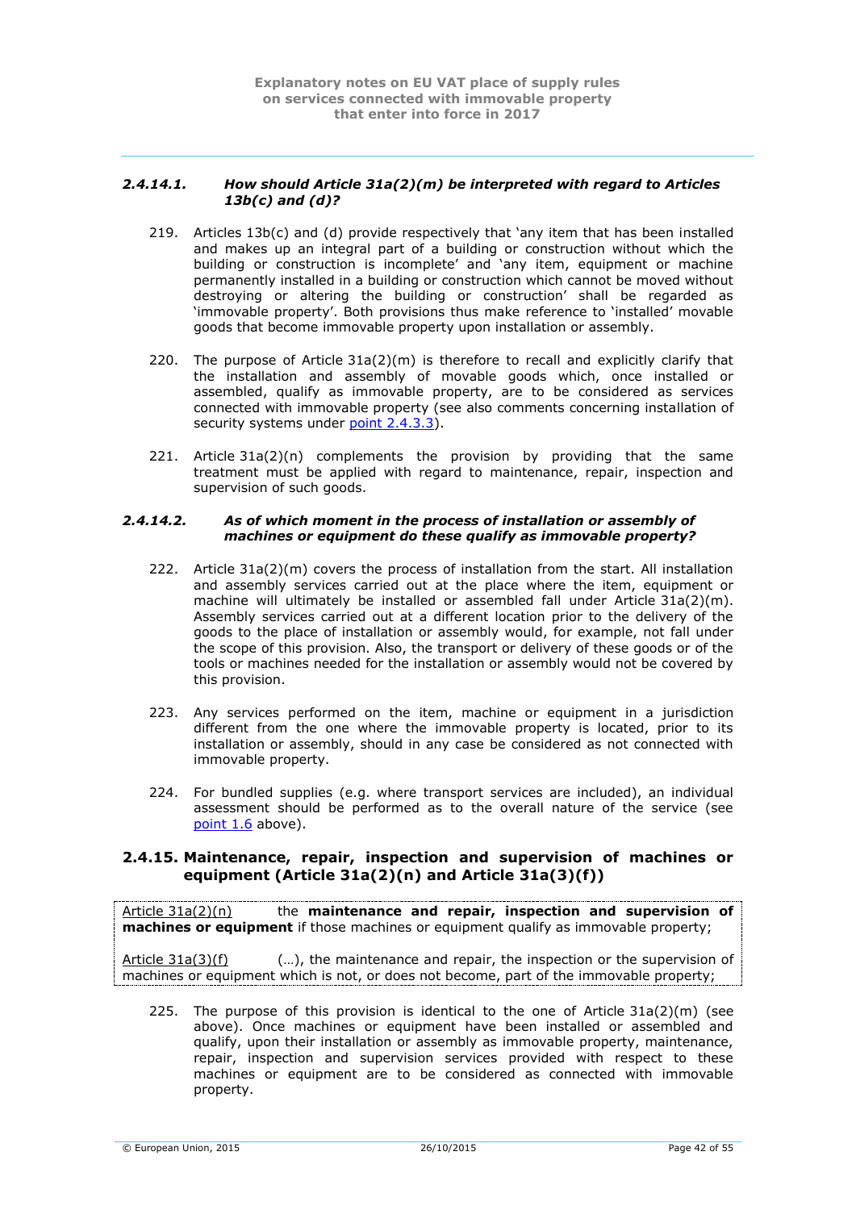#### *2.4.14.1. How should Article 31a(2)(m) be interpreted with regard to Articles 13b(c) and (d)?*

219. Articles 13b(c) and (d) provide respectively that 'any item that has been installed and makes up an integral part of a building or construction without which the building or construction is incomplete' and 'any item, equipment or machine permanently installed in a building or construction which cannot be moved without destroying or altering the building or construction' shall be regarded as 'immovable property'. Both provisions thus make reference to 'installed' movable goods that become immovable property upon installation or assembly.

220. The purpose of Article 31a(2)(m) is therefore to recall and explicitly clarify that the installation and assembly of movable goods which, once installed or assembled, qualify as immovable property, are to be considered as services connected with immovable property (see also comments concerning installation of security systems under point 2.4.3.3).

221. Article 31a(2)(n) complements the provision by providing that the same treatment must be applied with regard to maintenance, repair, inspection and supervision of such goods.

#### *2.4.14.2. As of which moment in the process of installation or assembly of machines or equipment do these qualify as immovable property?*

222. Article 31a(2)(m) covers the process of installation from the start. All installation and assembly services carried out at the place where the item, equipment or machine will ultimately be installed or assembled fall under Article 31a(2)(m). Assembly services carried out at a different location prior to the delivery of the goods to the place of installation or assembly would, for example, not fall under the scope of this provision. Also, the transport or delivery of these goods or of the tools or machines needed for the installation or assembly would not be covered by this provision.

223. Any services performed on the item, machine or equipment in a jurisdiction different from the one where the immovable property is located, prior to its installation or assembly, should in any case be considered as not connected with immovable property.

224. For bundled supplies (e.g. where transport services are included), an individual assessment should be performed as to the overall nature of the service (see point 1.6 above).

### 2.4.15. Maintenance, repair, inspection and supervision of machines or equipment (Article 31a(2)(n) and Article 31a(3)(f))

Article 31a(2)(n) the **maintenance and repair, inspection and supervision of machines or equipment** if those machines or equipment qualify as immovable property;

Article 31a(3)(f) (…), the maintenance and repair, the inspection or the supervision of machines or equipment which is not, or does not become, part of the immovable property;

225. The purpose of this provision is identical to the one of Article 31a(2)(m) (see above). Once machines or equipment have been installed or assembled and qualify, upon their installation or assembly as immovable property, maintenance, repair, inspection and supervision services provided with respect to these machines or equipment are to be considered as connected with immovable property.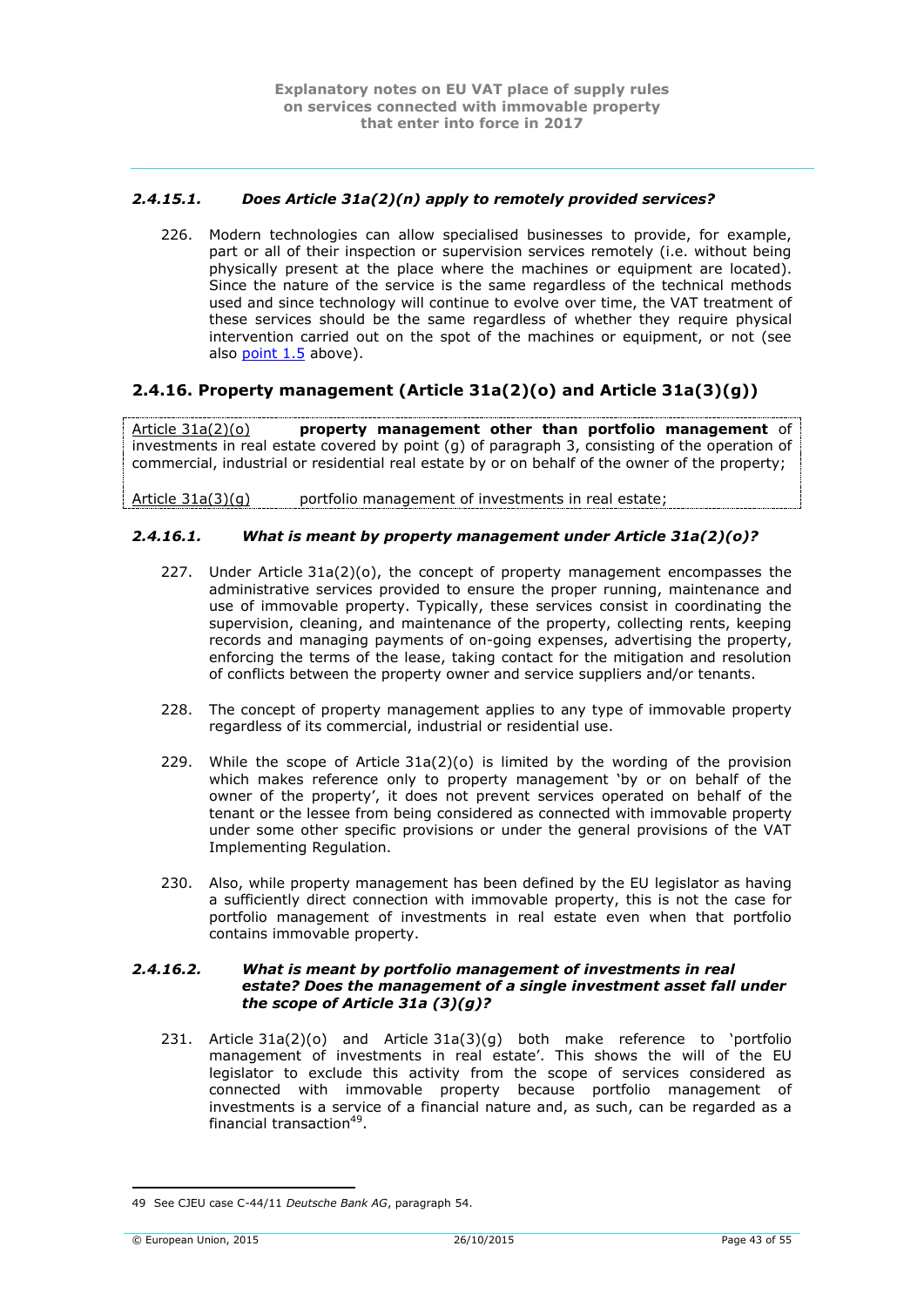#### 2.4.15.1. Does Article 31a(2)(n) apply to remotely provided services?

226. Modern technologies can allow specialised businesses to provide, for example, part or all of their inspection or supervision services remotely (i.e. without being physically present at the place where the machines or equipment are located). Since the nature of the service is the same regardless of the technical methods used and since technology will continue to evolve over time, the VAT treatment of these services should be the same regardless of whether they require physical intervention carried out on the spot of the machines or equipment, or not (see also point 1.5 above).

### 2.4.16. Property management (Article 31a(2)(o) and Article 31a(3)(g))

Article 31a(2)(o) **property management other than portfolio management** of investments in real estate covered by point (g) of paragraph 3, consisting of the operation of commercial, industrial or residential real estate by or on behalf of the owner of the property;

Article 31a(3)(g) portfolio management of investments in real estate;

#### 2.4.16.1. What is meant by property management under Article 31a(2)(o)?

227. Under Article 31a(2)(o), the concept of property management encompasses the administrative services provided to ensure the proper running, maintenance and use of immovable property. Typically, these services consist in coordinating the supervision, cleaning, and maintenance of the property, collecting rents, keeping records and managing payments of on-going expenses, advertising the property, enforcing the terms of the lease, taking contact for the mitigation and resolution of conflicts between the property owner and service suppliers and/or tenants.

228. The concept of property management applies to any type of immovable property regardless of its commercial, industrial or residential use.

229. While the scope of Article 31a(2)(o) is limited by the wording of the provision which makes reference only to property management 'by or on behalf of the owner of the property', it does not prevent services operated on behalf of the tenant or the lessee from being considered as connected with immovable property under some other specific provisions or under the general provisions of the VAT Implementing Regulation.

230. Also, while property management has been defined by the EU legislator as having a sufficiently direct connection with immovable property, this is not the case for portfolio management of investments in real estate even when that portfolio contains immovable property.

#### 2.4.16.2. What is meant by portfolio management of investments in real estate? Does the management of a single investment asset fall under the scope of Article 31a (3)(g)?

231. Article 31a(2)(o) and Article 31a(3)(g) both make reference to 'portfolio management of investments in real estate'. This shows the will of the EU legislator to exclude this activity from the scope of services considered as connected with immovable property because portfolio management of investments is a service of a financial nature and, as such, can be regarded as a financial transaction[49].

---

49 See CJEU case C-44/11 *Deutsche Bank AG*, paragraph 54.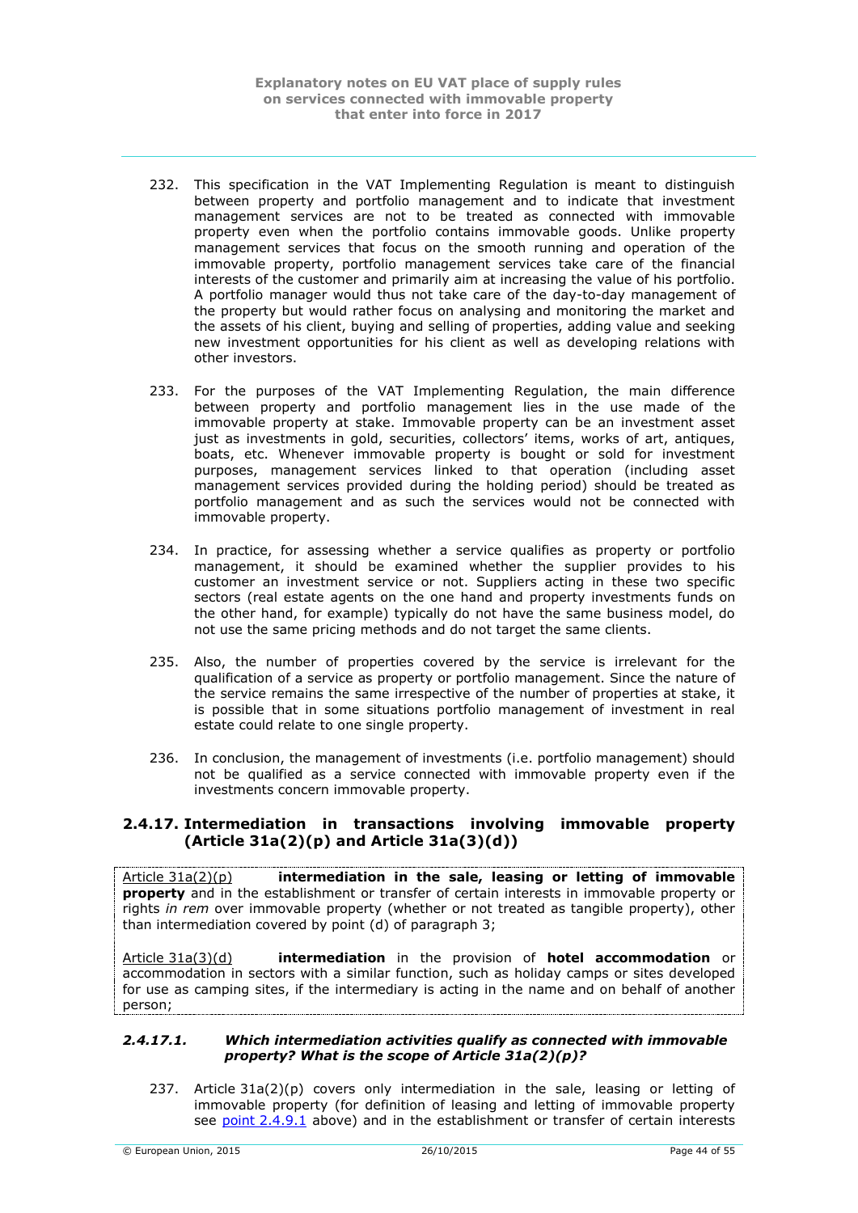232. This specification in the VAT Implementing Regulation is meant to distinguish between property and portfolio management and to indicate that investment management services are not to be treated as connected with immovable property even when the portfolio contains immovable goods. Unlike property management services that focus on the smooth running and operation of the immovable property, portfolio management services take care of the financial interests of the customer and primarily aim at increasing the value of his portfolio. A portfolio manager would thus not take care of the day-to-day management of the property but would rather focus on analysing and monitoring the market and the assets of his client, buying and selling of properties, adding value and seeking new investment opportunities for his client as well as developing relations with other investors.

233. For the purposes of the VAT Implementing Regulation, the main difference between property and portfolio management lies in the use made of the immovable property at stake. Immovable property can be an investment asset just as investments in gold, securities, collectors' items, works of art, antiques, boats, etc. Whenever immovable property is bought or sold for investment purposes, management services linked to that operation (including asset management services provided during the holding period) should be treated as portfolio management and as such the services would not be connected with immovable property.

234. In practice, for assessing whether a service qualifies as property or portfolio management, it should be examined whether the supplier provides to his customer an investment service or not. Suppliers acting in these two specific sectors (real estate agents on the one hand and property investments funds on the other hand, for example) typically do not have the same business model, do not use the same pricing methods and do not target the same clients.

235. Also, the number of properties covered by the service is irrelevant for the qualification of a service as property or portfolio management. Since the nature of the service remains the same irrespective of the number of properties at stake, it is possible that in some situations portfolio management of investment in real estate could relate to one single property.

236. In conclusion, the management of investments (i.e. portfolio management) should not be qualified as a service connected with immovable property even if the investments concern immovable property.

## 2.4.17. Intermediation in transactions involving immovable property (Article 31a(2)(p) and Article 31a(3)(d))

Article 31a(2)(p) **intermediation in the sale, leasing or letting of immovable property** and in the establishment or transfer of certain interests in immovable property or rights *in rem* over immovable property (whether or not treated as tangible property), other than intermediation covered by point (d) of paragraph 3;

Article 31a(3)(d) **intermediation** in the provision of **hotel accommodation** or accommodation in sectors with a similar function, such as holiday camps or sites developed for use as camping sites, if the intermediary is acting in the name and on behalf of another person;

### *2.4.17.1. Which intermediation activities qualify as connected with immovable property? What is the scope of Article 31a(2)(p)?*

237. Article 31a(2)(p) covers only intermediation in the sale, leasing or letting of immovable property (for definition of leasing and letting of immovable property see point 2.4.9.1 above) and in the establishment or transfer of certain interests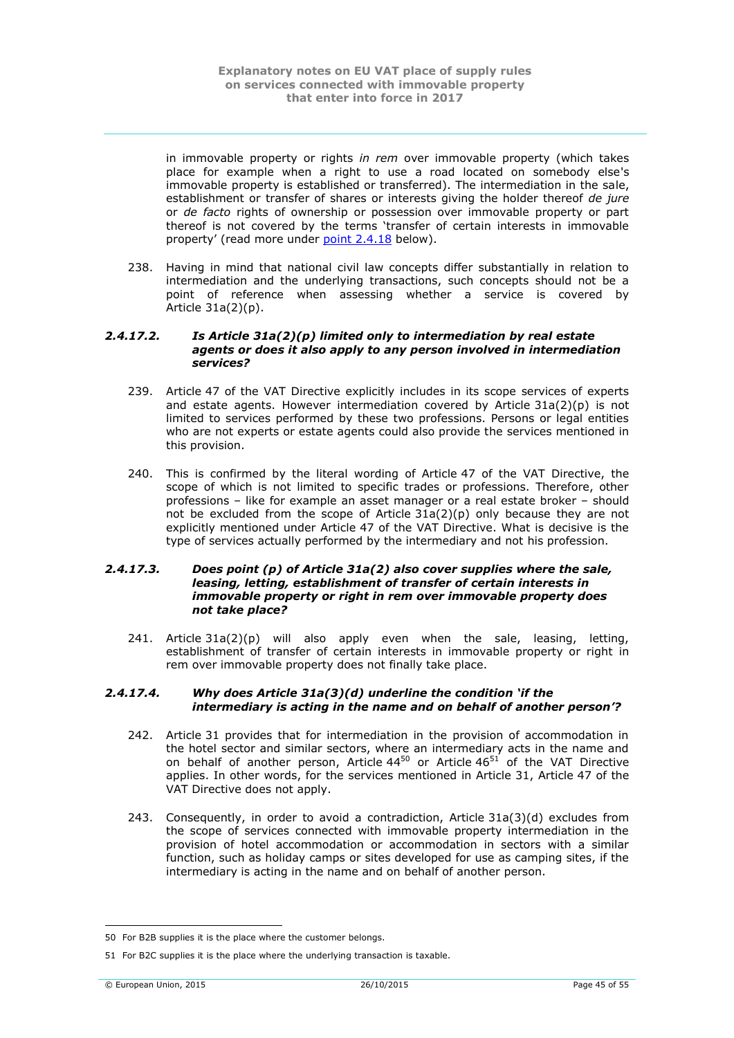in immovable property or rights *in rem* over immovable property (which takes place for example when a right to use a road located on somebody else's immovable property is established or transferred). The intermediation in the sale, establishment or transfer of shares or interests giving the holder thereof *de jure* or *de facto* rights of ownership or possession over immovable property or part thereof is not covered by the terms 'transfer of certain interests in immovable property' (read more under point 2.4.18 below).

238. Having in mind that national civil law concepts differ substantially in relation to intermediation and the underlying transactions, such concepts should not be a point of reference when assessing whether a service is covered by Article 31a(2)(p).

#### *2.4.17.2. Is Article 31a(2)(p) limited only to intermediation by real estate agents or does it also apply to any person involved in intermediation services?*

239. Article 47 of the VAT Directive explicitly includes in its scope services of experts and estate agents. However intermediation covered by Article 31a(2)(p) is not limited to services performed by these two professions. Persons or legal entities who are not experts or estate agents could also provide the services mentioned in this provision.

240. This is confirmed by the literal wording of Article 47 of the VAT Directive, the scope of which is not limited to specific trades or professions. Therefore, other professions – like for example an asset manager or a real estate broker – should not be excluded from the scope of Article 31a(2)(p) only because they are not explicitly mentioned under Article 47 of the VAT Directive. What is decisive is the type of services actually performed by the intermediary and not his profession.

#### *2.4.17.3. Does point (p) of Article 31a(2) also cover supplies where the sale, leasing, letting, establishment of transfer of certain interests in immovable property or right in rem over immovable property does not take place?*

241. Article 31a(2)(p) will also apply even when the sale, leasing, letting, establishment of transfer of certain interests in immovable property or right in rem over immovable property does not finally take place.

#### *2.4.17.4. Why does Article 31a(3)(d) underline the condition 'if the intermediary is acting in the name and on behalf of another person'?*

242. Article 31 provides that for intermediation in the provision of accommodation in the hotel sector and similar sectors, where an intermediary acts in the name and on behalf of another person, Article 44[50] or Article 46[51] of the VAT Directive applies. In other words, for the services mentioned in Article 31, Article 47 of the VAT Directive does not apply.

243. Consequently, in order to avoid a contradiction, Article 31a(3)(d) excludes from the scope of services connected with immovable property intermediation in the provision of hotel accommodation or accommodation in sectors with a similar function, such as holiday camps or sites developed for use as camping sites, if the intermediary is acting in the name and on behalf of another person.

---

50 For B2B supplies it is the place where the customer belongs.

51 For B2C supplies it is the place where the underlying transaction is taxable.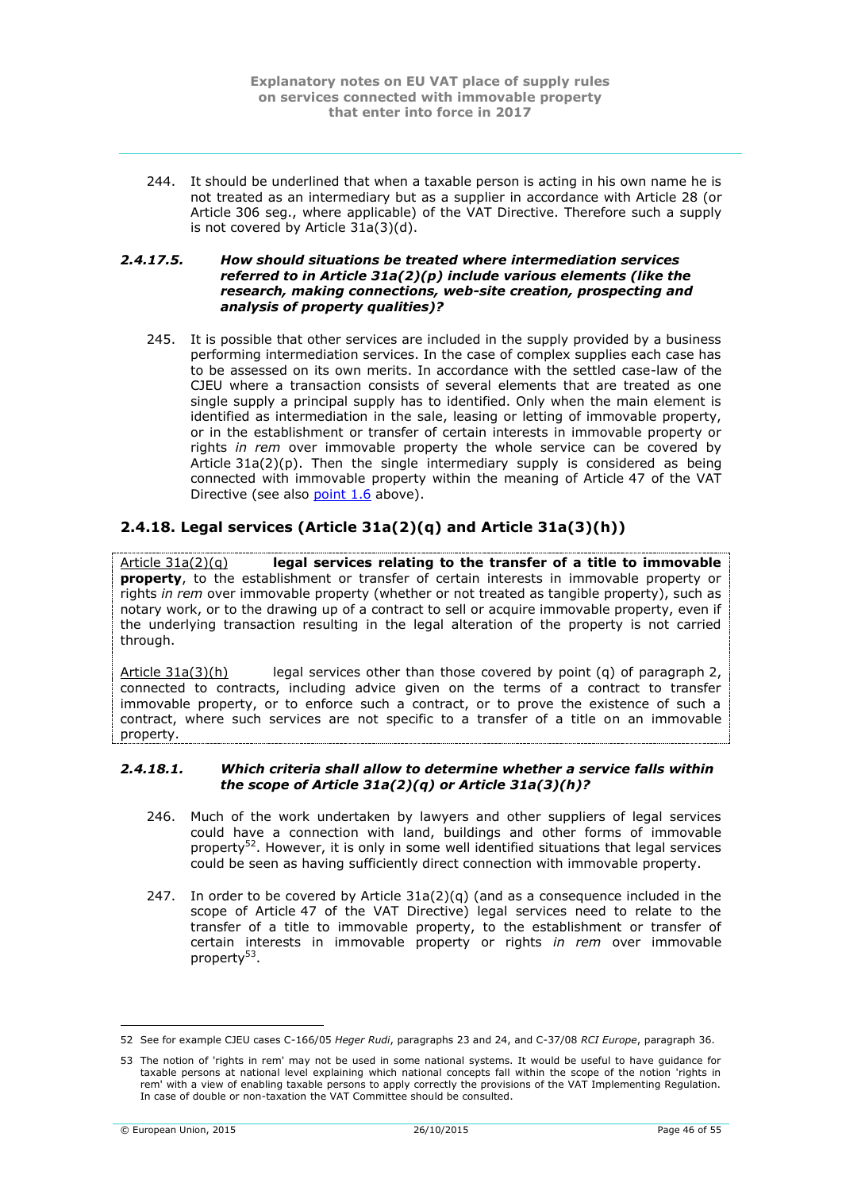244. It should be underlined that when a taxable person is acting in his own name he is not treated as an intermediary but as a supplier in accordance with Article 28 (or Article 306 seq., where applicable) of the VAT Directive. Therefore such a supply is not covered by Article 31a(3)(d).

#### *2.4.17.5. How should situations be treated where intermediation services referred to in Article 31a(2)(p) include various elements (like the research, making connections, web-site creation, prospecting and analysis of property qualities)?*

245. It is possible that other services are included in the supply provided by a business performing intermediation services. In the case of complex supplies each case has to be assessed on its own merits. In accordance with the settled case-law of the CJEU where a transaction consists of several elements that are treated as one single supply a principal supply has to identified. Only when the main element is identified as intermediation in the sale, leasing or letting of immovable property, or in the establishment or transfer of certain interests in immovable property or rights *in rem* over immovable property the whole service can be covered by Article 31a(2)(p). Then the single intermediary supply is considered as being connected with immovable property within the meaning of Article 47 of the VAT Directive (see also point 1.6 above).

### 2.4.18. Legal services (Article 31a(2)(q) and Article 31a(3)(h))

Article 31a(2)(q) **legal services relating to the transfer of a title to immovable property**, to the establishment or transfer of certain interests in immovable property or rights *in rem* over immovable property (whether or not treated as tangible property), such as notary work, or to the drawing up of a contract to sell or acquire immovable property, even if the underlying transaction resulting in the legal alteration of the property is not carried through.

Article 31a(3)(h) legal services other than those covered by point (q) of paragraph 2, connected to contracts, including advice given on the terms of a contract to transfer immovable property, or to enforce such a contract, or to prove the existence of such a contract, where such services are not specific to a transfer of a title on an immovable property.

#### *2.4.18.1. Which criteria shall allow to determine whether a service falls within the scope of Article 31a(2)(q) or Article 31a(3)(h)?*

246. Much of the work undertaken by lawyers and other suppliers of legal services could have a connection with land, buildings and other forms of immovable property[52]. However, it is only in some well identified situations that legal services could be seen as having sufficiently direct connection with immovable property.

247. In order to be covered by Article 31a(2)(q) (and as a consequence included in the scope of Article 47 of the VAT Directive) legal services need to relate to the transfer of a title to immovable property, to the establishment or transfer of certain interests in immovable property or rights *in rem* over immovable property[53].

---

52 See for example CJEU cases C-166/05 *Heger Rudi*, paragraphs 23 and 24, and C-37/08 *RCI Europe*, paragraph 36.

53 The notion of 'rights in rem' may not be used in some national systems. It would be useful to have guidance for taxable persons at national level explaining which national concepts fall within the scope of the notion 'rights in rem' with a view of enabling taxable persons to apply correctly the provisions of the VAT Implementing Regulation. In case of double or non-taxation the VAT Committee should be consulted.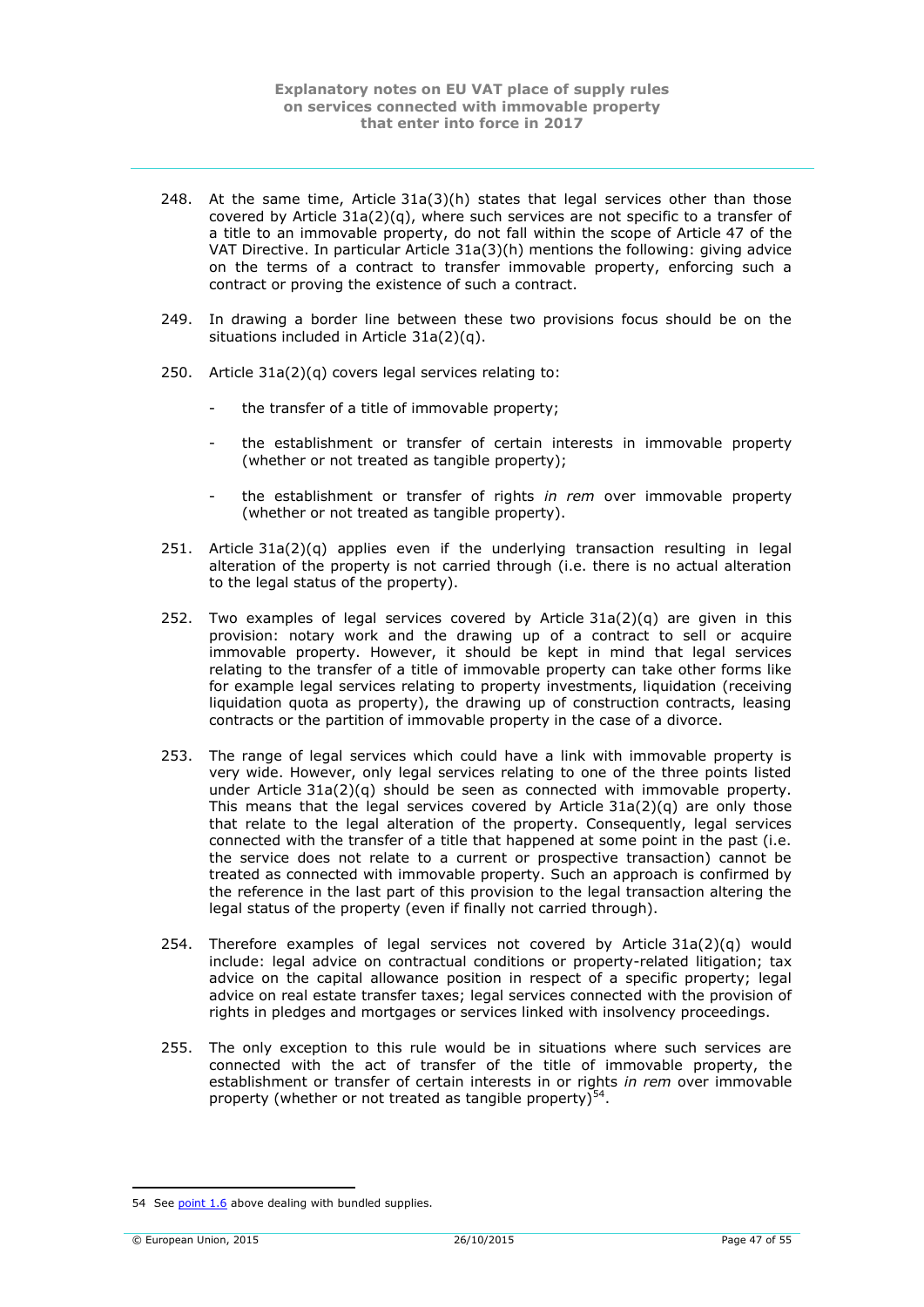248. At the same time, Article 31a(3)(h) states that legal services other than those covered by Article 31a(2)(q), where such services are not specific to a transfer of a title to an immovable property, do not fall within the scope of Article 47 of the VAT Directive. In particular Article 31a(3)(h) mentions the following: giving advice on the terms of a contract to transfer immovable property, enforcing such a contract or proving the existence of such a contract.

249. In drawing a border line between these two provisions focus should be on the situations included in Article 31a(2)(q).

250. Article 31a(2)(q) covers legal services relating to:

- the transfer of a title of immovable property;
- the establishment or transfer of certain interests in immovable property (whether or not treated as tangible property);
- the establishment or transfer of rights *in rem* over immovable property (whether or not treated as tangible property).

251. Article 31a(2)(q) applies even if the underlying transaction resulting in legal alteration of the property is not carried through (i.e. there is no actual alteration to the legal status of the property).

252. Two examples of legal services covered by Article 31a(2)(q) are given in this provision: notary work and the drawing up of a contract to sell or acquire immovable property. However, it should be kept in mind that legal services relating to the transfer of a title of immovable property can take other forms like for example legal services relating to property investments, liquidation (receiving liquidation quota as property), the drawing up of construction contracts, leasing contracts or the partition of immovable property in the case of a divorce.

253. The range of legal services which could have a link with immovable property is very wide. However, only legal services relating to one of the three points listed under Article 31a(2)(q) should be seen as connected with immovable property. This means that the legal services covered by Article 31a(2)(q) are only those that relate to the legal alteration of the property. Consequently, legal services connected with the transfer of a title that happened at some point in the past (i.e. the service does not relate to a current or prospective transaction) cannot be treated as connected with immovable property. Such an approach is confirmed by the reference in the last part of this provision to the legal transaction altering the legal status of the property (even if finally not carried through).

254. Therefore examples of legal services not covered by Article 31a(2)(q) would include: legal advice on contractual conditions or property-related litigation; tax advice on the capital allowance position in respect of a specific property; legal advice on real estate transfer taxes; legal services connected with the provision of rights in pledges and mortgages or services linked with insolvency proceedings.

255. The only exception to this rule would be in situations where such services are connected with the act of transfer of the title of immovable property, the establishment or transfer of certain interests in or rights *in rem* over immovable property (whether or not treated as tangible property)[54].

---

54 See point 1.6 above dealing with bundled supplies.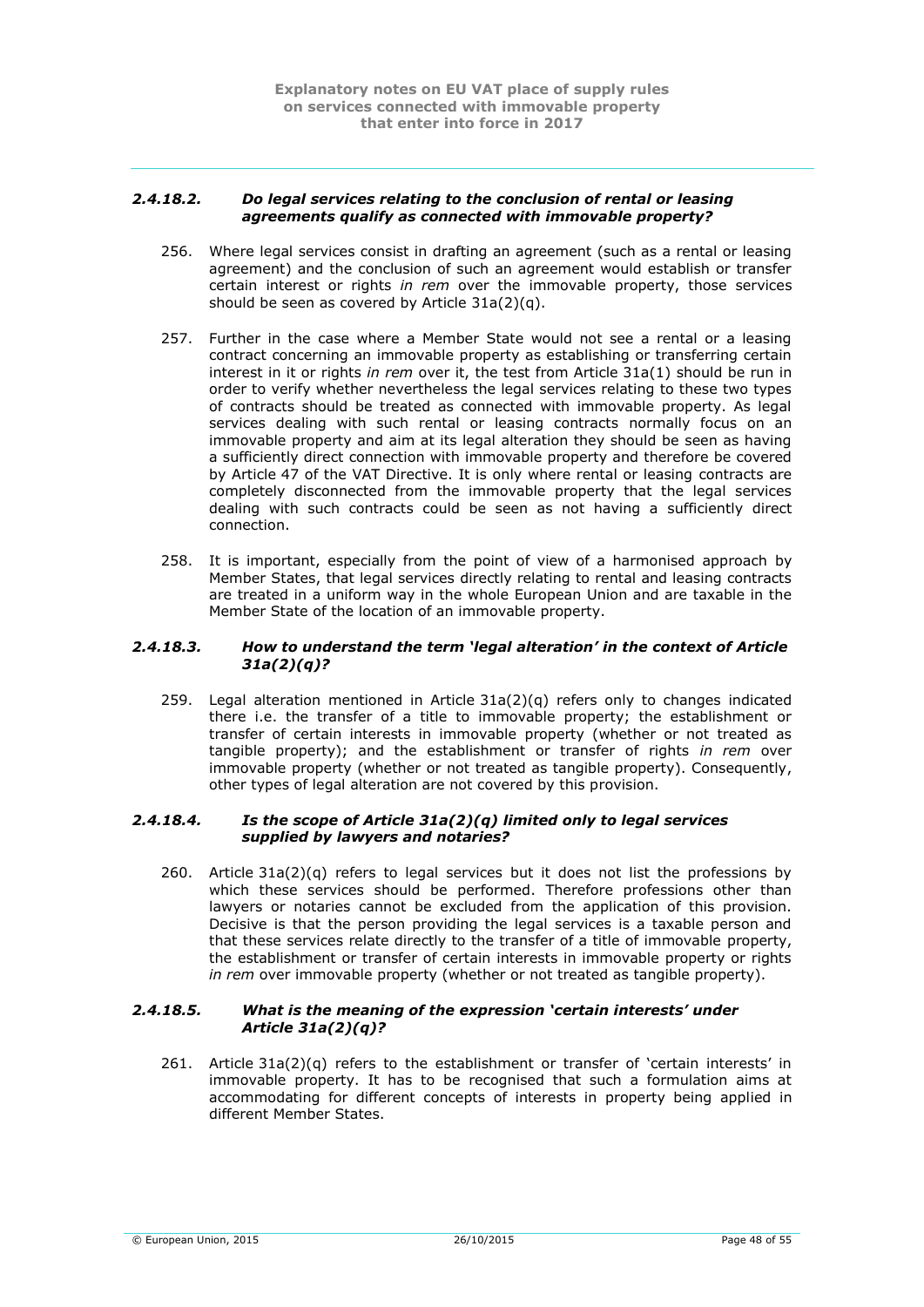#### *2.4.18.2. Do legal services relating to the conclusion of rental or leasing agreements qualify as connected with immovable property?*

256. Where legal services consist in drafting an agreement (such as a rental or leasing agreement) and the conclusion of such an agreement would establish or transfer certain interest or rights *in rem* over the immovable property, those services should be seen as covered by Article 31a(2)(q).

257. Further in the case where a Member State would not see a rental or a leasing contract concerning an immovable property as establishing or transferring certain interest in it or rights *in rem* over it, the test from Article 31a(1) should be run in order to verify whether nevertheless the legal services relating to these two types of contracts should be treated as connected with immovable property. As legal services dealing with such rental or leasing contracts normally focus on an immovable property and aim at its legal alteration they should be seen as having a sufficiently direct connection with immovable property and therefore be covered by Article 47 of the VAT Directive. It is only where rental or leasing contracts are completely disconnected from the immovable property that the legal services dealing with such contracts could be seen as not having a sufficiently direct connection.

258. It is important, especially from the point of view of a harmonised approach by Member States, that legal services directly relating to rental and leasing contracts are treated in a uniform way in the whole European Union and are taxable in the Member State of the location of an immovable property.

#### *2.4.18.3. How to understand the term 'legal alteration' in the context of Article 31a(2)(q)?*

259. Legal alteration mentioned in Article 31a(2)(q) refers only to changes indicated there i.e. the transfer of a title to immovable property; the establishment or transfer of certain interests in immovable property (whether or not treated as tangible property); and the establishment or transfer of rights *in rem* over immovable property (whether or not treated as tangible property). Consequently, other types of legal alteration are not covered by this provision.

#### *2.4.18.4. Is the scope of Article 31a(2)(q) limited only to legal services supplied by lawyers and notaries?*

260. Article 31a(2)(q) refers to legal services but it does not list the professions by which these services should be performed. Therefore professions other than lawyers or notaries cannot be excluded from the application of this provision. Decisive is that the person providing the legal services is a taxable person and that these services relate directly to the transfer of a title of immovable property, the establishment or transfer of certain interests in immovable property or rights *in rem* over immovable property (whether or not treated as tangible property).

#### *2.4.18.5. What is the meaning of the expression 'certain interests' under Article 31a(2)(q)?*

261. Article 31a(2)(q) refers to the establishment or transfer of 'certain interests' in immovable property. It has to be recognised that such a formulation aims at accommodating for different concepts of interests in property being applied in different Member States.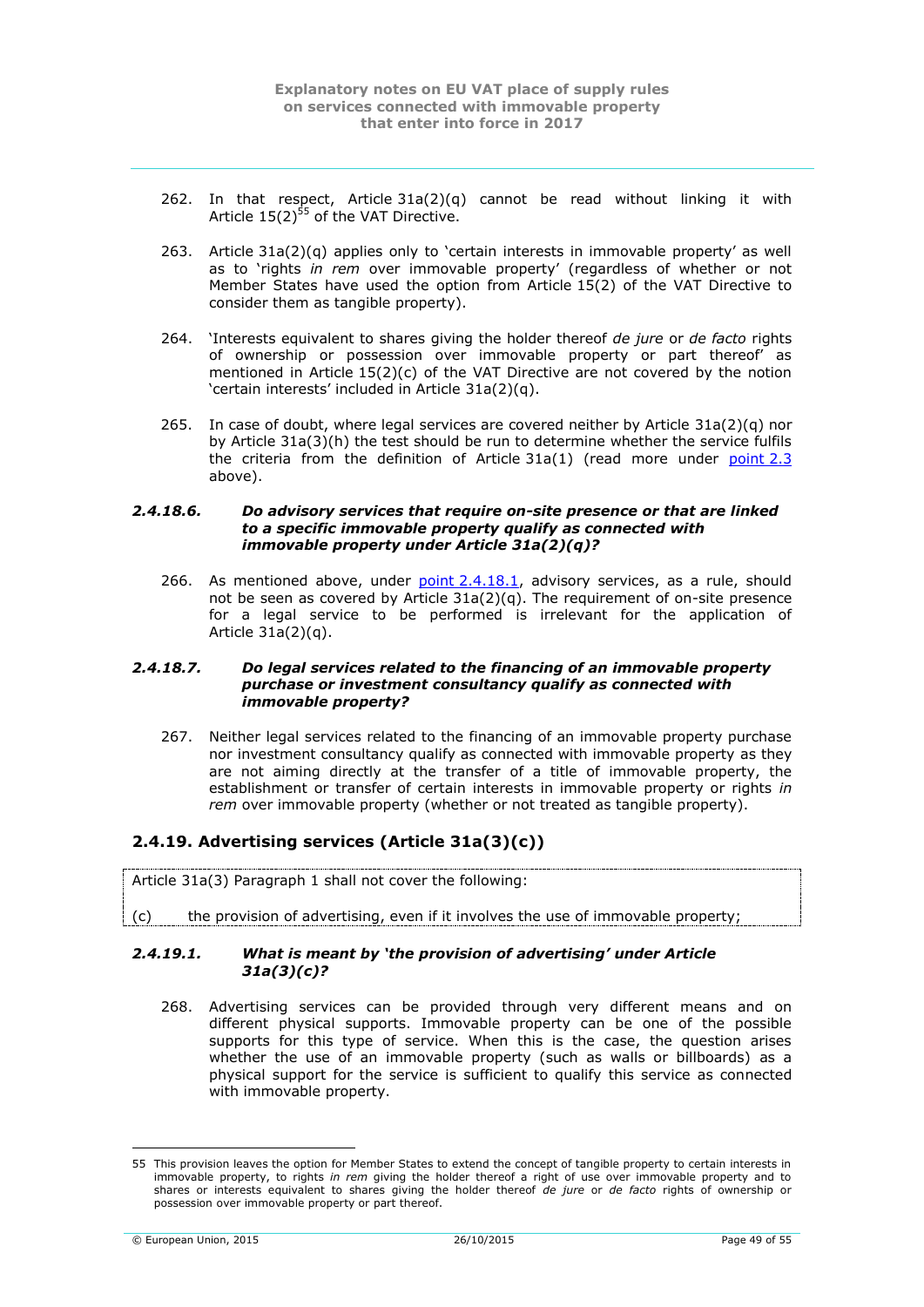262. In that respect, Article 31a(2)(q) cannot be read without linking it with Article 15(2)[55] of the VAT Directive.

263. Article 31a(2)(q) applies only to 'certain interests in immovable property' as well as to 'rights *in rem* over immovable property' (regardless of whether or not Member States have used the option from Article 15(2) of the VAT Directive to consider them as tangible property).

264. 'Interests equivalent to shares giving the holder thereof *de jure* or *de facto* rights of ownership or possession over immovable property or part thereof' as mentioned in Article 15(2)(c) of the VAT Directive are not covered by the notion 'certain interests' included in Article 31a(2)(q).

265. In case of doubt, where legal services are covered neither by Article 31a(2)(q) nor by Article 31a(3)(h) the test should be run to determine whether the service fulfils the criteria from the definition of Article 31a(1) (read more under point 2.3 above).

#### *2.4.18.6. Do advisory services that require on-site presence or that are linked to a specific immovable property qualify as connected with immovable property under Article 31a(2)(q)?*

266. As mentioned above, under point 2.4.18.1, advisory services, as a rule, should not be seen as covered by Article 31a(2)(q). The requirement of on-site presence for a legal service to be performed is irrelevant for the application of Article 31a(2)(q).

#### *2.4.18.7. Do legal services related to the financing of an immovable property purchase or investment consultancy qualify as connected with immovable property?*

267. Neither legal services related to the financing of an immovable property purchase nor investment consultancy qualify as connected with immovable property as they are not aiming directly at the transfer of a title of immovable property, the establishment or transfer of certain interests in immovable property or rights *in rem* over immovable property (whether or not treated as tangible property).

### 2.4.19. Advertising services (Article 31a(3)(c))

> Article 31a(3) Paragraph 1 shall not cover the following:
>
> (c) the provision of advertising, even if it involves the use of immovable property;

#### *2.4.19.1. What is meant by 'the provision of advertising' under Article 31a(3)(c)?*

268. Advertising services can be provided through very different means and on different physical supports. Immovable property can be one of the possible supports for this type of service. When this is the case, the question arises whether the use of an immovable property (such as walls or billboards) as a physical support for the service is sufficient to qualify this service as connected with immovable property.

---

[55] This provision leaves the option for Member States to extend the concept of tangible property to certain interests in immovable property, to rights *in rem* giving the holder thereof a right of use over immovable property and to shares or interests equivalent to shares giving the holder thereof *de jure* or *de facto* rights of ownership or possession over immovable property or part thereof.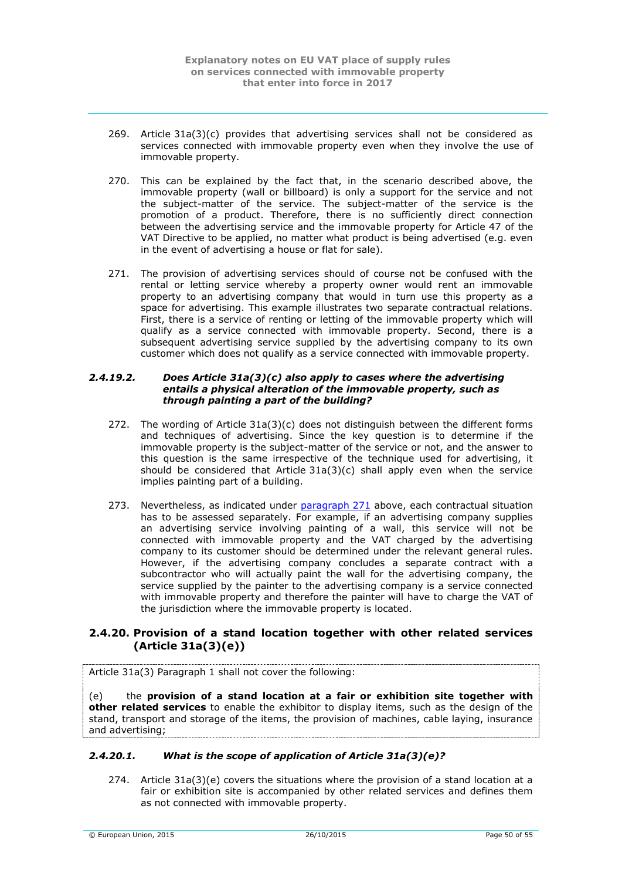269. Article 31a(3)(c) provides that advertising services shall not be considered as services connected with immovable property even when they involve the use of immovable property.

270. This can be explained by the fact that, in the scenario described above, the immovable property (wall or billboard) is only a support for the service and not the subject-matter of the service. The subject-matter of the service is the promotion of a product. Therefore, there is no sufficiently direct connection between the advertising service and the immovable property for Article 47 of the VAT Directive to be applied, no matter what product is being advertised (e.g. even in the event of advertising a house or flat for sale).

271. The provision of advertising services should of course not be confused with the rental or letting service whereby a property owner would rent an immovable property to an advertising company that would in turn use this property as a space for advertising. This example illustrates two separate contractual relations. First, there is a service of renting or letting of the immovable property which will qualify as a service connected with immovable property. Second, there is a subsequent advertising service supplied by the advertising company to its own customer which does not qualify as a service connected with immovable property.

#### *2.4.19.2. Does Article 31a(3)(c) also apply to cases where the advertising entails a physical alteration of the immovable property, such as through painting a part of the building?*

272. The wording of Article 31a(3)(c) does not distinguish between the different forms and techniques of advertising. Since the key question is to determine if the immovable property is the subject-matter of the service or not, and the answer to this question is the same irrespective of the technique used for advertising, it should be considered that Article 31a(3)(c) shall apply even when the service implies painting part of a building.

273. Nevertheless, as indicated under paragraph 271 above, each contractual situation has to be assessed separately. For example, if an advertising company supplies an advertising service involving painting of a wall, this service will not be connected with immovable property and the VAT charged by the advertising company to its customer should be determined under the relevant general rules. However, if the advertising company concludes a separate contract with a subcontractor who will actually paint the wall for the advertising company, the service supplied by the painter to the advertising company is a service connected with immovable property and therefore the painter will have to charge the VAT of the jurisdiction where the immovable property is located.

### 2.4.20. Provision of a stand location together with other related services (Article 31a(3)(e))

Article 31a(3) Paragraph 1 shall not cover the following:

(e) the **provision of a stand location at a fair or exhibition site together with other related services** to enable the exhibitor to display items, such as the design of the stand, transport and storage of the items, the provision of machines, cable laying, insurance and advertising;

#### *2.4.20.1. What is the scope of application of Article 31a(3)(e)?*

274. Article 31a(3)(e) covers the situations where the provision of a stand location at a fair or exhibition site is accompanied by other related services and defines them as not connected with immovable property.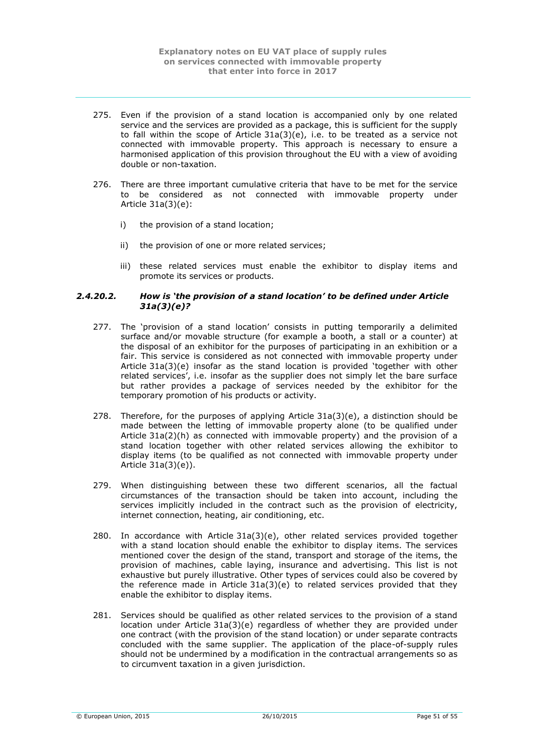275. Even if the provision of a stand location is accompanied only by one related service and the services are provided as a package, this is sufficient for the supply to fall within the scope of Article 31a(3)(e), i.e. to be treated as a service not connected with immovable property. This approach is necessary to ensure a harmonised application of this provision throughout the EU with a view of avoiding double or non-taxation.

276. There are three important cumulative criteria that have to be met for the service to be considered as not connected with immovable property under Article 31a(3)(e):

   i) the provision of a stand location;

   ii) the provision of one or more related services;

   iii) these related services must enable the exhibitor to display items and promote its services or products.

#### *2.4.20.2. How is 'the provision of a stand location' to be defined under Article 31a(3)(e)?*

277. The 'provision of a stand location' consists in putting temporarily a delimited surface and/or movable structure (for example a booth, a stall or a counter) at the disposal of an exhibitor for the purposes of participating in an exhibition or a fair. This service is considered as not connected with immovable property under Article 31a(3)(e) insofar as the stand location is provided 'together with other related services', i.e. insofar as the supplier does not simply let the bare surface but rather provides a package of services needed by the exhibitor for the temporary promotion of his products or activity.

278. Therefore, for the purposes of applying Article 31a(3)(e), a distinction should be made between the letting of immovable property alone (to be qualified under Article 31a(2)(h) as connected with immovable property) and the provision of a stand location together with other related services allowing the exhibitor to display items (to be qualified as not connected with immovable property under Article 31a(3)(e)).

279. When distinguishing between these two different scenarios, all the factual circumstances of the transaction should be taken into account, including the services implicitly included in the contract such as the provision of electricity, internet connection, heating, air conditioning, etc.

280. In accordance with Article 31a(3)(e), other related services provided together with a stand location should enable the exhibitor to display items. The services mentioned cover the design of the stand, transport and storage of the items, the provision of machines, cable laying, insurance and advertising. This list is not exhaustive but purely illustrative. Other types of services could also be covered by the reference made in Article 31a(3)(e) to related services provided that they enable the exhibitor to display items.

281. Services should be qualified as other related services to the provision of a stand location under Article 31a(3)(e) regardless of whether they are provided under one contract (with the provision of the stand location) or under separate contracts concluded with the same supplier. The application of the place-of-supply rules should not be undermined by a modification in the contractual arrangements so as to circumvent taxation in a given jurisdiction.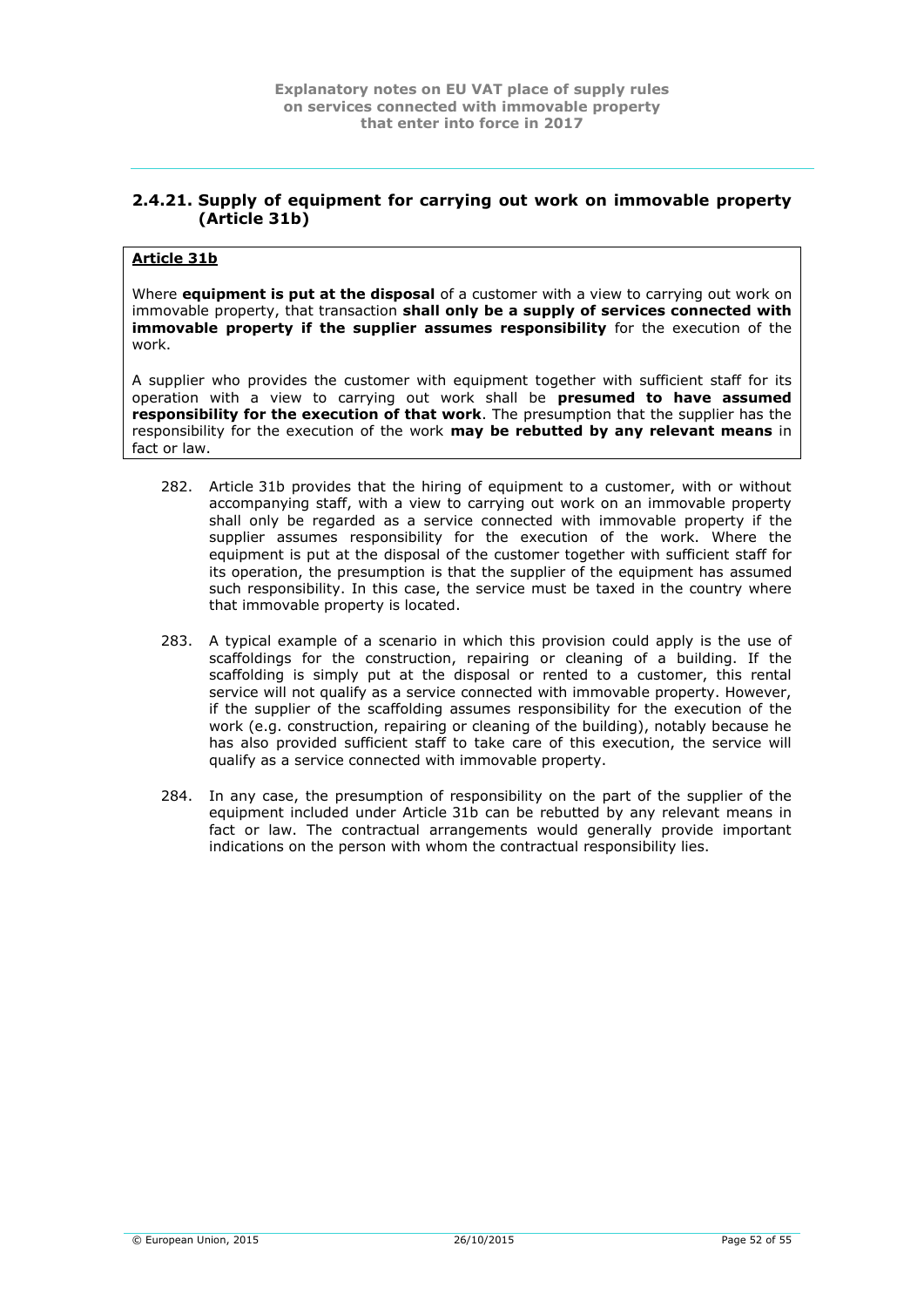### 2.4.21. Supply of equipment for carrying out work on immovable property (Article 31b)

> **Article 31b**
>
> Where **equipment is put at the disposal** of a customer with a view to carrying out work on immovable property, that transaction **shall only be a supply of services connected with immovable property if the supplier assumes responsibility** for the execution of the work.
>
> A supplier who provides the customer with equipment together with sufficient staff for its operation with a view to carrying out work shall be **presumed to have assumed responsibility for the execution of that work**. The presumption that the supplier has the responsibility for the execution of the work **may be rebutted by any relevant means** in fact or law.

282. Article 31b provides that the hiring of equipment to a customer, with or without accompanying staff, with a view to carrying out work on an immovable property shall only be regarded as a service connected with immovable property if the supplier assumes responsibility for the execution of the work. Where the equipment is put at the disposal of the customer together with sufficient staff for its operation, the presumption is that the supplier of the equipment has assumed such responsibility. In this case, the service must be taxed in the country where that immovable property is located.

283. A typical example of a scenario in which this provision could apply is the use of scaffoldings for the construction, repairing or cleaning of a building. If the scaffolding is simply put at the disposal or rented to a customer, this rental service will not qualify as a service connected with immovable property. However, if the supplier of the scaffolding assumes responsibility for the execution of the work (e.g. construction, repairing or cleaning of the building), notably because he has also provided sufficient staff to take care of this execution, the service will qualify as a service connected with immovable property.

284. In any case, the presumption of responsibility on the part of the supplier of the equipment included under Article 31b can be rebutted by any relevant means in fact or law. The contractual arrangements would generally provide important indications on the person with whom the contractual responsibility lies.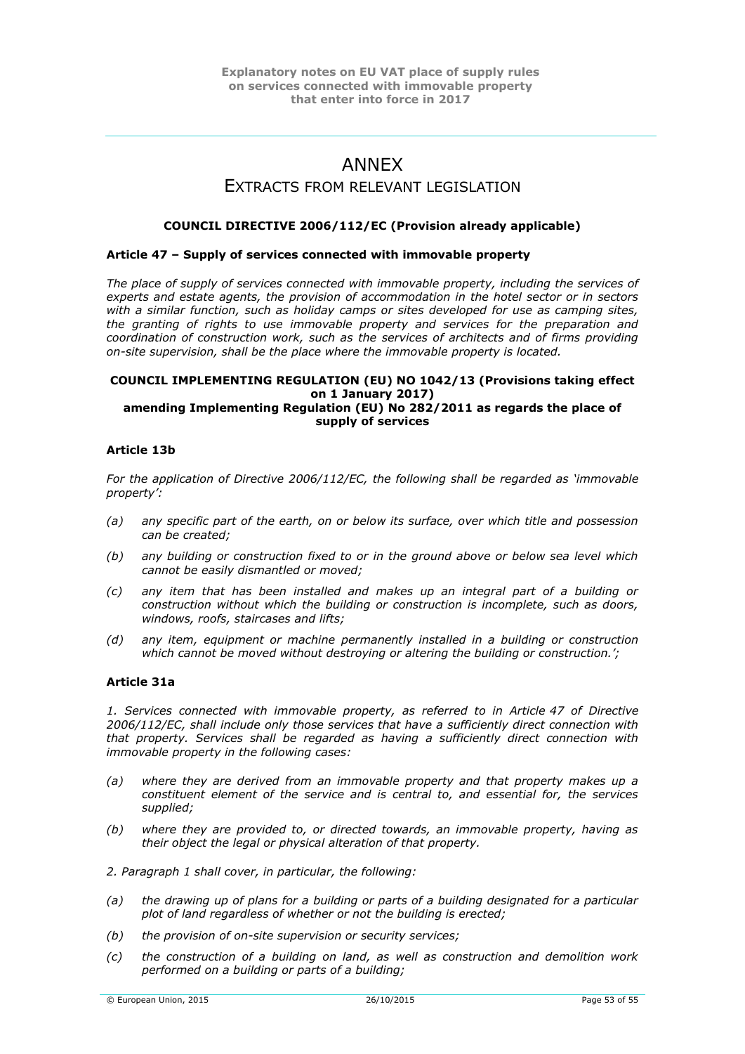# ANNEX

## EXTRACTS FROM RELEVANT LEGISLATION

**COUNCIL DIRECTIVE 2006/112/EC (Provision already applicable)**

**Article 47 – Supply of services connected with immovable property**

*The place of supply of services connected with immovable property, including the services of experts and estate agents, the provision of accommodation in the hotel sector or in sectors with a similar function, such as holiday camps or sites developed for use as camping sites, the granting of rights to use immovable property and services for the preparation and coordination of construction work, such as the services of architects and of firms providing on-site supervision, shall be the place where the immovable property is located.*

**COUNCIL IMPLEMENTING REGULATION (EU) NO 1042/13 (Provisions taking effect on 1 January 2017)**
**amending Implementing Regulation (EU) No 282/2011 as regards the place of supply of services**

**Article 13b**

*For the application of Directive 2006/112/EC, the following shall be regarded as 'immovable property':*

- *(a) any specific part of the earth, on or below its surface, over which title and possession can be created;*
- *(b) any building or construction fixed to or in the ground above or below sea level which cannot be easily dismantled or moved;*
- *(c) any item that has been installed and makes up an integral part of a building or construction without which the building or construction is incomplete, such as doors, windows, roofs, staircases and lifts;*
- *(d) any item, equipment or machine permanently installed in a building or construction which cannot be moved without destroying or altering the building or construction.';*

**Article 31a**

*1. Services connected with immovable property, as referred to in Article 47 of Directive 2006/112/EC, shall include only those services that have a sufficiently direct connection with that property. Services shall be regarded as having a sufficiently direct connection with immovable property in the following cases:*

- *(a) where they are derived from an immovable property and that property makes up a constituent element of the service and is central to, and essential for, the services supplied;*
- *(b) where they are provided to, or directed towards, an immovable property, having as their object the legal or physical alteration of that property.*

*2. Paragraph 1 shall cover, in particular, the following:*

- *(a) the drawing up of plans for a building or parts of a building designated for a particular plot of land regardless of whether or not the building is erected;*
- *(b) the provision of on-site supervision or security services;*
- *(c) the construction of a building on land, as well as construction and demolition work performed on a building or parts of a building;*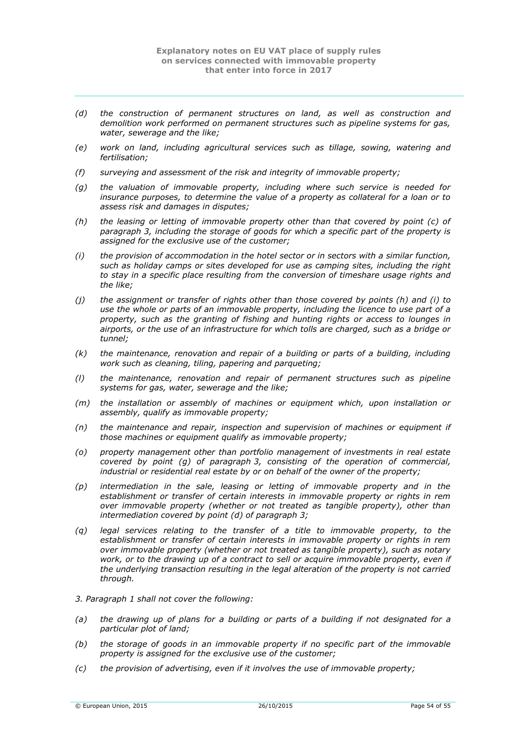*(d) the construction of permanent structures on land, as well as construction and demolition work performed on permanent structures such as pipeline systems for gas, water, sewerage and the like;*

*(e) work on land, including agricultural services such as tillage, sowing, watering and fertilisation;*

*(f) surveying and assessment of the risk and integrity of immovable property;*

*(g) the valuation of immovable property, including where such service is needed for insurance purposes, to determine the value of a property as collateral for a loan or to assess risk and damages in disputes;*

*(h) the leasing or letting of immovable property other than that covered by point (c) of paragraph 3, including the storage of goods for which a specific part of the property is assigned for the exclusive use of the customer;*

*(i) the provision of accommodation in the hotel sector or in sectors with a similar function, such as holiday camps or sites developed for use as camping sites, including the right to stay in a specific place resulting from the conversion of timeshare usage rights and the like;*

*(j) the assignment or transfer of rights other than those covered by points (h) and (i) to use the whole or parts of an immovable property, including the licence to use part of a property, such as the granting of fishing and hunting rights or access to lounges in airports, or the use of an infrastructure for which tolls are charged, such as a bridge or tunnel;*

*(k) the maintenance, renovation and repair of a building or parts of a building, including work such as cleaning, tiling, papering and parqueting;*

*(l) the maintenance, renovation and repair of permanent structures such as pipeline systems for gas, water, sewerage and the like;*

*(m) the installation or assembly of machines or equipment which, upon installation or assembly, qualify as immovable property;*

*(n) the maintenance and repair, inspection and supervision of machines or equipment if those machines or equipment qualify as immovable property;*

*(o) property management other than portfolio management of investments in real estate covered by point (g) of paragraph 3, consisting of the operation of commercial, industrial or residential real estate by or on behalf of the owner of the property;*

*(p) intermediation in the sale, leasing or letting of immovable property and in the establishment or transfer of certain interests in immovable property or rights in rem over immovable property (whether or not treated as tangible property), other than intermediation covered by point (d) of paragraph 3;*

*(q) legal services relating to the transfer of a title to immovable property, to the establishment or transfer of certain interests in immovable property or rights in rem over immovable property (whether or not treated as tangible property), such as notary work, or to the drawing up of a contract to sell or acquire immovable property, even if the underlying transaction resulting in the legal alteration of the property is not carried through.*

*3. Paragraph 1 shall not cover the following:*

*(a) the drawing up of plans for a building or parts of a building if not designated for a particular plot of land;*

*(b) the storage of goods in an immovable property if no specific part of the immovable property is assigned for the exclusive use of the customer;*

*(c) the provision of advertising, even if it involves the use of immovable property;*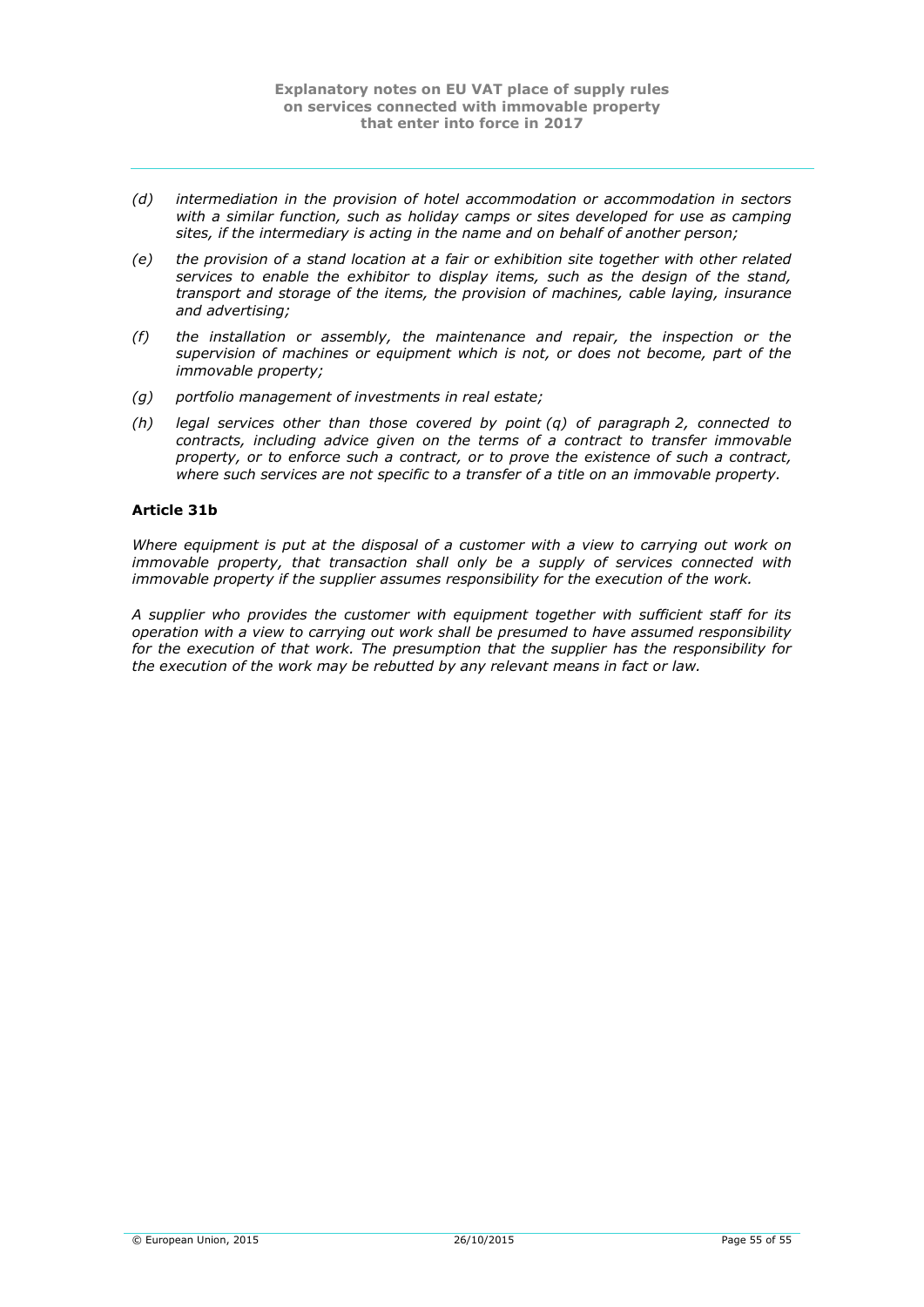*(d) intermediation in the provision of hotel accommodation or accommodation in sectors with a similar function, such as holiday camps or sites developed for use as camping sites, if the intermediary is acting in the name and on behalf of another person;*

*(e) the provision of a stand location at a fair or exhibition site together with other related services to enable the exhibitor to display items, such as the design of the stand, transport and storage of the items, the provision of machines, cable laying, insurance and advertising;*

*(f) the installation or assembly, the maintenance and repair, the inspection or the supervision of machines or equipment which is not, or does not become, part of the immovable property;*

*(g) portfolio management of investments in real estate;*

*(h) legal services other than those covered by point (q) of paragraph 2, connected to contracts, including advice given on the terms of a contract to transfer immovable property, or to enforce such a contract, or to prove the existence of such a contract, where such services are not specific to a transfer of a title on an immovable property.*

**Article 31b**

*Where equipment is put at the disposal of a customer with a view to carrying out work on immovable property, that transaction shall only be a supply of services connected with immovable property if the supplier assumes responsibility for the execution of the work.*

*A supplier who provides the customer with equipment together with sufficient staff for its operation with a view to carrying out work shall be presumed to have assumed responsibility for the execution of that work. The presumption that the supplier has the responsibility for the execution of the work may be rebutted by any relevant means in fact or law.*